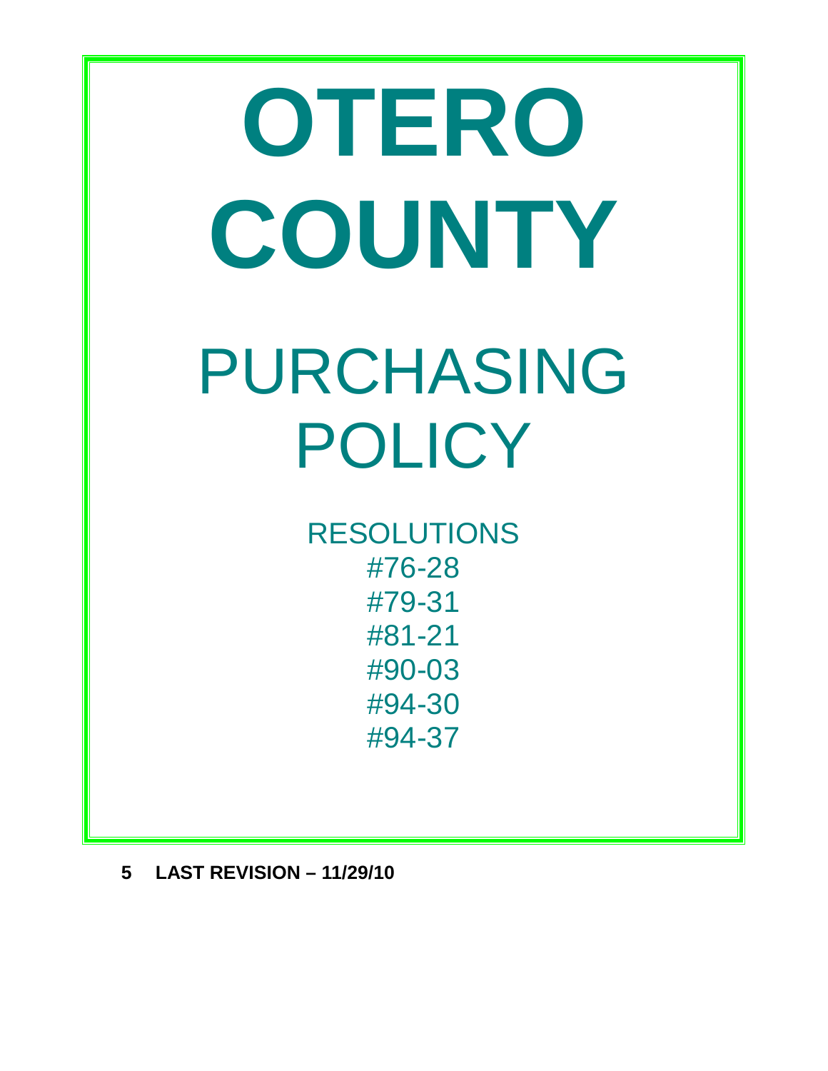# OTERO COUNTY

# PURCHASING POLICY

RESOLUTIONS

#76-28

#79-31

#81-21

#90-03

#94-30

#94-37

**5 LAST REVISION – 11/29/10**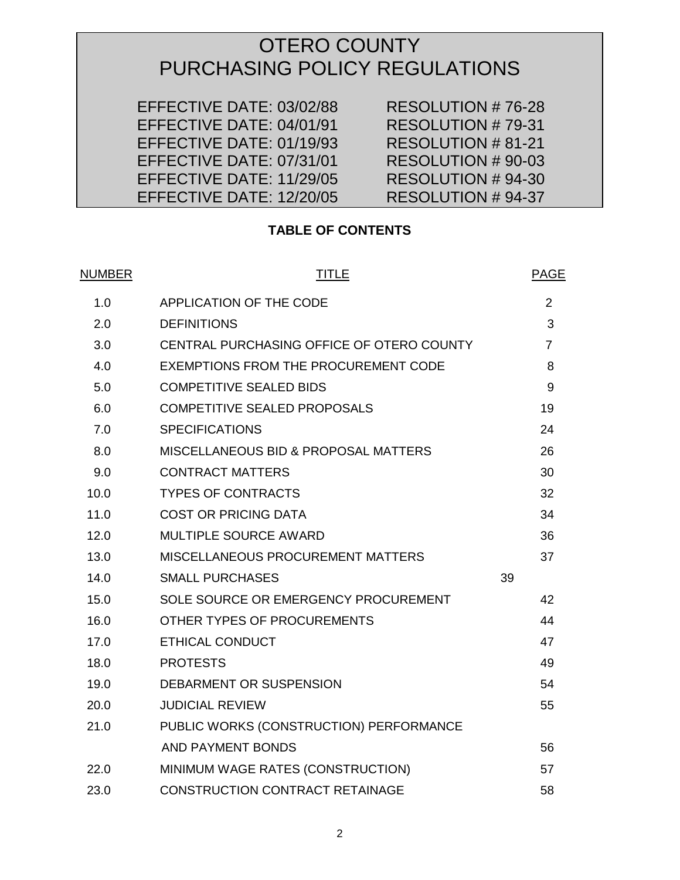# OTERO COUNTY
# PURCHASING POLICY REGULATIONS

| | |
|---|---|
| EFFECTIVE DATE: 03/02/88 | RESOLUTION # 76-28 |
| EFFECTIVE DATE: 04/01/91 | RESOLUTION # 79-31 |
| EFFECTIVE DATE: 01/19/93 | RESOLUTION # 81-21 |
| EFFECTIVE DATE: 07/31/01 | RESOLUTION # 90-03 |
| EFFECTIVE DATE: 11/29/05 | RESOLUTION # 94-30 |
| EFFECTIVE DATE: 12/20/05 | RESOLUTION # 94-37 |

**TABLE OF CONTENTS**

| NUMBER | TITLE | PAGE |
|---|---|---|
| 1.0 | APPLICATION OF THE CODE | 2 |
| 2.0 | DEFINITIONS | 3 |
| 3.0 | CENTRAL PURCHASING OFFICE OF OTERO COUNTY | 7 |
| 4.0 | EXEMPTIONS FROM THE PROCUREMENT CODE | 8 |
| 5.0 | COMPETITIVE SEALED BIDS | 9 |
| 6.0 | COMPETITIVE SEALED PROPOSALS | 19 |
| 7.0 | SPECIFICATIONS | 24 |
| 8.0 | MISCELLANEOUS BID & PROPOSAL MATTERS | 26 |
| 9.0 | CONTRACT MATTERS | 30 |
| 10.0 | TYPES OF CONTRACTS | 32 |
| 11.0 | COST OR PRICING DATA | 34 |
| 12.0 | MULTIPLE SOURCE AWARD | 36 |
| 13.0 | MISCELLANEOUS PROCUREMENT MATTERS | 37 |
| 14.0 | SMALL PURCHASES | 39 |
| 15.0 | SOLE SOURCE OR EMERGENCY PROCUREMENT | 42 |
| 16.0 | OTHER TYPES OF PROCUREMENTS | 44 |
| 17.0 | ETHICAL CONDUCT | 47 |
| 18.0 | PROTESTS | 49 |
| 19.0 | DEBARMENT OR SUSPENSION | 54 |
| 20.0 | JUDICIAL REVIEW | 55 |
| 21.0 | PUBLIC WORKS (CONSTRUCTION) PERFORMANCE AND PAYMENT BONDS | 56 |
| 22.0 | MINIMUM WAGE RATES (CONSTRUCTION) | 57 |
| 23.0 | CONSTRUCTION CONTRACT RETAINAGE | 58 |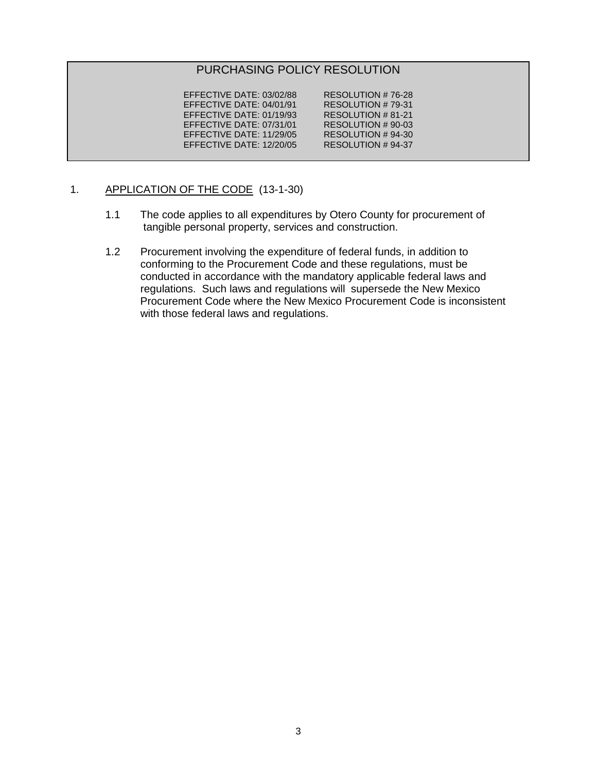# PURCHASING POLICY RESOLUTION

| EFFECTIVE DATE | RESOLUTION # |
|---|---|
| EFFECTIVE DATE: 03/02/88 | RESOLUTION # 76-28 |
| EFFECTIVE DATE: 04/01/91 | RESOLUTION # 79-31 |
| EFFECTIVE DATE: 01/19/93 | RESOLUTION # 81-21 |
| EFFECTIVE DATE: 07/31/01 | RESOLUTION # 90-03 |
| EFFECTIVE DATE: 11/29/05 | RESOLUTION # 94-30 |
| EFFECTIVE DATE: 12/20/05 | RESOLUTION # 94-37 |

## 1. APPLICATION OF THE CODE (13-1-30)

1.1 The code applies to all expenditures by Otero County for procurement of tangible personal property, services and construction.

1.2 Procurement involving the expenditure of federal funds, in addition to conforming to the Procurement Code and these regulations, must be conducted in accordance with the mandatory applicable federal laws and regulations. Such laws and regulations will supersede the New Mexico Procurement Code where the New Mexico Procurement Code is inconsistent with those federal laws and regulations.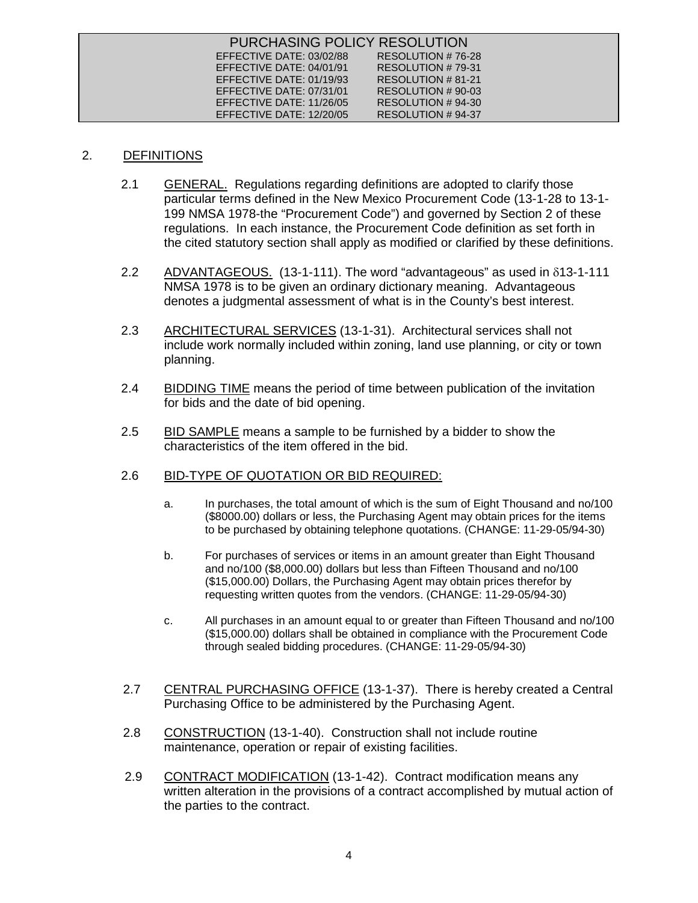PURCHASING POLICY RESOLUTION

| EFFECTIVE DATE | RESOLUTION |
|---|---|
| EFFECTIVE DATE: 03/02/88 | RESOLUTION # 76-28 |
| EFFECTIVE DATE: 04/01/91 | RESOLUTION # 79-31 |
| EFFECTIVE DATE: 01/19/93 | RESOLUTION # 81-21 |
| EFFECTIVE DATE: 07/31/01 | RESOLUTION # 90-03 |
| EFFECTIVE DATE: 11/26/05 | RESOLUTION # 94-30 |
| EFFECTIVE DATE: 12/20/05 | RESOLUTION # 94-37 |

## 2. DEFINITIONS

2.1 GENERAL. Regulations regarding definitions are adopted to clarify those particular terms defined in the New Mexico Procurement Code (13-1-28 to 13-1-199 NMSA 1978-the "Procurement Code") and governed by Section 2 of these regulations. In each instance, the Procurement Code definition as set forth in the cited statutory section shall apply as modified or clarified by these definitions.

2.2 ADVANTAGEOUS. (13-1-111). The word "advantageous" as used in δ13-1-111 NMSA 1978 is to be given an ordinary dictionary meaning. Advantageous denotes a judgmental assessment of what is in the County's best interest.

2.3 ARCHITECTURAL SERVICES (13-1-31). Architectural services shall not include work normally included within zoning, land use planning, or city or town planning.

2.4 BIDDING TIME means the period of time between publication of the invitation for bids and the date of bid opening.

2.5 BID SAMPLE means a sample to be furnished by a bidder to show the characteristics of the item offered in the bid.

2.6 BID-TYPE OF QUOTATION OR BID REQUIRED:

a. In purchases, the total amount of which is the sum of Eight Thousand and no/100 ($8000.00) dollars or less, the Purchasing Agent may obtain prices for the items to be purchased by obtaining telephone quotations. (CHANGE: 11-29-05/94-30)

b. For purchases of services or items in an amount greater than Eight Thousand and no/100 ($8,000.00) dollars but less than Fifteen Thousand and no/100 ($15,000.00) Dollars, the Purchasing Agent may obtain prices therefor by requesting written quotes from the vendors. (CHANGE: 11-29-05/94-30)

c. All purchases in an amount equal to or greater than Fifteen Thousand and no/100 ($15,000.00) dollars shall be obtained in compliance with the Procurement Code through sealed bidding procedures. (CHANGE: 11-29-05/94-30)

2.7 CENTRAL PURCHASING OFFICE (13-1-37). There is hereby created a Central Purchasing Office to be administered by the Purchasing Agent.

2.8 CONSTRUCTION (13-1-40). Construction shall not include routine maintenance, operation or repair of existing facilities.

2.9 CONTRACT MODIFICATION (13-1-42). Contract modification means any written alteration in the provisions of a contract accomplished by mutual action of the parties to the contract.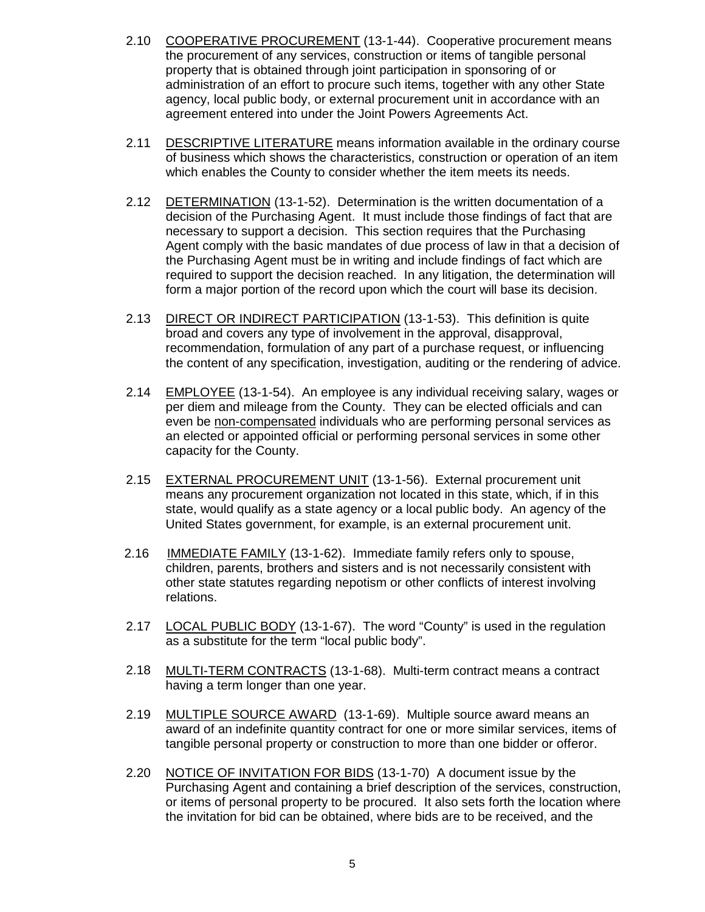2.10 COOPERATIVE PROCUREMENT (13-1-44). Cooperative procurement means the procurement of any services, construction or items of tangible personal property that is obtained through joint participation in sponsoring of or administration of an effort to procure such items, together with any other State agency, local public body, or external procurement unit in accordance with an agreement entered into under the Joint Powers Agreements Act.

2.11 DESCRIPTIVE LITERATURE means information available in the ordinary course of business which shows the characteristics, construction or operation of an item which enables the County to consider whether the item meets its needs.

2.12 DETERMINATION (13-1-52). Determination is the written documentation of a decision of the Purchasing Agent. It must include those findings of fact that are necessary to support a decision. This section requires that the Purchasing Agent comply with the basic mandates of due process of law in that a decision of the Purchasing Agent must be in writing and include findings of fact which are required to support the decision reached. In any litigation, the determination will form a major portion of the record upon which the court will base its decision.

2.13 DIRECT OR INDIRECT PARTICIPATION (13-1-53). This definition is quite broad and covers any type of involvement in the approval, disapproval, recommendation, formulation of any part of a purchase request, or influencing the content of any specification, investigation, auditing or the rendering of advice.

2.14 EMPLOYEE (13-1-54). An employee is any individual receiving salary, wages or per diem and mileage from the County. They can be elected officials and can even be non-compensated individuals who are performing personal services as an elected or appointed official or performing personal services in some other capacity for the County.

2.15 EXTERNAL PROCUREMENT UNIT (13-1-56). External procurement unit means any procurement organization not located in this state, which, if in this state, would qualify as a state agency or a local public body. An agency of the United States government, for example, is an external procurement unit.

2.16 IMMEDIATE FAMILY (13-1-62). Immediate family refers only to spouse, children, parents, brothers and sisters and is not necessarily consistent with other state statutes regarding nepotism or other conflicts of interest involving relations.

2.17 LOCAL PUBLIC BODY (13-1-67). The word "County" is used in the regulation as a substitute for the term "local public body".

2.18 MULTI-TERM CONTRACTS (13-1-68). Multi-term contract means a contract having a term longer than one year.

2.19 MULTIPLE SOURCE AWARD (13-1-69). Multiple source award means an award of an indefinite quantity contract for one or more similar services, items of tangible personal property or construction to more than one bidder or offeror.

2.20 NOTICE OF INVITATION FOR BIDS (13-1-70) A document issue by the Purchasing Agent and containing a brief description of the services, construction, or items of personal property to be procured. It also sets forth the location where the invitation for bid can be obtained, where bids are to be received, and the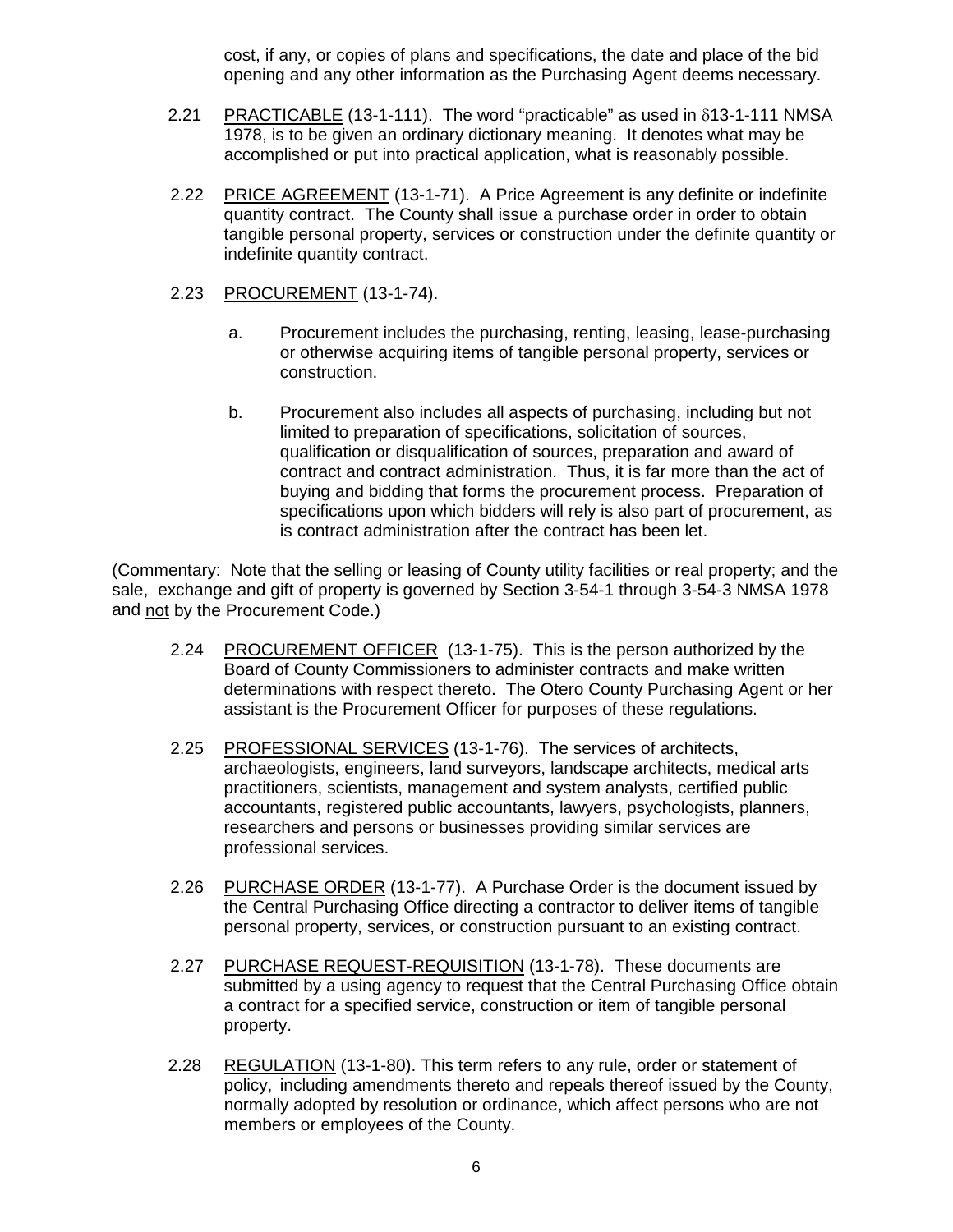cost, if any, or copies of plans and specifications, the date and place of the bid opening and any other information as the Purchasing Agent deems necessary.

2.21 PRACTICABLE (13-1-111). The word "practicable" as used in δ13-1-111 NMSA 1978, is to be given an ordinary dictionary meaning. It denotes what may be accomplished or put into practical application, what is reasonably possible.

2.22 PRICE AGREEMENT (13-1-71). A Price Agreement is any definite or indefinite quantity contract. The County shall issue a purchase order in order to obtain tangible personal property, services or construction under the definite quantity or indefinite quantity contract.

2.23 PROCUREMENT (13-1-74).

a. Procurement includes the purchasing, renting, leasing, lease-purchasing or otherwise acquiring items of tangible personal property, services or construction.

b. Procurement also includes all aspects of purchasing, including but not limited to preparation of specifications, solicitation of sources, qualification or disqualification of sources, preparation and award of contract and contract administration. Thus, it is far more than the act of buying and bidding that forms the procurement process. Preparation of specifications upon which bidders will rely is also part of procurement, as is contract administration after the contract has been let.

(Commentary: Note that the selling or leasing of County utility facilities or real property; and the sale, exchange and gift of property is governed by Section 3-54-1 through 3-54-3 NMSA 1978 and not by the Procurement Code.)

2.24 PROCUREMENT OFFICER (13-1-75). This is the person authorized by the Board of County Commissioners to administer contracts and make written determinations with respect thereto. The Otero County Purchasing Agent or her assistant is the Procurement Officer for purposes of these regulations.

2.25 PROFESSIONAL SERVICES (13-1-76). The services of architects, archaeologists, engineers, land surveyors, landscape architects, medical arts practitioners, scientists, management and system analysts, certified public accountants, registered public accountants, lawyers, psychologists, planners, researchers and persons or businesses providing similar services are professional services.

2.26 PURCHASE ORDER (13-1-77). A Purchase Order is the document issued by the Central Purchasing Office directing a contractor to deliver items of tangible personal property, services, or construction pursuant to an existing contract.

2.27 PURCHASE REQUEST-REQUISITION (13-1-78). These documents are submitted by a using agency to request that the Central Purchasing Office obtain a contract for a specified service, construction or item of tangible personal property.

2.28 REGULATION (13-1-80). This term refers to any rule, order or statement of policy, including amendments thereto and repeals thereof issued by the County, normally adopted by resolution or ordinance, which affect persons who are not members or employees of the County.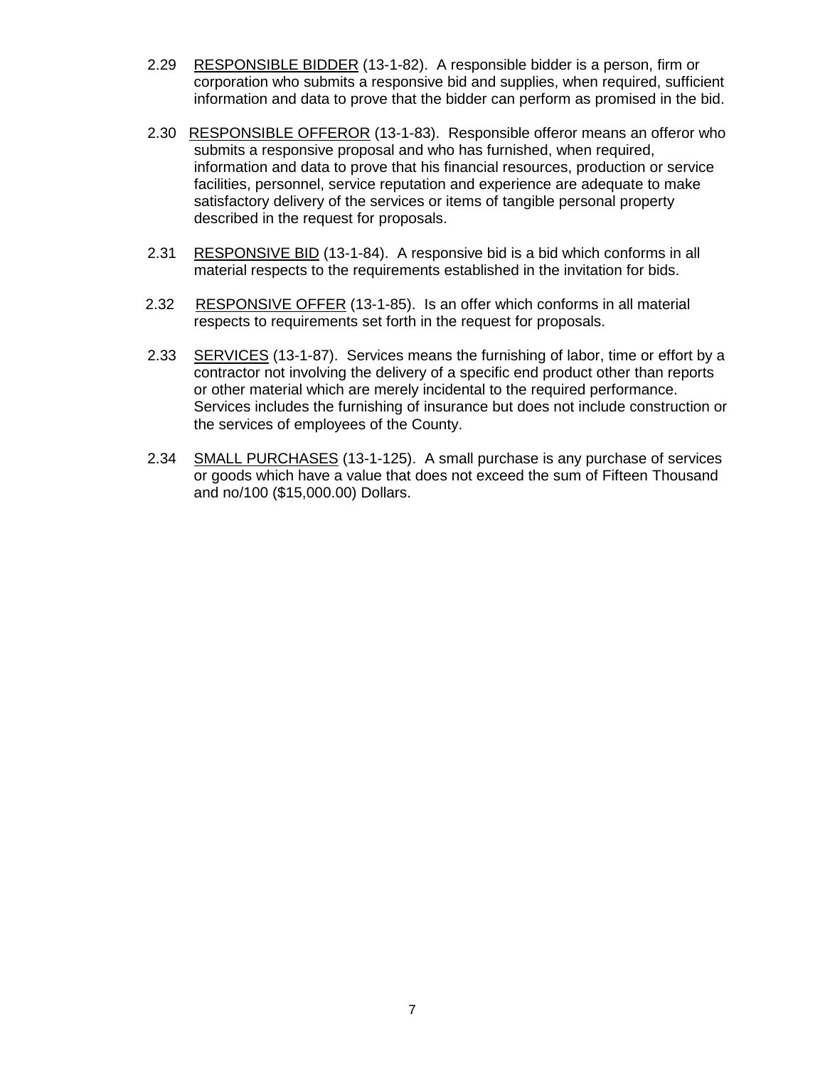2.29 <u>RESPONSIBLE BIDDER</u> (13-1-82). A responsible bidder is a person, firm or corporation who submits a responsive bid and supplies, when required, sufficient information and data to prove that the bidder can perform as promised in the bid.

2.30 <u>RESPONSIBLE OFFEROR</u> (13-1-83). Responsible offeror means an offeror who submits a responsive proposal and who has furnished, when required, information and data to prove that his financial resources, production or service facilities, personnel, service reputation and experience are adequate to make satisfactory delivery of the services or items of tangible personal property described in the request for proposals.

2.31 <u>RESPONSIVE BID</u> (13-1-84). A responsive bid is a bid which conforms in all material respects to the requirements established in the invitation for bids.

2.32 <u>RESPONSIVE OFFER</u> (13-1-85). Is an offer which conforms in all material respects to requirements set forth in the request for proposals.

2.33 <u>SERVICES</u> (13-1-87). Services means the furnishing of labor, time or effort by a contractor not involving the delivery of a specific end product other than reports or other material which are merely incidental to the required performance. Services includes the furnishing of insurance but does not include construction or the services of employees of the County.

2.34 <u>SMALL PURCHASES</u> (13-1-125). A small purchase is any purchase of services or goods which have a value that does not exceed the sum of Fifteen Thousand and no/100 ($15,000.00) Dollars.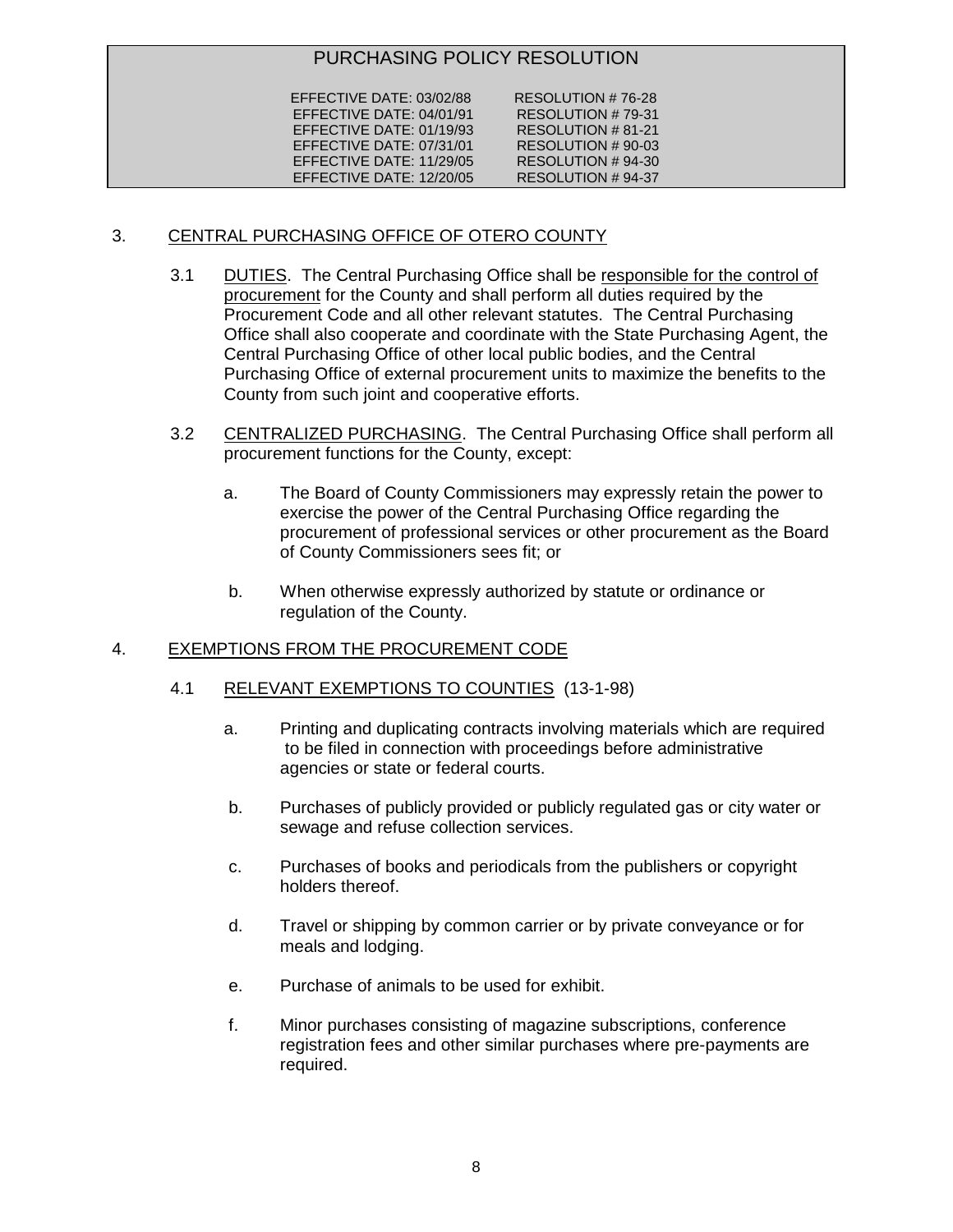PURCHASING POLICY RESOLUTION

| EFFECTIVE DATE | RESOLUTION # |
| --- | --- |
| EFFECTIVE DATE: 03/02/88 | RESOLUTION # 76-28 |
| EFFECTIVE DATE: 04/01/91 | RESOLUTION # 79-31 |
| EFFECTIVE DATE: 01/19/93 | RESOLUTION # 81-21 |
| EFFECTIVE DATE: 07/31/01 | RESOLUTION # 90-03 |
| EFFECTIVE DATE: 11/29/05 | RESOLUTION # 94-30 |
| EFFECTIVE DATE: 12/20/05 | RESOLUTION # 94-37 |

## 3. CENTRAL PURCHASING OFFICE OF OTERO COUNTY

3.1 DUTIES. The Central Purchasing Office shall be responsible for the control of procurement for the County and shall perform all duties required by the Procurement Code and all other relevant statutes. The Central Purchasing Office shall also cooperate and coordinate with the State Purchasing Agent, the Central Purchasing Office of other local public bodies, and the Central Purchasing Office of external procurement units to maximize the benefits to the County from such joint and cooperative efforts.

3.2 CENTRALIZED PURCHASING. The Central Purchasing Office shall perform all procurement functions for the County, except:

a. The Board of County Commissioners may expressly retain the power to exercise the power of the Central Purchasing Office regarding the procurement of professional services or other procurement as the Board of County Commissioners sees fit; or

b. When otherwise expressly authorized by statute or ordinance or regulation of the County.

## 4. EXEMPTIONS FROM THE PROCUREMENT CODE

4.1 RELEVANT EXEMPTIONS TO COUNTIES (13-1-98)

a. Printing and duplicating contracts involving materials which are required to be filed in connection with proceedings before administrative agencies or state or federal courts.

b. Purchases of publicly provided or publicly regulated gas or city water or sewage and refuse collection services.

c. Purchases of books and periodicals from the publishers or copyright holders thereof.

d. Travel or shipping by common carrier or by private conveyance or for meals and lodging.

e. Purchase of animals to be used for exhibit.

f. Minor purchases consisting of magazine subscriptions, conference registration fees and other similar purchases where pre-payments are required.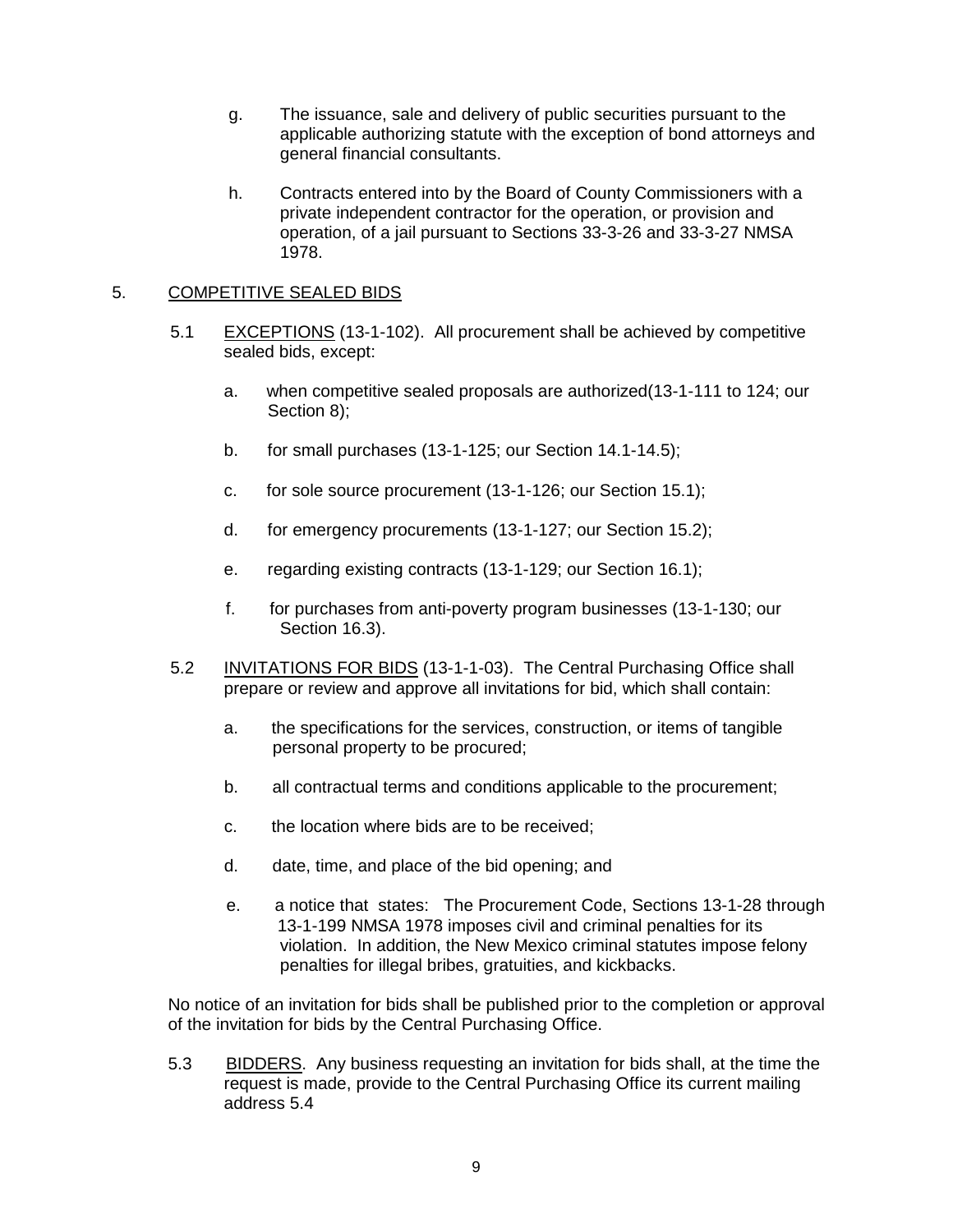g. The issuance, sale and delivery of public securities pursuant to the applicable authorizing statute with the exception of bond attorneys and general financial consultants.

h. Contracts entered into by the Board of County Commissioners with a private independent contractor for the operation, or provision and operation, of a jail pursuant to Sections 33-3-26 and 33-3-27 NMSA 1978.

## 5. COMPETITIVE SEALED BIDS

5.1 EXCEPTIONS (13-1-102). All procurement shall be achieved by competitive sealed bids, except:

a. when competitive sealed proposals are authorized(13-1-111 to 124; our Section 8);

b. for small purchases (13-1-125; our Section 14.1-14.5);

c. for sole source procurement (13-1-126; our Section 15.1);

d. for emergency procurements (13-1-127; our Section 15.2);

e. regarding existing contracts (13-1-129; our Section 16.1);

f. for purchases from anti-poverty program businesses (13-1-130; our Section 16.3).

5.2 INVITATIONS FOR BIDS (13-1-1-03). The Central Purchasing Office shall prepare or review and approve all invitations for bid, which shall contain:

a. the specifications for the services, construction, or items of tangible personal property to be procured;

b. all contractual terms and conditions applicable to the procurement;

c. the location where bids are to be received;

d. date, time, and place of the bid opening; and

e. a notice that states: The Procurement Code, Sections 13-1-28 through 13-1-199 NMSA 1978 imposes civil and criminal penalties for its violation. In addition, the New Mexico criminal statutes impose felony penalties for illegal bribes, gratuities, and kickbacks.

No notice of an invitation for bids shall be published prior to the completion or approval of the invitation for bids by the Central Purchasing Office.

5.3 BIDDERS. Any business requesting an invitation for bids shall, at the time the request is made, provide to the Central Purchasing Office its current mailing address 5.4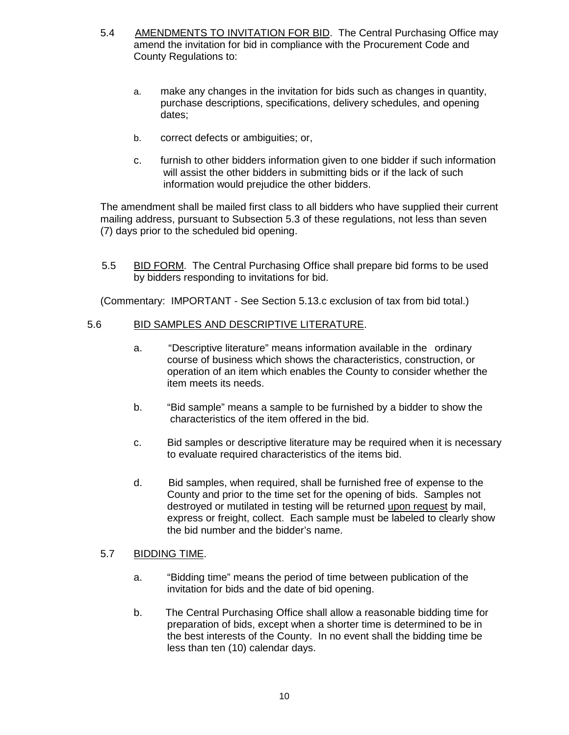5.4 <u>AMENDMENTS TO INVITATION FOR BID</u>. The Central Purchasing Office may amend the invitation for bid in compliance with the Procurement Code and County Regulations to:

a. make any changes in the invitation for bids such as changes in quantity, purchase descriptions, specifications, delivery schedules, and opening dates;

b. correct defects or ambiguities; or,

c. furnish to other bidders information given to one bidder if such information will assist the other bidders in submitting bids or if the lack of such information would prejudice the other bidders.

The amendment shall be mailed first class to all bidders who have supplied their current mailing address, pursuant to Subsection 5.3 of these regulations, not less than seven (7) days prior to the scheduled bid opening.

5.5 <u>BID FORM</u>. The Central Purchasing Office shall prepare bid forms to be used by bidders responding to invitations for bid.

(Commentary: IMPORTANT - See Section 5.13.c exclusion of tax from bid total.)

5.6 <u>BID SAMPLES AND DESCRIPTIVE LITERATURE</u>.

a. "Descriptive literature" means information available in the ordinary course of business which shows the characteristics, construction, or operation of an item which enables the County to consider whether the item meets its needs.

b. "Bid sample" means a sample to be furnished by a bidder to show the characteristics of the item offered in the bid.

c. Bid samples or descriptive literature may be required when it is necessary to evaluate required characteristics of the items bid.

d. Bid samples, when required, shall be furnished free of expense to the County and prior to the time set for the opening of bids. Samples not destroyed or mutilated in testing will be returned <u>upon request</u> by mail, express or freight, collect. Each sample must be labeled to clearly show the bid number and the bidder's name.

5.7 <u>BIDDING TIME</u>.

a. "Bidding time" means the period of time between publication of the invitation for bids and the date of bid opening.

b. The Central Purchasing Office shall allow a reasonable bidding time for preparation of bids, except when a shorter time is determined to be in the best interests of the County. In no event shall the bidding time be less than ten (10) calendar days.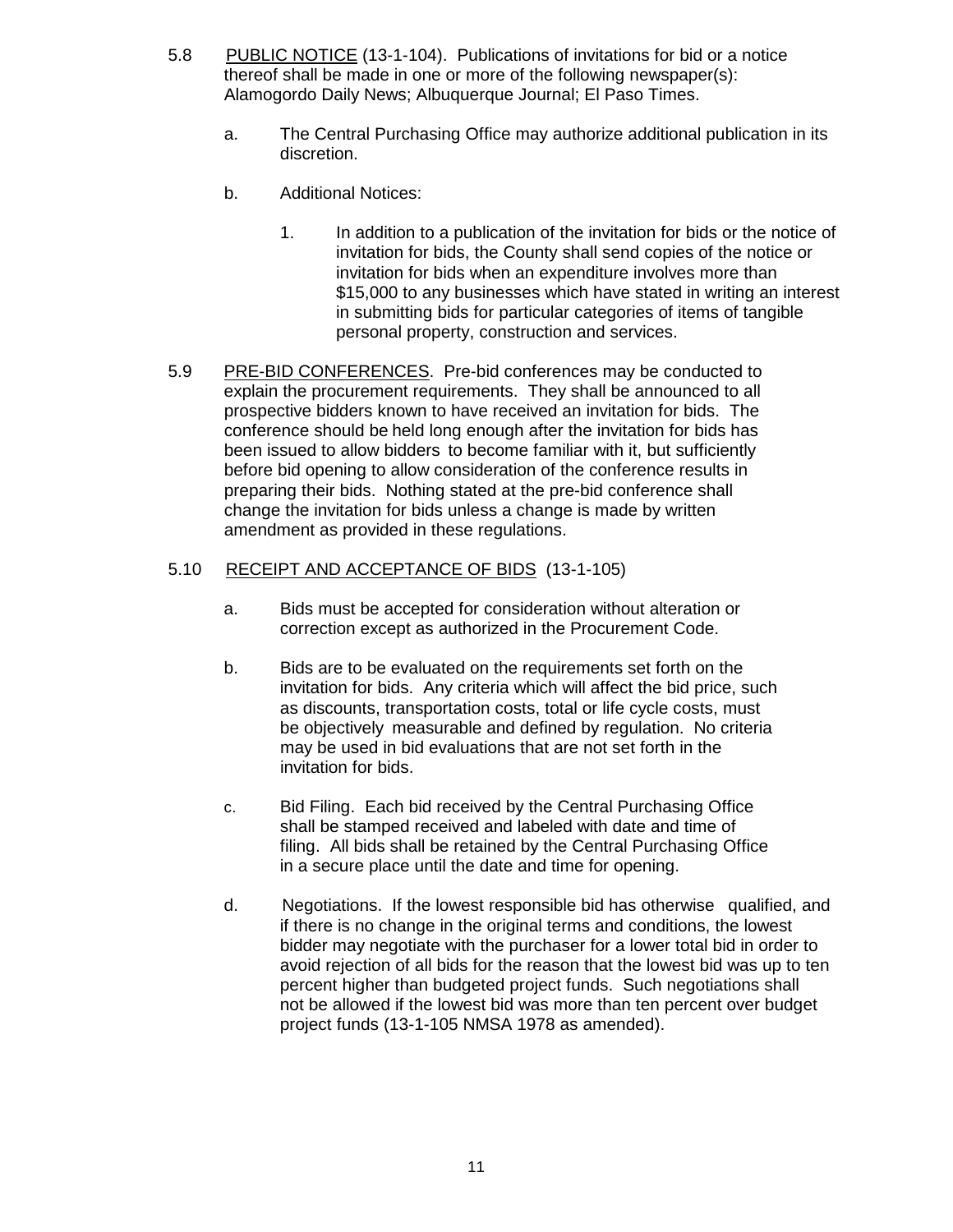5.8 PUBLIC NOTICE (13-1-104). Publications of invitations for bid or a notice thereof shall be made in one or more of the following newspaper(s): Alamogordo Daily News; Albuquerque Journal; El Paso Times.

   a. The Central Purchasing Office may authorize additional publication in its discretion.

   b. Additional Notices:

      1. In addition to a publication of the invitation for bids or the notice of invitation for bids, the County shall send copies of the notice or invitation for bids when an expenditure involves more than $15,000 to any businesses which have stated in writing an interest in submitting bids for particular categories of items of tangible personal property, construction and services.

5.9 PRE-BID CONFERENCES. Pre-bid conferences may be conducted to explain the procurement requirements. They shall be announced to all prospective bidders known to have received an invitation for bids. The conference should be held long enough after the invitation for bids has been issued to allow bidders to become familiar with it, but sufficiently before bid opening to allow consideration of the conference results in preparing their bids. Nothing stated at the pre-bid conference shall change the invitation for bids unless a change is made by written amendment as provided in these regulations.

5.10 RECEIPT AND ACCEPTANCE OF BIDS (13-1-105)

   a. Bids must be accepted for consideration without alteration or correction except as authorized in the Procurement Code.

   b. Bids are to be evaluated on the requirements set forth on the invitation for bids. Any criteria which will affect the bid price, such as discounts, transportation costs, total or life cycle costs, must be objectively measurable and defined by regulation. No criteria may be used in bid evaluations that are not set forth in the invitation for bids.

   c. Bid Filing. Each bid received by the Central Purchasing Office shall be stamped received and labeled with date and time of filing. All bids shall be retained by the Central Purchasing Office in a secure place until the date and time for opening.

   d. Negotiations. If the lowest responsible bid has otherwise qualified, and if there is no change in the original terms and conditions, the lowest bidder may negotiate with the purchaser for a lower total bid in order to avoid rejection of all bids for the reason that the lowest bid was up to ten percent higher than budgeted project funds. Such negotiations shall not be allowed if the lowest bid was more than ten percent over budget project funds (13-1-105 NMSA 1978 as amended).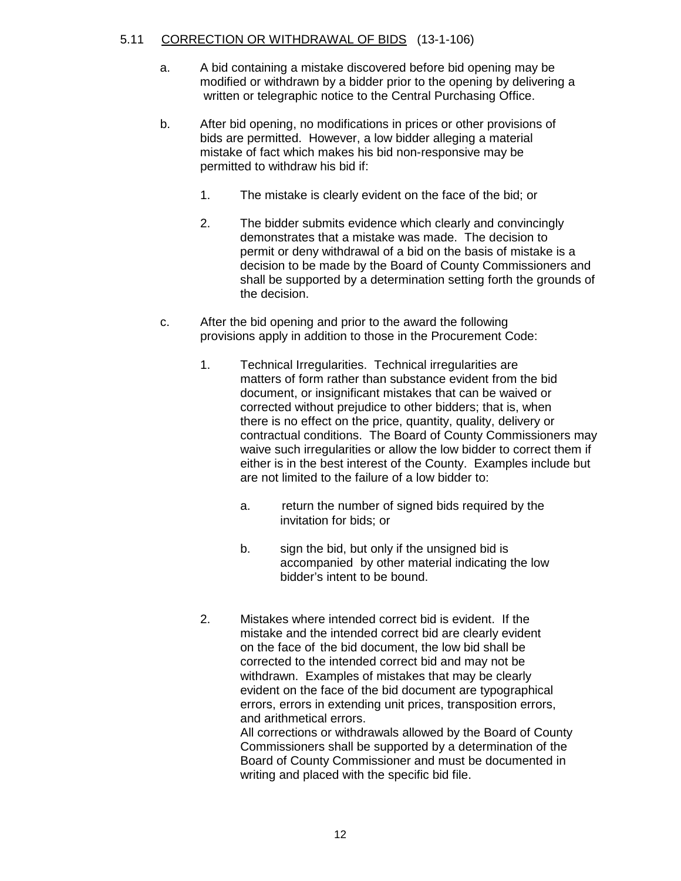## 5.11 CORRECTION OR WITHDRAWAL OF BIDS (13-1-106)

a. A bid containing a mistake discovered before bid opening may be modified or withdrawn by a bidder prior to the opening by delivering a written or telegraphic notice to the Central Purchasing Office.

b. After bid opening, no modifications in prices or other provisions of bids are permitted. However, a low bidder alleging a material mistake of fact which makes his bid non-responsive may be permitted to withdraw his bid if:

   1. The mistake is clearly evident on the face of the bid; or

   2. The bidder submits evidence which clearly and convincingly demonstrates that a mistake was made. The decision to permit or deny withdrawal of a bid on the basis of mistake is a decision to be made by the Board of County Commissioners and shall be supported by a determination setting forth the grounds of the decision.

c. After the bid opening and prior to the award the following provisions apply in addition to those in the Procurement Code:

   1. Technical Irregularities. Technical irregularities are matters of form rather than substance evident from the bid document, or insignificant mistakes that can be waived or corrected without prejudice to other bidders; that is, when there is no effect on the price, quantity, quality, delivery or contractual conditions. The Board of County Commissioners may waive such irregularities or allow the low bidder to correct them if either is in the best interest of the County. Examples include but are not limited to the failure of a low bidder to:

      a. return the number of signed bids required by the invitation for bids; or

      b. sign the bid, but only if the unsigned bid is accompanied by other material indicating the low bidder's intent to be bound.

   2. Mistakes where intended correct bid is evident. If the mistake and the intended correct bid are clearly evident on the face of the bid document, the low bid shall be corrected to the intended correct bid and may not be withdrawn. Examples of mistakes that may be clearly evident on the face of the bid document are typographical errors, errors in extending unit prices, transposition errors, and arithmetical errors.
      All corrections or withdrawals allowed by the Board of County Commissioners shall be supported by a determination of the Board of County Commissioner and must be documented in writing and placed with the specific bid file.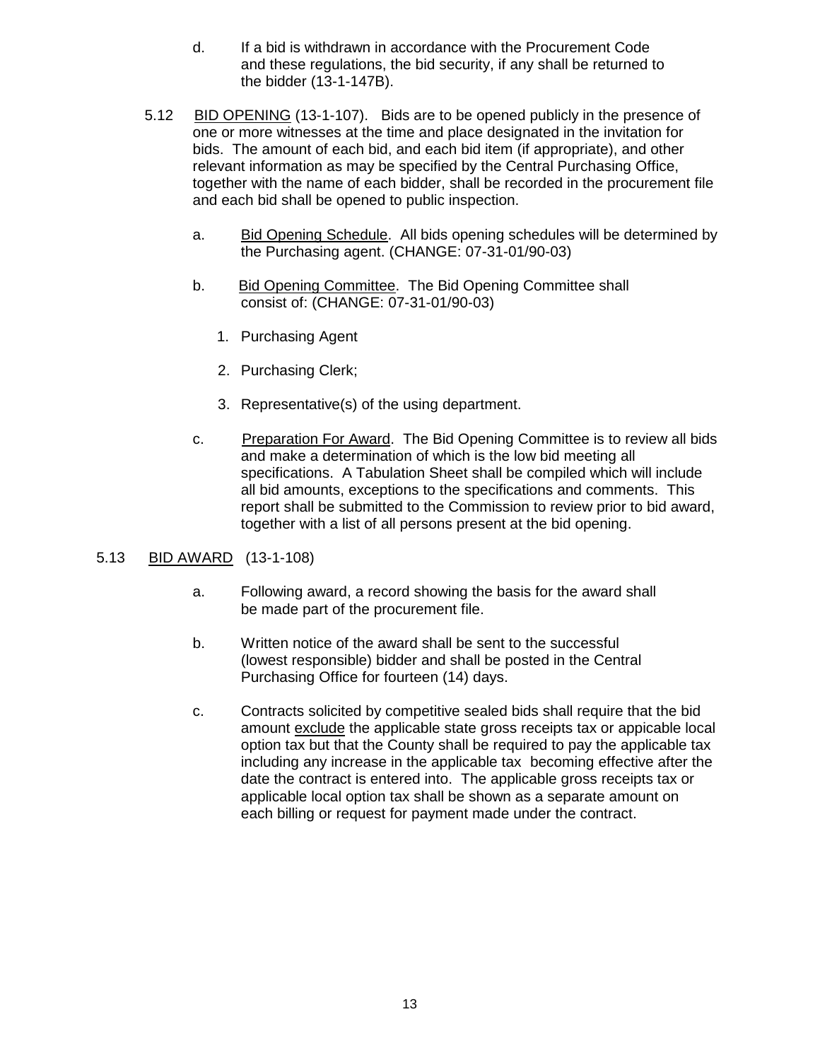d. If a bid is withdrawn in accordance with the Procurement Code and these regulations, the bid security, if any shall be returned to the bidder (13-1-147B).

5.12 BID OPENING (13-1-107). Bids are to be opened publicly in the presence of one or more witnesses at the time and place designated in the invitation for bids. The amount of each bid, and each bid item (if appropriate), and other relevant information as may be specified by the Central Purchasing Office, together with the name of each bidder, shall be recorded in the procurement file and each bid shall be opened to public inspection.

a. Bid Opening Schedule. All bids opening schedules will be determined by the Purchasing agent. (CHANGE: 07-31-01/90-03)

b. Bid Opening Committee. The Bid Opening Committee shall consist of: (CHANGE: 07-31-01/90-03)

1. Purchasing Agent
2. Purchasing Clerk;
3. Representative(s) of the using department.

c. Preparation For Award. The Bid Opening Committee is to review all bids and make a determination of which is the low bid meeting all specifications. A Tabulation Sheet shall be compiled which will include all bid amounts, exceptions to the specifications and comments. This report shall be submitted to the Commission to review prior to bid award, together with a list of all persons present at the bid opening.

5.13 BID AWARD (13-1-108)

a. Following award, a record showing the basis for the award shall be made part of the procurement file.

b. Written notice of the award shall be sent to the successful (lowest responsible) bidder and shall be posted in the Central Purchasing Office for fourteen (14) days.

c. Contracts solicited by competitive sealed bids shall require that the bid amount exclude the applicable state gross receipts tax or appicable local option tax but that the County shall be required to pay the applicable tax including any increase in the applicable tax becoming effective after the date the contract is entered into. The applicable gross receipts tax or applicable local option tax shall be shown as a separate amount on each billing or request for payment made under the contract.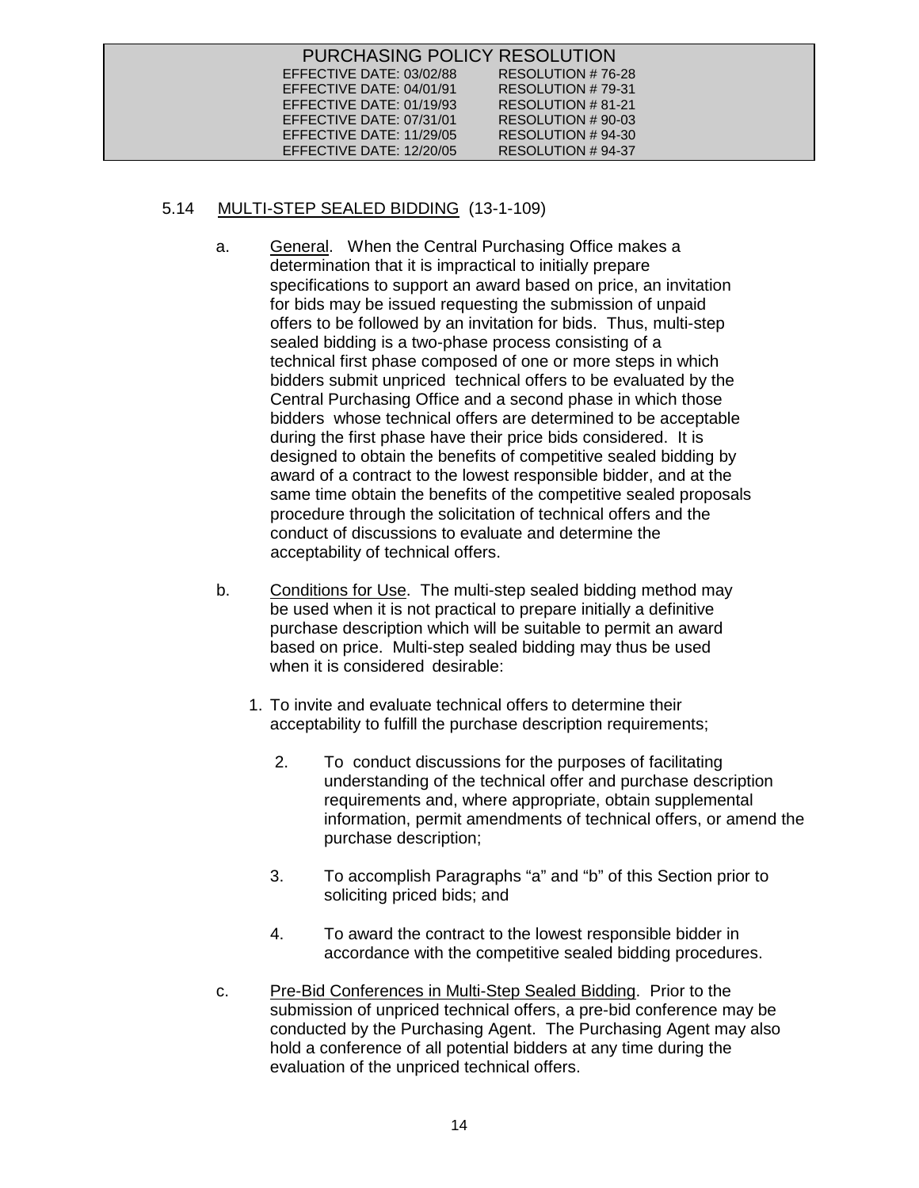PURCHASING POLICY RESOLUTION

| | |
|---|---|
| EFFECTIVE DATE: 03/02/88 | RESOLUTION # 76-28 |
| EFFECTIVE DATE: 04/01/91 | RESOLUTION # 79-31 |
| EFFECTIVE DATE: 01/19/93 | RESOLUTION # 81-21 |
| EFFECTIVE DATE: 07/31/01 | RESOLUTION # 90-03 |
| EFFECTIVE DATE: 11/29/05 | RESOLUTION # 94-30 |
| EFFECTIVE DATE: 12/20/05 | RESOLUTION # 94-37 |

## 5.14 MULTI-STEP SEALED BIDDING (13-1-109)

a. General. When the Central Purchasing Office makes a determination that it is impractical to initially prepare specifications to support an award based on price, an invitation for bids may be issued requesting the submission of unpaid offers to be followed by an invitation for bids. Thus, multi-step sealed bidding is a two-phase process consisting of a technical first phase composed of one or more steps in which bidders submit unpriced technical offers to be evaluated by the Central Purchasing Office and a second phase in which those bidders whose technical offers are determined to be acceptable during the first phase have their price bids considered. It is designed to obtain the benefits of competitive sealed bidding by award of a contract to the lowest responsible bidder, and at the same time obtain the benefits of the competitive sealed proposals procedure through the solicitation of technical offers and the conduct of discussions to evaluate and determine the acceptability of technical offers.

b. Conditions for Use. The multi-step sealed bidding method may be used when it is not practical to prepare initially a definitive purchase description which will be suitable to permit an award based on price. Multi-step sealed bidding may thus be used when it is considered desirable:

1. To invite and evaluate technical offers to determine their acceptability to fulfill the purchase description requirements;
2. To conduct discussions for the purposes of facilitating understanding of the technical offer and purchase description requirements and, where appropriate, obtain supplemental information, permit amendments of technical offers, or amend the purchase description;
3. To accomplish Paragraphs "a" and "b" of this Section prior to soliciting priced bids; and
4. To award the contract to the lowest responsible bidder in accordance with the competitive sealed bidding procedures.

c. Pre-Bid Conferences in Multi-Step Sealed Bidding. Prior to the submission of unpriced technical offers, a pre-bid conference may be conducted by the Purchasing Agent. The Purchasing Agent may also hold a conference of all potential bidders at any time during the evaluation of the unpriced technical offers.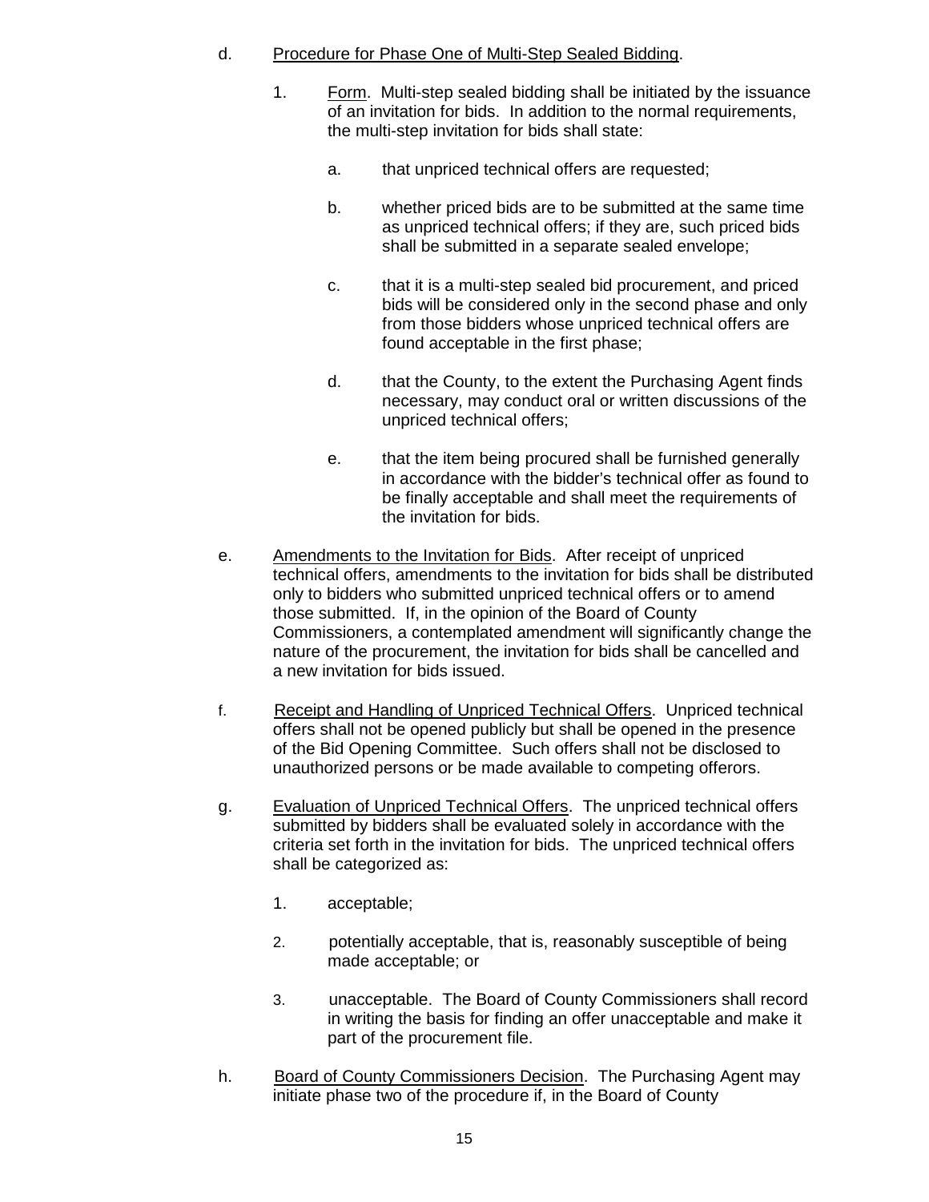d. Procedure for Phase One of Multi-Step Sealed Bidding.

   1. Form. Multi-step sealed bidding shall be initiated by the issuance of an invitation for bids. In addition to the normal requirements, the multi-step invitation for bids shall state:

      a. that unpriced technical offers are requested;

      b. whether priced bids are to be submitted at the same time as unpriced technical offers; if they are, such priced bids shall be submitted in a separate sealed envelope;

      c. that it is a multi-step sealed bid procurement, and priced bids will be considered only in the second phase and only from those bidders whose unpriced technical offers are found acceptable in the first phase;

      d. that the County, to the extent the Purchasing Agent finds necessary, may conduct oral or written discussions of the unpriced technical offers;

      e. that the item being procured shall be furnished generally in accordance with the bidder's technical offer as found to be finally acceptable and shall meet the requirements of the invitation for bids.

e. Amendments to the Invitation for Bids. After receipt of unpriced technical offers, amendments to the invitation for bids shall be distributed only to bidders who submitted unpriced technical offers or to amend those submitted. If, in the opinion of the Board of County Commissioners, a contemplated amendment will significantly change the nature of the procurement, the invitation for bids shall be cancelled and a new invitation for bids issued.

f. Receipt and Handling of Unpriced Technical Offers. Unpriced technical offers shall not be opened publicly but shall be opened in the presence of the Bid Opening Committee. Such offers shall not be disclosed to unauthorized persons or be made available to competing offerors.

g. Evaluation of Unpriced Technical Offers. The unpriced technical offers submitted by bidders shall be evaluated solely in accordance with the criteria set forth in the invitation for bids. The unpriced technical offers shall be categorized as:

   1. acceptable;

   2. potentially acceptable, that is, reasonably susceptible of being made acceptable; or

   3. unacceptable. The Board of County Commissioners shall record in writing the basis for finding an offer unacceptable and make it part of the procurement file.

h. Board of County Commissioners Decision. The Purchasing Agent may initiate phase two of the procedure if, in the Board of County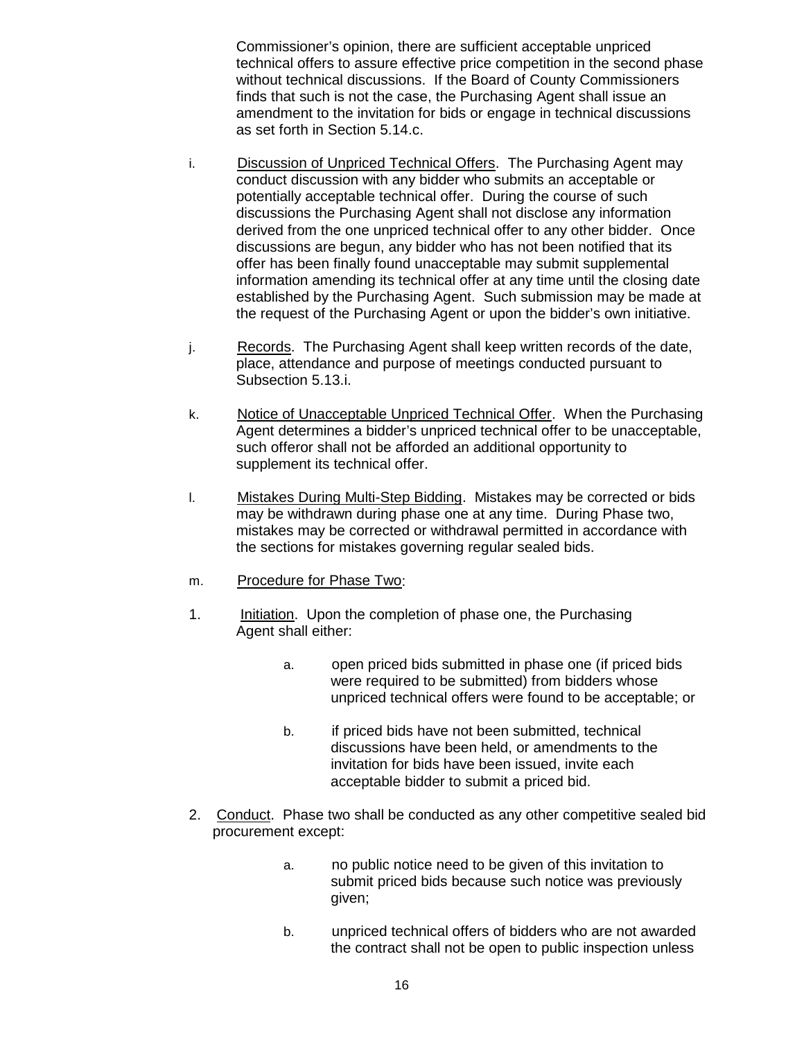Commissioner's opinion, there are sufficient acceptable unpriced technical offers to assure effective price competition in the second phase without technical discussions. If the Board of County Commissioners finds that such is not the case, the Purchasing Agent shall issue an amendment to the invitation for bids or engage in technical discussions as set forth in Section 5.14.c.

i. Discussion of Unpriced Technical Offers. The Purchasing Agent may conduct discussion with any bidder who submits an acceptable or potentially acceptable technical offer. During the course of such discussions the Purchasing Agent shall not disclose any information derived from the one unpriced technical offer to any other bidder. Once discussions are begun, any bidder who has not been notified that its offer has been finally found unacceptable may submit supplemental information amending its technical offer at any time until the closing date established by the Purchasing Agent. Such submission may be made at the request of the Purchasing Agent or upon the bidder's own initiative.

j. Records. The Purchasing Agent shall keep written records of the date, place, attendance and purpose of meetings conducted pursuant to Subsection 5.13.i.

k. Notice of Unacceptable Unpriced Technical Offer. When the Purchasing Agent determines a bidder's unpriced technical offer to be unacceptable, such offeror shall not be afforded an additional opportunity to supplement its technical offer.

l. Mistakes During Multi-Step Bidding. Mistakes may be corrected or bids may be withdrawn during phase one at any time. During Phase two, mistakes may be corrected or withdrawal permitted in accordance with the sections for mistakes governing regular sealed bids.

m. Procedure for Phase Two:

1. Initiation. Upon the completion of phase one, the Purchasing Agent shall either:

   a. open priced bids submitted in phase one (if priced bids were required to be submitted) from bidders whose unpriced technical offers were found to be acceptable; or

   b. if priced bids have not been submitted, technical discussions have been held, or amendments to the invitation for bids have been issued, invite each acceptable bidder to submit a priced bid.

2. Conduct. Phase two shall be conducted as any other competitive sealed bid procurement except:

   a. no public notice need to be given of this invitation to submit priced bids because such notice was previously given;

   b. unpriced technical offers of bidders who are not awarded the contract shall not be open to public inspection unless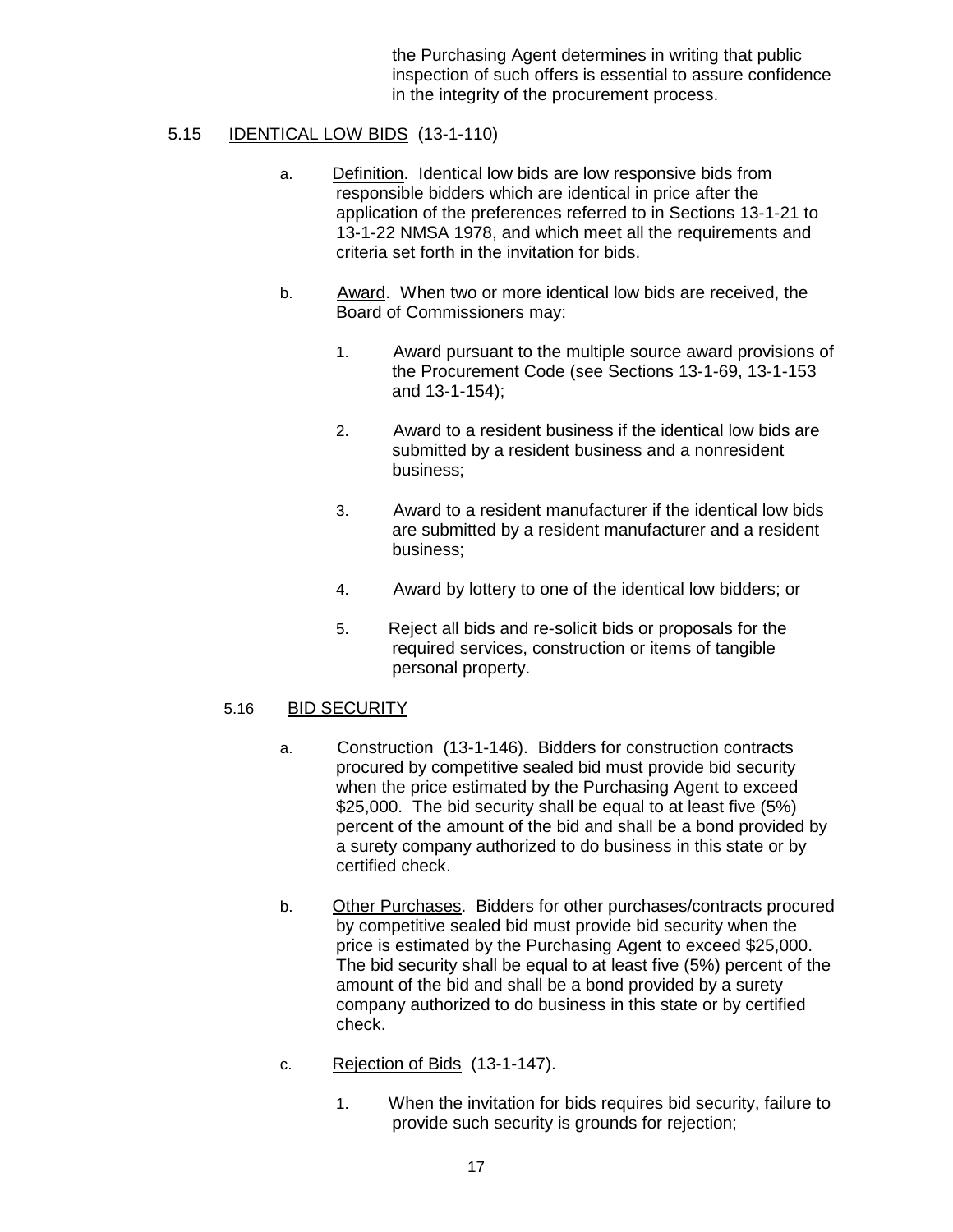the Purchasing Agent determines in writing that public inspection of such offers is essential to assure confidence in the integrity of the procurement process.

## 5.15 IDENTICAL LOW BIDS (13-1-110)

a. Definition. Identical low bids are low responsive bids from responsible bidders which are identical in price after the application of the preferences referred to in Sections 13-1-21 to 13-1-22 NMSA 1978, and which meet all the requirements and criteria set forth in the invitation for bids.

b. Award. When two or more identical low bids are received, the Board of Commissioners may:

1. Award pursuant to the multiple source award provisions of the Procurement Code (see Sections 13-1-69, 13-1-153 and 13-1-154);

2. Award to a resident business if the identical low bids are submitted by a resident business and a nonresident business;

3. Award to a resident manufacturer if the identical low bids are submitted by a resident manufacturer and a resident business;

4. Award by lottery to one of the identical low bidders; or

5. Reject all bids and re-solicit bids or proposals for the required services, construction or items of tangible personal property.

## 5.16 BID SECURITY

a. Construction (13-1-146). Bidders for construction contracts procured by competitive sealed bid must provide bid security when the price estimated by the Purchasing Agent to exceed $25,000. The bid security shall be equal to at least five (5%) percent of the amount of the bid and shall be a bond provided by a surety company authorized to do business in this state or by certified check.

b. Other Purchases. Bidders for other purchases/contracts procured by competitive sealed bid must provide bid security when the price is estimated by the Purchasing Agent to exceed $25,000. The bid security shall be equal to at least five (5%) percent of the amount of the bid and shall be a bond provided by a surety company authorized to do business in this state or by certified check.

c. Rejection of Bids (13-1-147).

1. When the invitation for bids requires bid security, failure to provide such security is grounds for rejection;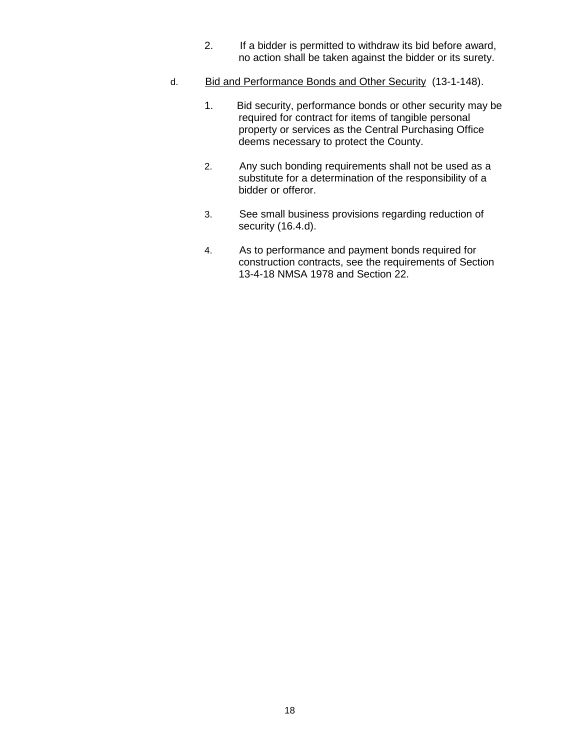2. If a bidder is permitted to withdraw its bid before award, no action shall be taken against the bidder or its surety.

d. Bid and Performance Bonds and Other Security (13-1-148).

1. Bid security, performance bonds or other security may be required for contract for items of tangible personal property or services as the Central Purchasing Office deems necessary to protect the County.

2. Any such bonding requirements shall not be used as a substitute for a determination of the responsibility of a bidder or offeror.

3. See small business provisions regarding reduction of security (16.4.d).

4. As to performance and payment bonds required for construction contracts, see the requirements of Section 13-4-18 NMSA 1978 and Section 22.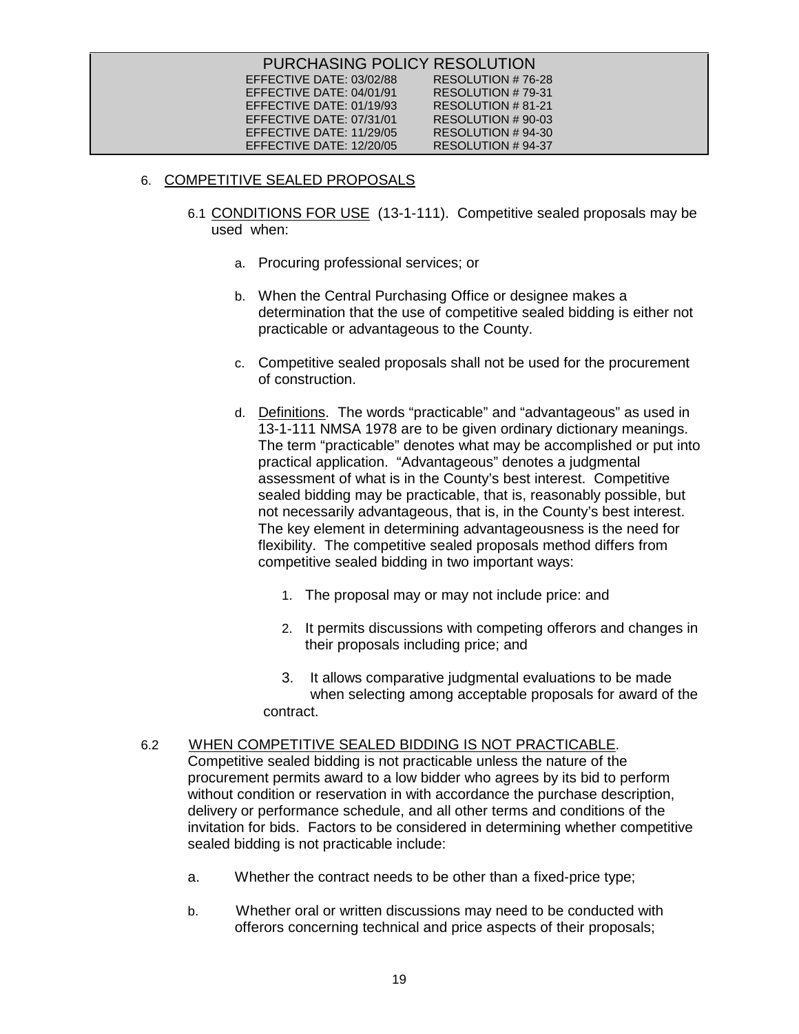PURCHASING POLICY RESOLUTION

| EFFECTIVE DATE | RESOLUTION |
|---|---|
| EFFECTIVE DATE: 03/02/88 | RESOLUTION # 76-28 |
| EFFECTIVE DATE: 04/01/91 | RESOLUTION # 79-31 |
| EFFECTIVE DATE: 01/19/93 | RESOLUTION # 81-21 |
| EFFECTIVE DATE: 07/31/01 | RESOLUTION # 90-03 |
| EFFECTIVE DATE: 11/29/05 | RESOLUTION # 94-30 |
| EFFECTIVE DATE: 12/20/05 | RESOLUTION # 94-37 |

## 6. COMPETITIVE SEALED PROPOSALS

6.1 CONDITIONS FOR USE (13-1-111). Competitive sealed proposals may be used when:

a. Procuring professional services; or

b. When the Central Purchasing Office or designee makes a determination that the use of competitive sealed bidding is either not practicable or advantageous to the County.

c. Competitive sealed proposals shall not be used for the procurement of construction.

d. Definitions. The words "practicable" and "advantageous" as used in 13-1-111 NMSA 1978 are to be given ordinary dictionary meanings. The term "practicable" denotes what may be accomplished or put into practical application. "Advantageous" denotes a judgmental assessment of what is in the County's best interest. Competitive sealed bidding may be practicable, that is, reasonably possible, but not necessarily advantageous, that is, in the County's best interest. The key element in determining advantageousness is the need for flexibility. The competitive sealed proposals method differs from competitive sealed bidding in two important ways:

1. The proposal may or may not include price: and

2. It permits discussions with competing offerors and changes in their proposals including price; and

3. It allows comparative judgmental evaluations to be made when selecting among acceptable proposals for award of the contract.

6.2 WHEN COMPETITIVE SEALED BIDDING IS NOT PRACTICABLE. Competitive sealed bidding is not practicable unless the nature of the procurement permits award to a low bidder who agrees by its bid to perform without condition or reservation in with accordance the purchase description, delivery or performance schedule, and all other terms and conditions of the invitation for bids. Factors to be considered in determining whether competitive sealed bidding is not practicable include:

a. Whether the contract needs to be other than a fixed-price type;

b. Whether oral or written discussions may need to be conducted with offerors concerning technical and price aspects of their proposals;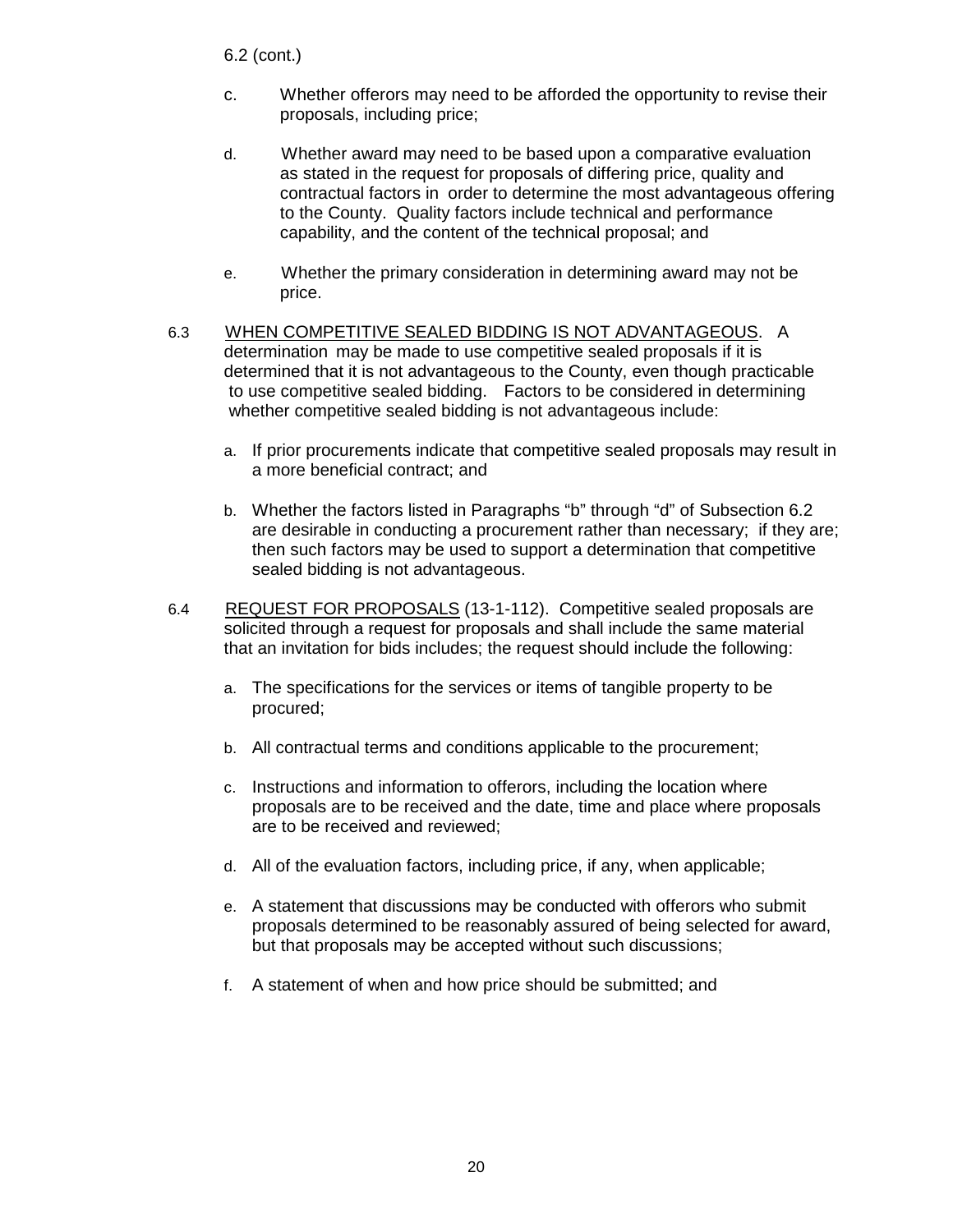6.2 (cont.)

c. Whether offerors may need to be afforded the opportunity to revise their proposals, including price;

d. Whether award may need to be based upon a comparative evaluation as stated in the request for proposals of differing price, quality and contractual factors in order to determine the most advantageous offering to the County. Quality factors include technical and performance capability, and the content of the technical proposal; and

e. Whether the primary consideration in determining award may not be price.

6.3 <u>WHEN COMPETITIVE SEALED BIDDING IS NOT ADVANTAGEOUS</u>. A determination may be made to use competitive sealed proposals if it is determined that it is not advantageous to the County, even though practicable to use competitive sealed bidding. Factors to be considered in determining whether competitive sealed bidding is not advantageous include:

a. If prior procurements indicate that competitive sealed proposals may result in a more beneficial contract; and

b. Whether the factors listed in Paragraphs "b" through "d" of Subsection 6.2 are desirable in conducting a procurement rather than necessary; if they are; then such factors may be used to support a determination that competitive sealed bidding is not advantageous.

6.4 <u>REQUEST FOR PROPOSALS</u> (13-1-112). Competitive sealed proposals are solicited through a request for proposals and shall include the same material that an invitation for bids includes; the request should include the following:

a. The specifications for the services or items of tangible property to be procured;

b. All contractual terms and conditions applicable to the procurement;

c. Instructions and information to offerors, including the location where proposals are to be received and the date, time and place where proposals are to be received and reviewed;

d. All of the evaluation factors, including price, if any, when applicable;

e. A statement that discussions may be conducted with offerors who submit proposals determined to be reasonably assured of being selected for award, but that proposals may be accepted without such discussions;

f. A statement of when and how price should be submitted; and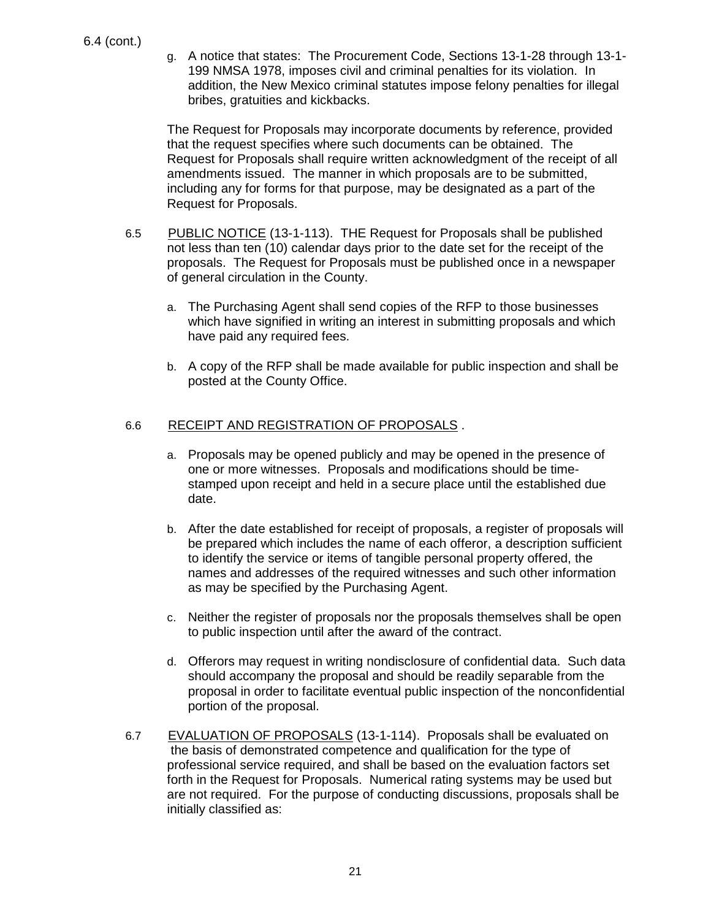6.4 (cont.)

g. A notice that states: The Procurement Code, Sections 13-1-28 through 13-1-199 NMSA 1978, imposes civil and criminal penalties for its violation. In addition, the New Mexico criminal statutes impose felony penalties for illegal bribes, gratuities and kickbacks.

The Request for Proposals may incorporate documents by reference, provided that the request specifies where such documents can be obtained. The Request for Proposals shall require written acknowledgment of the receipt of all amendments issued. The manner in which proposals are to be submitted, including any for forms for that purpose, may be designated as a part of the Request for Proposals.

6.5 PUBLIC NOTICE (13-1-113). THE Request for Proposals shall be published not less than ten (10) calendar days prior to the date set for the receipt of the proposals. The Request for Proposals must be published once in a newspaper of general circulation in the County.

a. The Purchasing Agent shall send copies of the RFP to those businesses which have signified in writing an interest in submitting proposals and which have paid any required fees.

b. A copy of the RFP shall be made available for public inspection and shall be posted at the County Office.

6.6 RECEIPT AND REGISTRATION OF PROPOSALS .

a. Proposals may be opened publicly and may be opened in the presence of one or more witnesses. Proposals and modifications should be time-stamped upon receipt and held in a secure place until the established due date.

b. After the date established for receipt of proposals, a register of proposals will be prepared which includes the name of each offeror, a description sufficient to identify the service or items of tangible personal property offered, the names and addresses of the required witnesses and such other information as may be specified by the Purchasing Agent.

c. Neither the register of proposals nor the proposals themselves shall be open to public inspection until after the award of the contract.

d. Offerors may request in writing nondisclosure of confidential data. Such data should accompany the proposal and should be readily separable from the proposal in order to facilitate eventual public inspection of the nonconfidential portion of the proposal.

6.7 EVALUATION OF PROPOSALS (13-1-114). Proposals shall be evaluated on the basis of demonstrated competence and qualification for the type of professional service required, and shall be based on the evaluation factors set forth in the Request for Proposals. Numerical rating systems may be used but are not required. For the purpose of conducting discussions, proposals shall be initially classified as: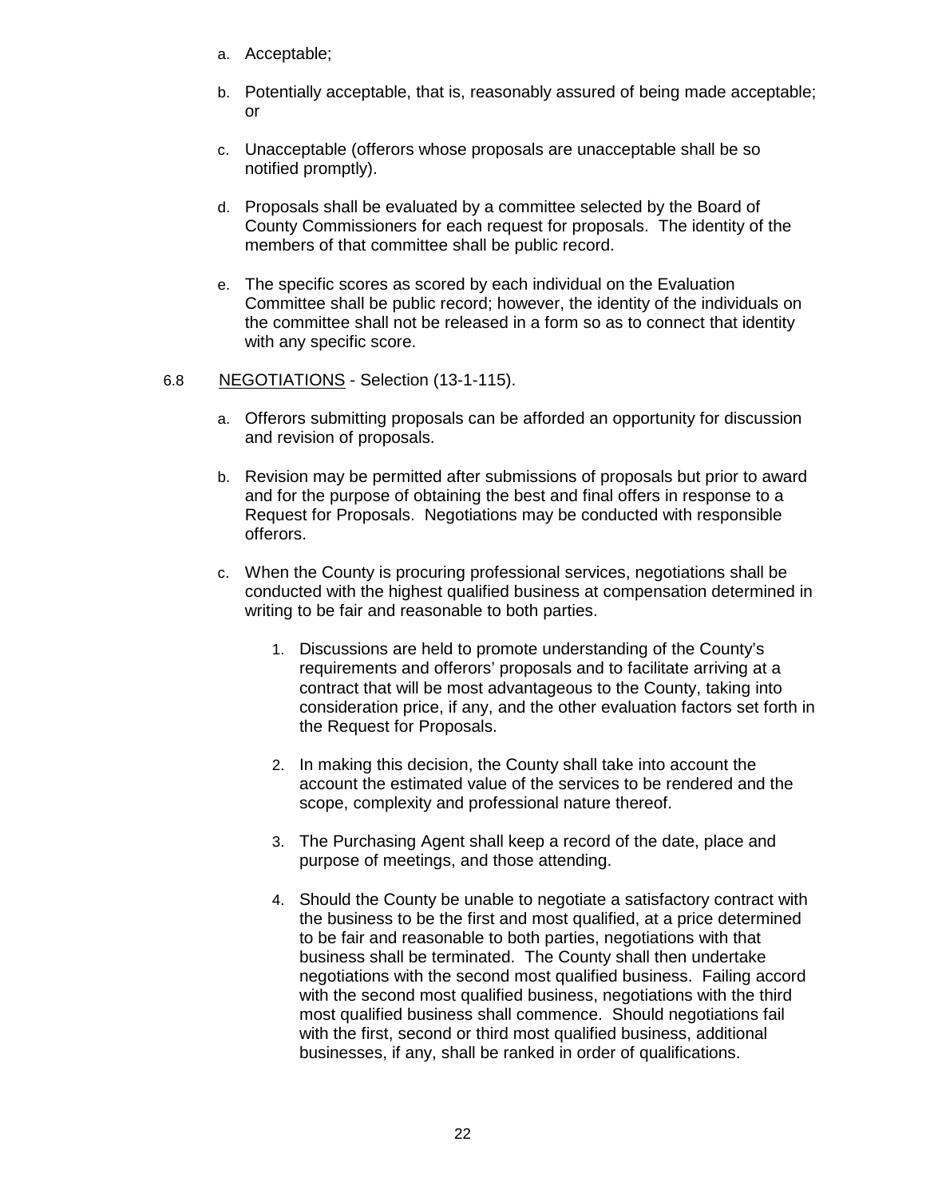a. Acceptable;

b. Potentially acceptable, that is, reasonably assured of being made acceptable; or

c. Unacceptable (offerors whose proposals are unacceptable shall be so notified promptly).

d. Proposals shall be evaluated by a committee selected by the Board of County Commissioners for each request for proposals. The identity of the members of that committee shall be public record.

e. The specific scores as scored by each individual on the Evaluation Committee shall be public record; however, the identity of the individuals on the committee shall not be released in a form so as to connect that identity with any specific score.

6.8 NEGOTIATIONS - Selection (13-1-115).

a. Offerors submitting proposals can be afforded an opportunity for discussion and revision of proposals.

b. Revision may be permitted after submissions of proposals but prior to award and for the purpose of obtaining the best and final offers in response to a Request for Proposals. Negotiations may be conducted with responsible offerors.

c. When the County is procuring professional services, negotiations shall be conducted with the highest qualified business at compensation determined in writing to be fair and reasonable to both parties.

   1. Discussions are held to promote understanding of the County's requirements and offerors' proposals and to facilitate arriving at a contract that will be most advantageous to the County, taking into consideration price, if any, and the other evaluation factors set forth in the Request for Proposals.

   2. In making this decision, the County shall take into account the account the estimated value of the services to be rendered and the scope, complexity and professional nature thereof.

   3. The Purchasing Agent shall keep a record of the date, place and purpose of meetings, and those attending.

   4. Should the County be unable to negotiate a satisfactory contract with the business to be the first and most qualified, at a price determined to be fair and reasonable to both parties, negotiations with that business shall be terminated. The County shall then undertake negotiations with the second most qualified business. Failing accord with the second most qualified business, negotiations with the third most qualified business shall commence. Should negotiations fail with the first, second or third most qualified business, additional businesses, if any, shall be ranked in order of qualifications.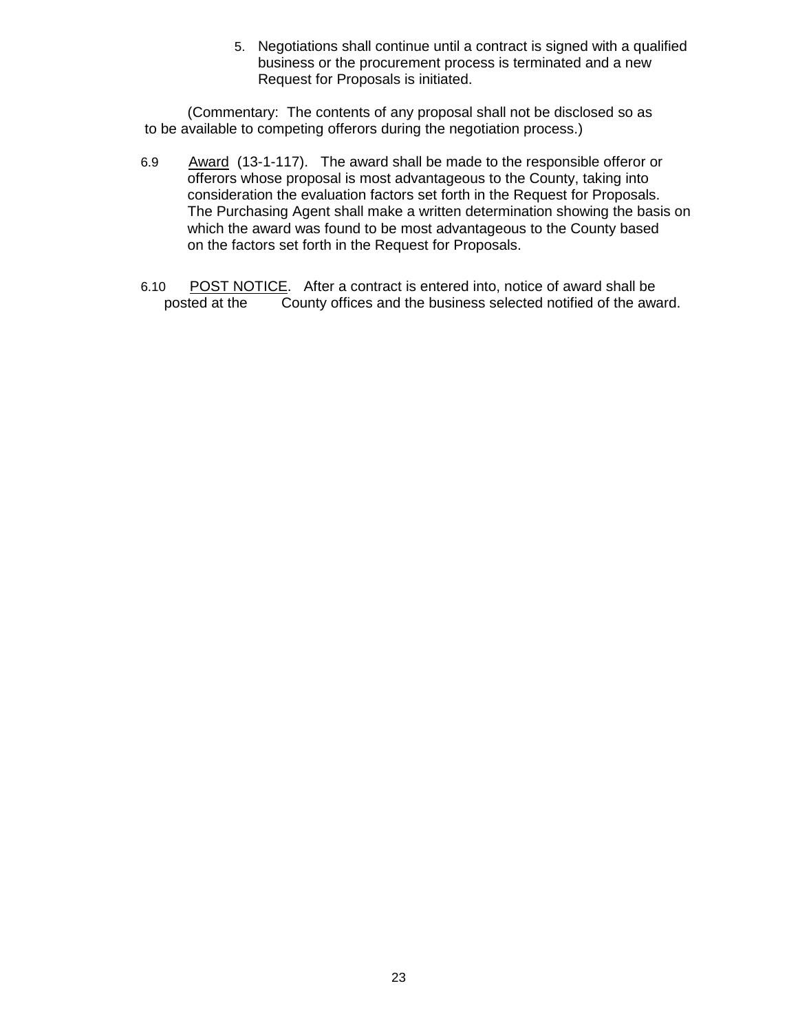5. Negotiations shall continue until a contract is signed with a qualified business or the procurement process is terminated and a new Request for Proposals is initiated.

(Commentary: The contents of any proposal shall not be disclosed so as to be available to competing offerors during the negotiation process.)

6.9 Award (13-1-117). The award shall be made to the responsible offeror or offerors whose proposal is most advantageous to the County, taking into consideration the evaluation factors set forth in the Request for Proposals. The Purchasing Agent shall make a written determination showing the basis on which the award was found to be most advantageous to the County based on the factors set forth in the Request for Proposals.

6.10 POST NOTICE. After a contract is entered into, notice of award shall be posted at the County offices and the business selected notified of the award.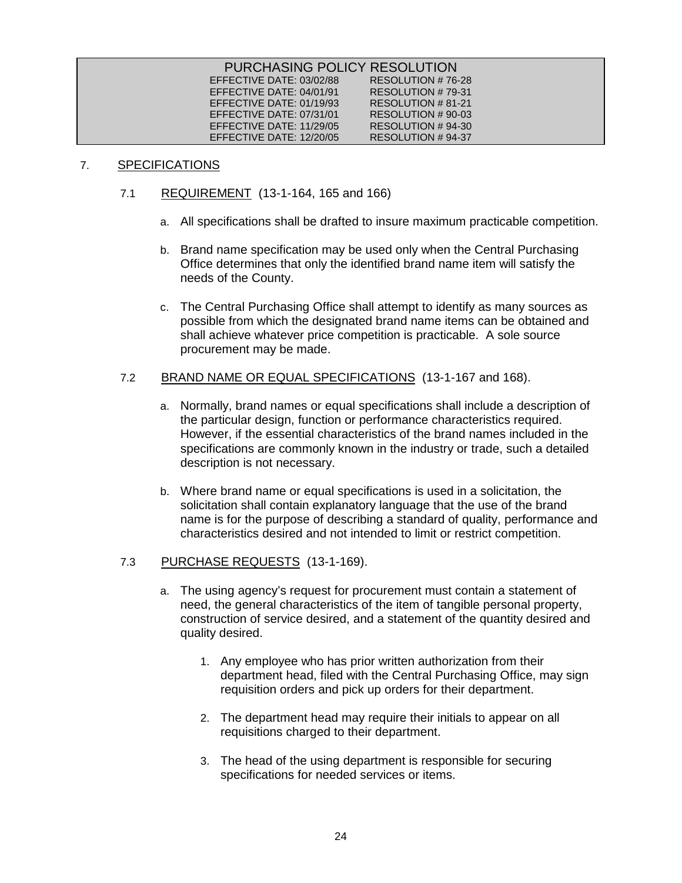PURCHASING POLICY RESOLUTION

| EFFECTIVE DATE | RESOLUTION |
| --- | --- |
| EFFECTIVE DATE: 03/02/88 | RESOLUTION # 76-28 |
| EFFECTIVE DATE: 04/01/91 | RESOLUTION # 79-31 |
| EFFECTIVE DATE: 01/19/93 | RESOLUTION # 81-21 |
| EFFECTIVE DATE: 07/31/01 | RESOLUTION # 90-03 |
| EFFECTIVE DATE: 11/29/05 | RESOLUTION # 94-30 |
| EFFECTIVE DATE: 12/20/05 | RESOLUTION # 94-37 |

## 7. SPECIFICATIONS

### 7.1 REQUIREMENT (13-1-164, 165 and 166)

a. All specifications shall be drafted to insure maximum practicable competition.

b. Brand name specification may be used only when the Central Purchasing Office determines that only the identified brand name item will satisfy the needs of the County.

c. The Central Purchasing Office shall attempt to identify as many sources as possible from which the designated brand name items can be obtained and shall achieve whatever price competition is practicable. A sole source procurement may be made.

### 7.2 BRAND NAME OR EQUAL SPECIFICATIONS (13-1-167 and 168).

a. Normally, brand names or equal specifications shall include a description of the particular design, function or performance characteristics required. However, if the essential characteristics of the brand names included in the specifications are commonly known in the industry or trade, such a detailed description is not necessary.

b. Where brand name or equal specifications is used in a solicitation, the solicitation shall contain explanatory language that the use of the brand name is for the purpose of describing a standard of quality, performance and characteristics desired and not intended to limit or restrict competition.

### 7.3 PURCHASE REQUESTS (13-1-169).

a. The using agency's request for procurement must contain a statement of need, the general characteristics of the item of tangible personal property, construction of service desired, and a statement of the quantity desired and quality desired.

1. Any employee who has prior written authorization from their department head, filed with the Central Purchasing Office, may sign requisition orders and pick up orders for their department.

2. The department head may require their initials to appear on all requisitions charged to their department.

3. The head of the using department is responsible for securing specifications for needed services or items.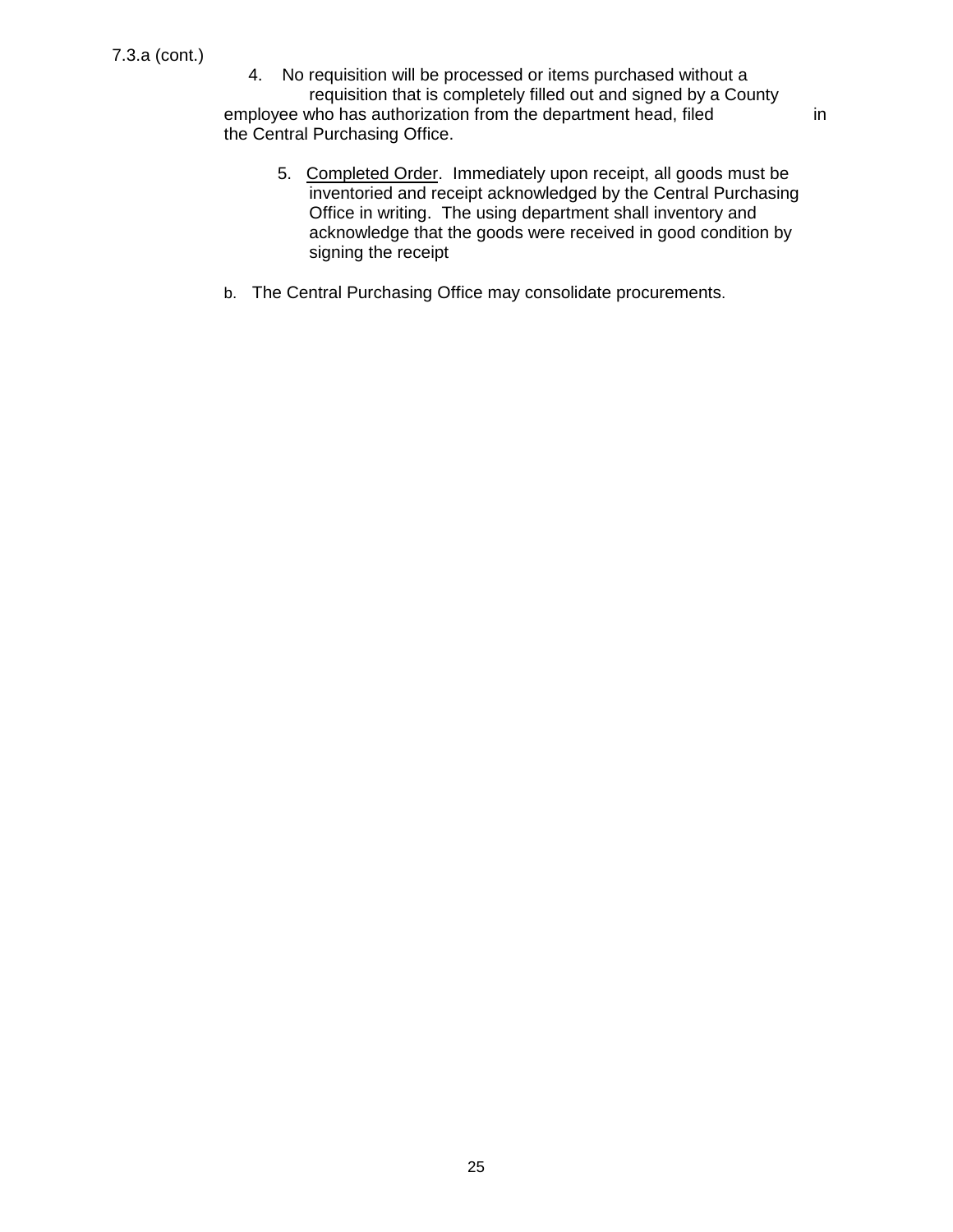7.3.a (cont.)

4. No requisition will be processed or items purchased without a requisition that is completely filled out and signed by a County employee who has authorization from the department head, filed in the Central Purchasing Office.

5. Completed Order. Immediately upon receipt, all goods must be inventoried and receipt acknowledged by the Central Purchasing Office in writing. The using department shall inventory and acknowledge that the goods were received in good condition by signing the receipt

b. The Central Purchasing Office may consolidate procurements.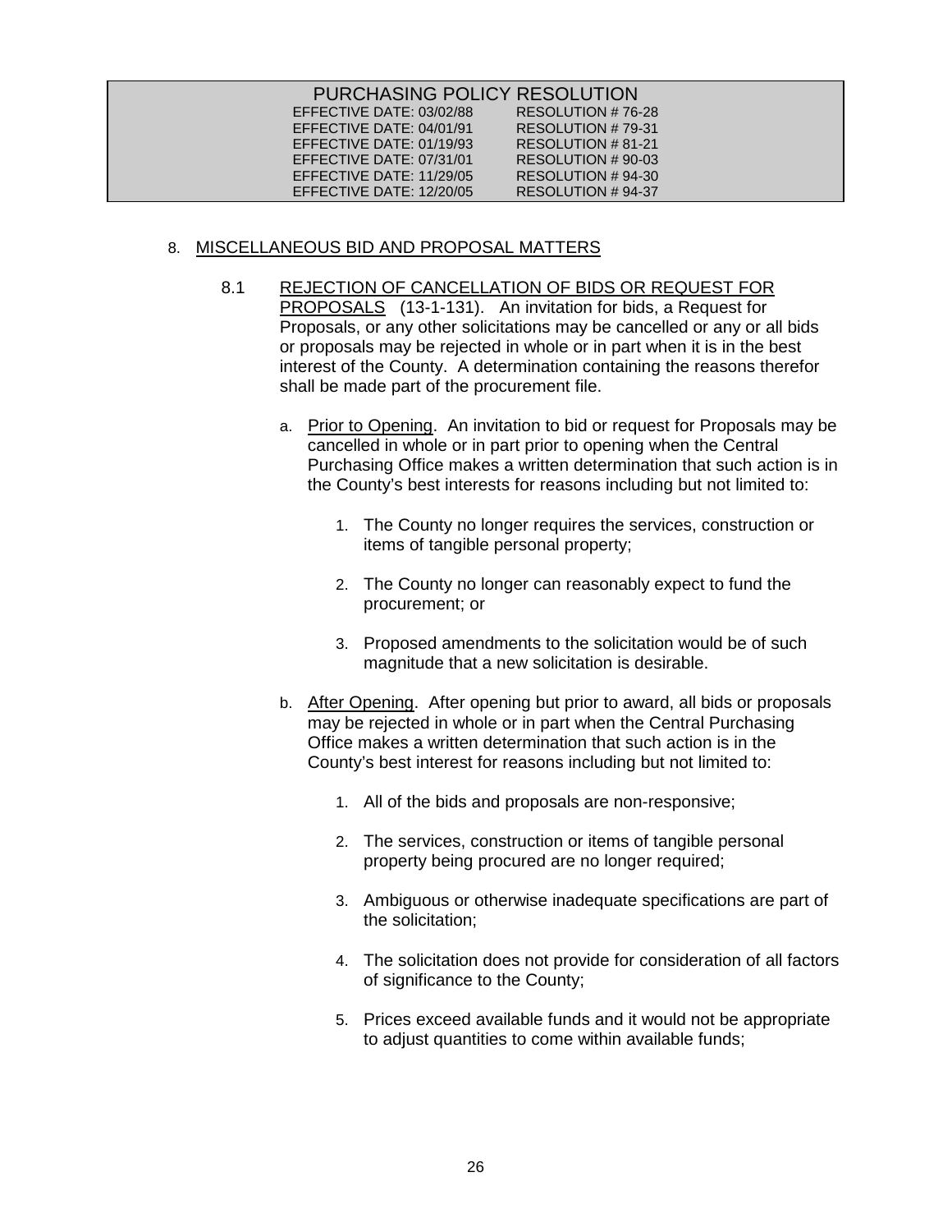| PURCHASING POLICY RESOLUTION | |
|---|---|
| EFFECTIVE DATE: 03/02/88 | RESOLUTION # 76-28 |
| EFFECTIVE DATE: 04/01/91 | RESOLUTION # 79-31 |
| EFFECTIVE DATE: 01/19/93 | RESOLUTION # 81-21 |
| EFFECTIVE DATE: 07/31/01 | RESOLUTION # 90-03 |
| EFFECTIVE DATE: 11/29/05 | RESOLUTION # 94-30 |
| EFFECTIVE DATE: 12/20/05 | RESOLUTION # 94-37 |

## 8. MISCELLANEOUS BID AND PROPOSAL MATTERS

### 8.1 REJECTION OF CANCELLATION OF BIDS OR REQUEST FOR PROPOSALS (13-1-131).

An invitation for bids, a Request for Proposals, or any other solicitations may be cancelled or any or all bids or proposals may be rejected in whole or in part when it is in the best interest of the County. A determination containing the reasons therefor shall be made part of the procurement file.

a. Prior to Opening. An invitation to bid or request for Proposals may be cancelled in whole or in part prior to opening when the Central Purchasing Office makes a written determination that such action is in the County's best interests for reasons including but not limited to:

1. The County no longer requires the services, construction or items of tangible personal property;

2. The County no longer can reasonably expect to fund the procurement; or

3. Proposed amendments to the solicitation would be of such magnitude that a new solicitation is desirable.

b. After Opening. After opening but prior to award, all bids or proposals may be rejected in whole or in part when the Central Purchasing Office makes a written determination that such action is in the County's best interest for reasons including but not limited to:

1. All of the bids and proposals are non-responsive;

2. The services, construction or items of tangible personal property being procured are no longer required;

3. Ambiguous or otherwise inadequate specifications are part of the solicitation;

4. The solicitation does not provide for consideration of all factors of significance to the County;

5. Prices exceed available funds and it would not be appropriate to adjust quantities to come within available funds;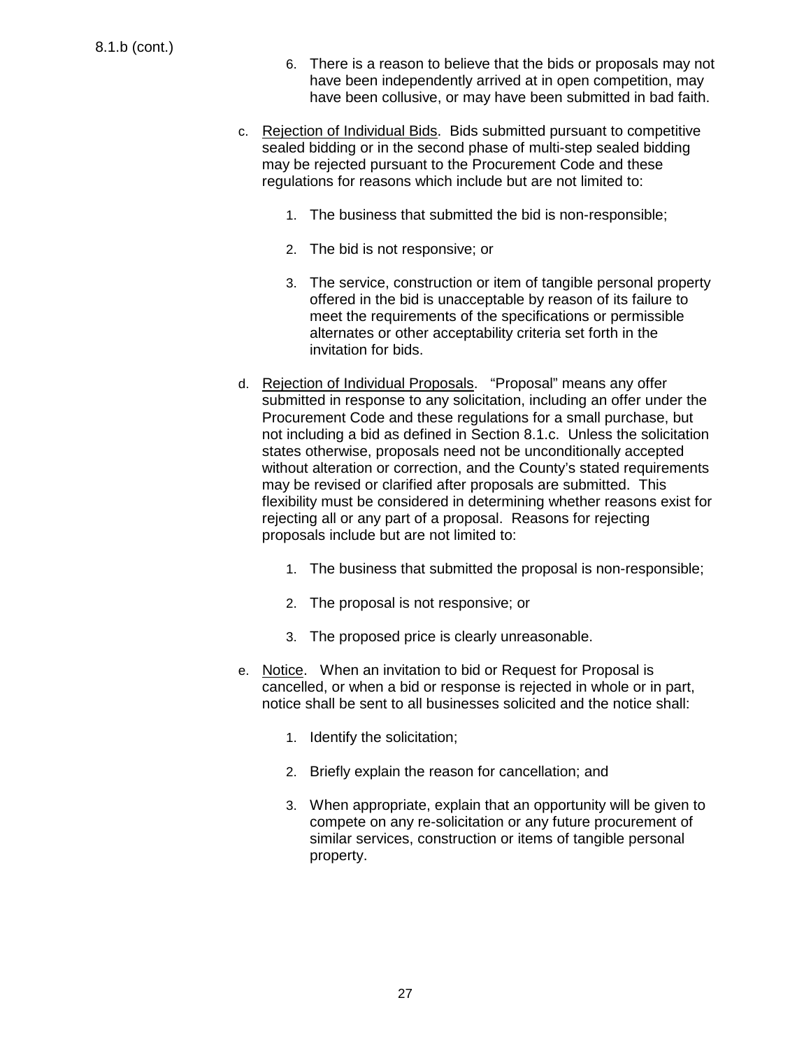8.1.b (cont.)

6. There is a reason to believe that the bids or proposals may not have been independently arrived at in open competition, may have been collusive, or may have been submitted in bad faith.

c. Rejection of Individual Bids. Bids submitted pursuant to competitive sealed bidding or in the second phase of multi-step sealed bidding may be rejected pursuant to the Procurement Code and these regulations for reasons which include but are not limited to:

   1. The business that submitted the bid is non-responsible;

   2. The bid is not responsive; or

   3. The service, construction or item of tangible personal property offered in the bid is unacceptable by reason of its failure to meet the requirements of the specifications or permissible alternates or other acceptability criteria set forth in the invitation for bids.

d. Rejection of Individual Proposals. "Proposal" means any offer submitted in response to any solicitation, including an offer under the Procurement Code and these regulations for a small purchase, but not including a bid as defined in Section 8.1.c. Unless the solicitation states otherwise, proposals need not be unconditionally accepted without alteration or correction, and the County's stated requirements may be revised or clarified after proposals are submitted. This flexibility must be considered in determining whether reasons exist for rejecting all or any part of a proposal. Reasons for rejecting proposals include but are not limited to:

   1. The business that submitted the proposal is non-responsible;

   2. The proposal is not responsive; or

   3. The proposed price is clearly unreasonable.

e. Notice. When an invitation to bid or Request for Proposal is cancelled, or when a bid or response is rejected in whole or in part, notice shall be sent to all businesses solicited and the notice shall:

   1. Identify the solicitation;

   2. Briefly explain the reason for cancellation; and

   3. When appropriate, explain that an opportunity will be given to compete on any re-solicitation or any future procurement of similar services, construction or items of tangible personal property.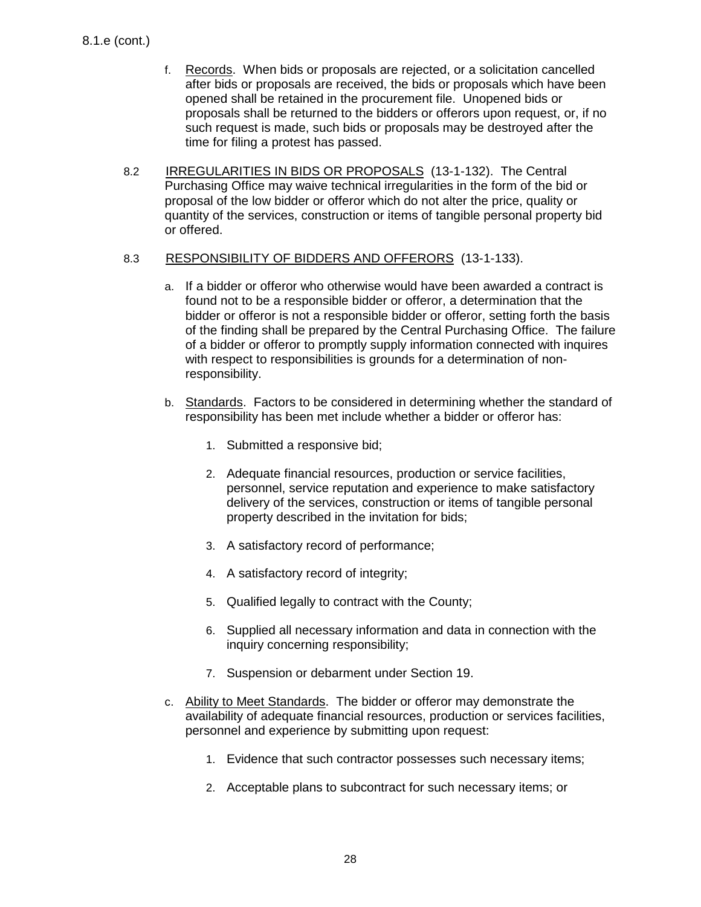8.1.e (cont.)

f. <u>Records</u>. When bids or proposals are rejected, or a solicitation cancelled after bids or proposals are received, the bids or proposals which have been opened shall be retained in the procurement file. Unopened bids or proposals shall be returned to the bidders or offerors upon request, or, if no such request is made, such bids or proposals may be destroyed after the time for filing a protest has passed.

8.2 <u>IRREGULARITIES IN BIDS OR PROPOSALS</u> (13-1-132). The Central Purchasing Office may waive technical irregularities in the form of the bid or proposal of the low bidder or offeror which do not alter the price, quality or quantity of the services, construction or items of tangible personal property bid or offered.

8.3 <u>RESPONSIBILITY OF BIDDERS AND OFFERORS</u> (13-1-133).

a. If a bidder or offeror who otherwise would have been awarded a contract is found not to be a responsible bidder or offeror, a determination that the bidder or offeror is not a responsible bidder or offeror, setting forth the basis of the finding shall be prepared by the Central Purchasing Office. The failure of a bidder or offeror to promptly supply information connected with inquires with respect to responsibilities is grounds for a determination of non-responsibility.

b. <u>Standards</u>. Factors to be considered in determining whether the standard of responsibility has been met include whether a bidder or offeror has:

1. Submitted a responsive bid;
2. Adequate financial resources, production or service facilities, personnel, service reputation and experience to make satisfactory delivery of the services, construction or items of tangible personal property described in the invitation for bids;
3. A satisfactory record of performance;
4. A satisfactory record of integrity;
5. Qualified legally to contract with the County;
6. Supplied all necessary information and data in connection with the inquiry concerning responsibility;
7. Suspension or debarment under Section 19.

c. <u>Ability to Meet Standards</u>. The bidder or offeror may demonstrate the availability of adequate financial resources, production or services facilities, personnel and experience by submitting upon request:

1. Evidence that such contractor possesses such necessary items;
2. Acceptable plans to subcontract for such necessary items; or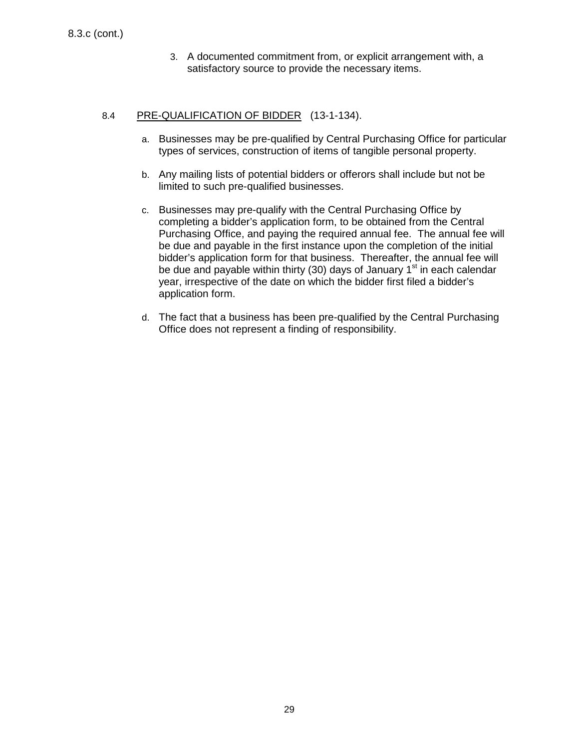8.3.c (cont.)

3. A documented commitment from, or explicit arrangement with, a satisfactory source to provide the necessary items.

8.4 <u>PRE-QUALIFICATION OF BIDDER</u> (13-1-134).

a. Businesses may be pre-qualified by Central Purchasing Office for particular types of services, construction of items of tangible personal property.

b. Any mailing lists of potential bidders or offerors shall include but not be limited to such pre-qualified businesses.

c. Businesses may pre-qualify with the Central Purchasing Office by completing a bidder's application form, to be obtained from the Central Purchasing Office, and paying the required annual fee. The annual fee will be due and payable in the first instance upon the completion of the initial bidder's application form for that business. Thereafter, the annual fee will be due and payable within thirty (30) days of January 1st in each calendar year, irrespective of the date on which the bidder first filed a bidder's application form.

d. The fact that a business has been pre-qualified by the Central Purchasing Office does not represent a finding of responsibility.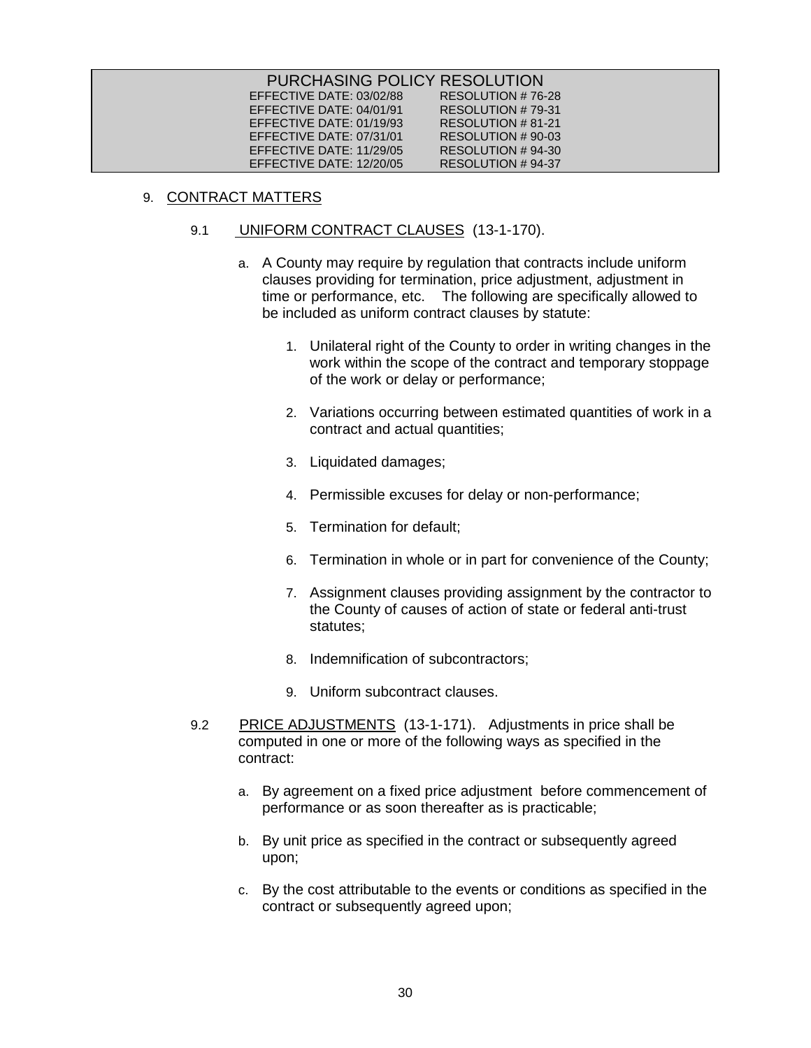PURCHASING POLICY RESOLUTION

| | |
|---|---|
| EFFECTIVE DATE: 03/02/88 | RESOLUTION # 76-28 |
| EFFECTIVE DATE: 04/01/91 | RESOLUTION # 79-31 |
| EFFECTIVE DATE: 01/19/93 | RESOLUTION # 81-21 |
| EFFECTIVE DATE: 07/31/01 | RESOLUTION # 90-03 |
| EFFECTIVE DATE: 11/29/05 | RESOLUTION # 94-30 |
| EFFECTIVE DATE: 12/20/05 | RESOLUTION # 94-37 |

9. CONTRACT MATTERS

9.1 UNIFORM CONTRACT CLAUSES (13-1-170).

a. A County may require by regulation that contracts include uniform clauses providing for termination, price adjustment, adjustment in time or performance, etc. The following are specifically allowed to be included as uniform contract clauses by statute:

1. Unilateral right of the County to order in writing changes in the work within the scope of the contract and temporary stoppage of the work or delay or performance;

2. Variations occurring between estimated quantities of work in a contract and actual quantities;

3. Liquidated damages;

4. Permissible excuses for delay or non-performance;

5. Termination for default;

6. Termination in whole or in part for convenience of the County;

7. Assignment clauses providing assignment by the contractor to the County of causes of action of state or federal anti-trust statutes;

8. Indemnification of subcontractors;

9. Uniform subcontract clauses.

9.2 PRICE ADJUSTMENTS (13-1-171). Adjustments in price shall be computed in one or more of the following ways as specified in the contract:

a. By agreement on a fixed price adjustment before commencement of performance or as soon thereafter as is practicable;

b. By unit price as specified in the contract or subsequently agreed upon;

c. By the cost attributable to the events or conditions as specified in the contract or subsequently agreed upon;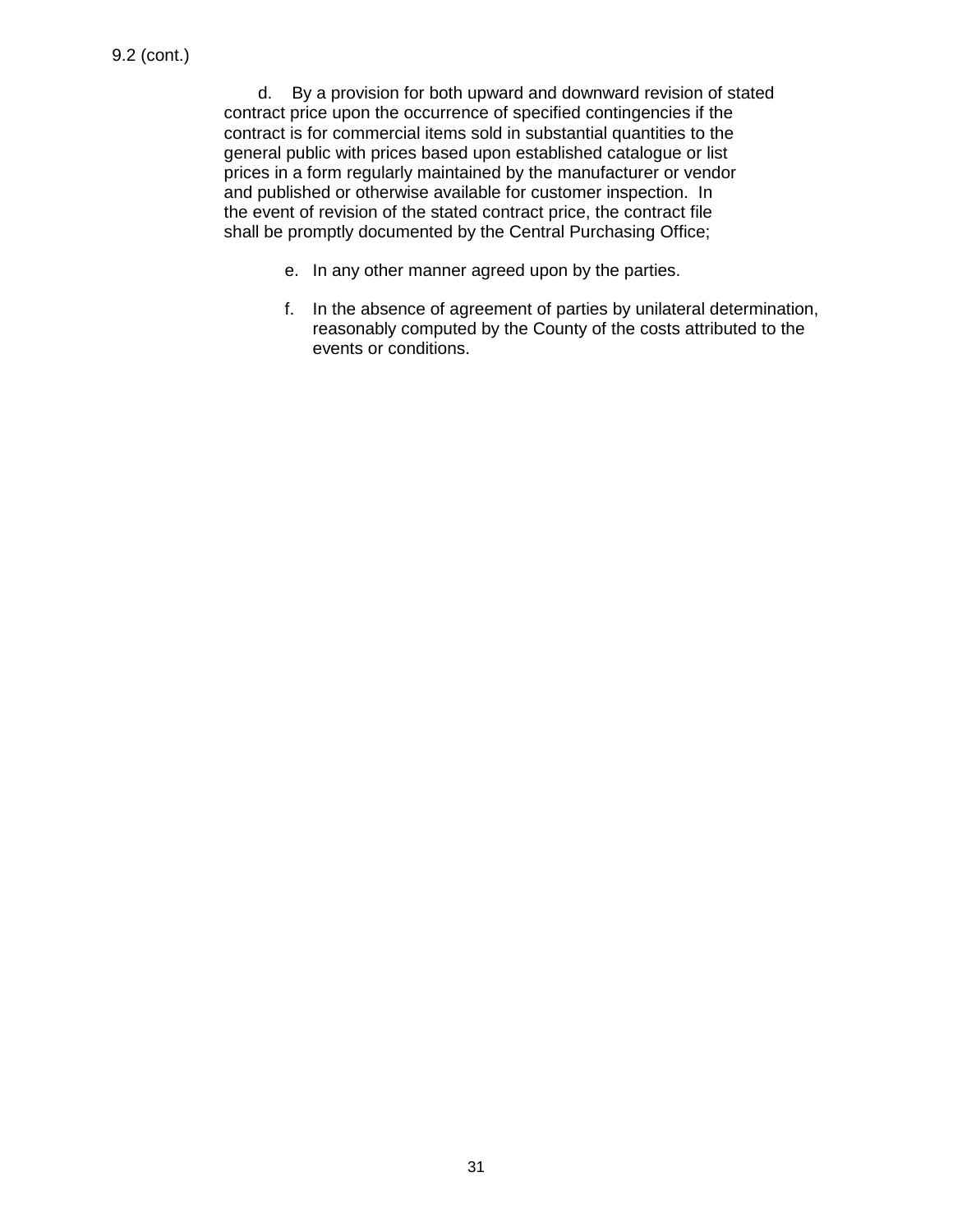9.2 (cont.)

d. By a provision for both upward and downward revision of stated contract price upon the occurrence of specified contingencies if the contract is for commercial items sold in substantial quantities to the general public with prices based upon established catalogue or list prices in a form regularly maintained by the manufacturer or vendor and published or otherwise available for customer inspection. In the event of revision of the stated contract price, the contract file shall be promptly documented by the Central Purchasing Office;

e. In any other manner agreed upon by the parties.

f. In the absence of agreement of parties by unilateral determination, reasonably computed by the County of the costs attributed to the events or conditions.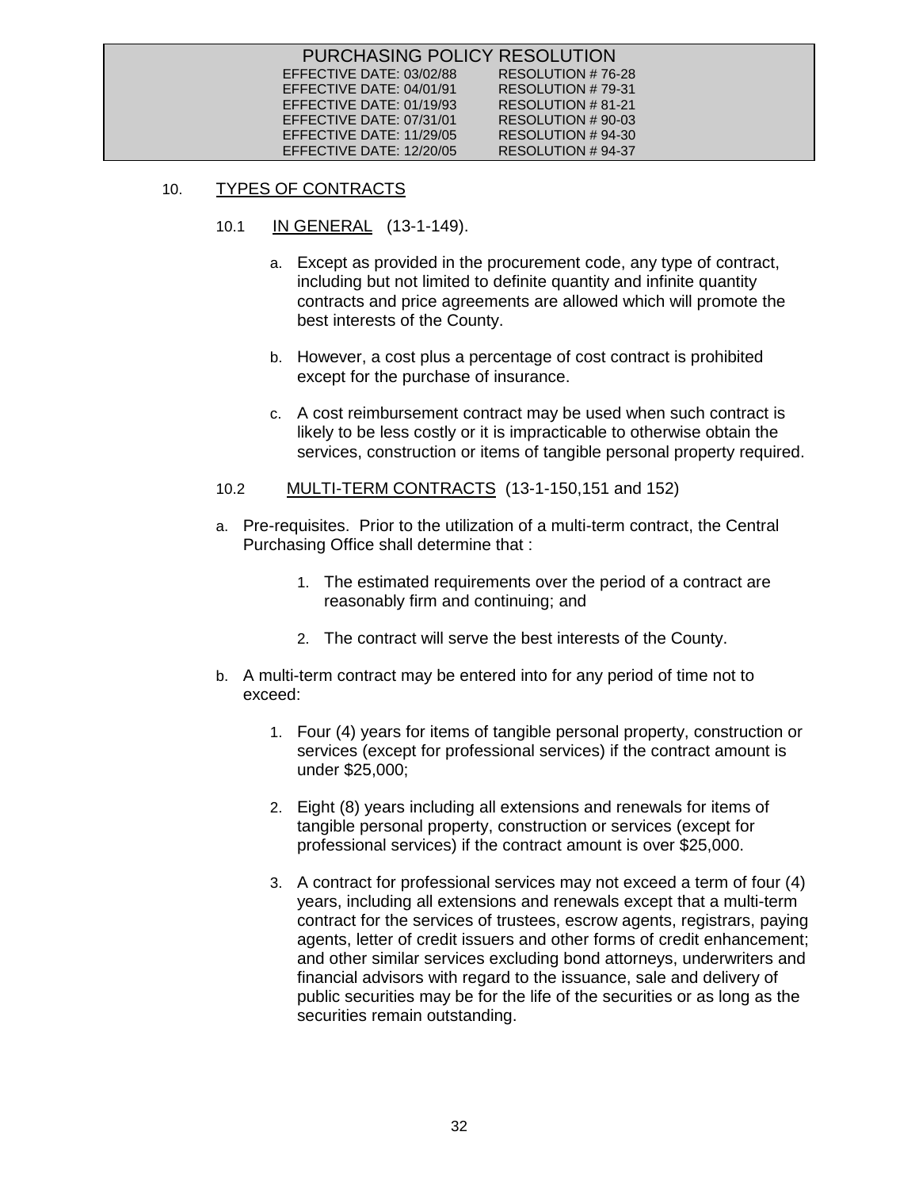PURCHASING POLICY RESOLUTION

EFFECTIVE DATE: 03/02/88 RESOLUTION # 76-28
EFFECTIVE DATE: 04/01/91 RESOLUTION # 79-31
EFFECTIVE DATE: 01/19/93 RESOLUTION # 81-21
EFFECTIVE DATE: 07/31/01 RESOLUTION # 90-03
EFFECTIVE DATE: 11/29/05 RESOLUTION # 94-30
EFFECTIVE DATE: 12/20/05 RESOLUTION # 94-37

## 10. TYPES OF CONTRACTS

### 10.1 IN GENERAL (13-1-149).

a. Except as provided in the procurement code, any type of contract, including but not limited to definite quantity and infinite quantity contracts and price agreements are allowed which will promote the best interests of the County.

b. However, a cost plus a percentage of cost contract is prohibited except for the purchase of insurance.

c. A cost reimbursement contract may be used when such contract is likely to be less costly or it is impracticable to otherwise obtain the services, construction or items of tangible personal property required.

### 10.2 MULTI-TERM CONTRACTS (13-1-150,151 and 152)

a. Pre-requisites. Prior to the utilization of a multi-term contract, the Central Purchasing Office shall determine that :

1. The estimated requirements over the period of a contract are reasonably firm and continuing; and
2. The contract will serve the best interests of the County.

b. A multi-term contract may be entered into for any period of time not to exceed:

1. Four (4) years for items of tangible personal property, construction or services (except for professional services) if the contract amount is under $25,000;
2. Eight (8) years including all extensions and renewals for items of tangible personal property, construction or services (except for professional services) if the contract amount is over $25,000.
3. A contract for professional services may not exceed a term of four (4) years, including all extensions and renewals except that a multi-term contract for the services of trustees, escrow agents, registrars, paying agents, letter of credit issuers and other forms of credit enhancement; and other similar services excluding bond attorneys, underwriters and financial advisors with regard to the issuance, sale and delivery of public securities may be for the life of the securities or as long as the securities remain outstanding.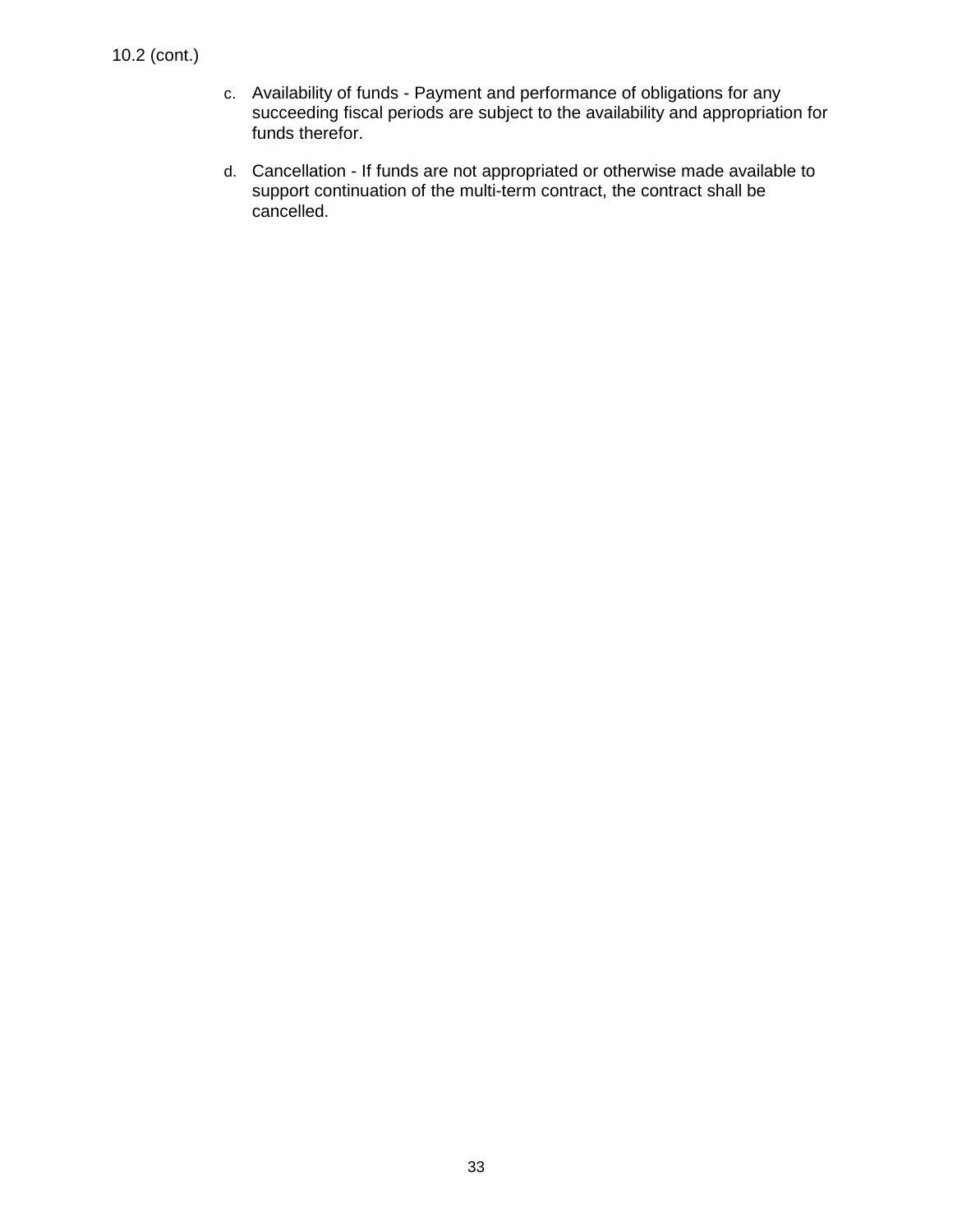10.2 (cont.)

c. Availability of funds - Payment and performance of obligations for any succeeding fiscal periods are subject to the availability and appropriation for funds therefor.

d. Cancellation - If funds are not appropriated or otherwise made available to support continuation of the multi-term contract, the contract shall be cancelled.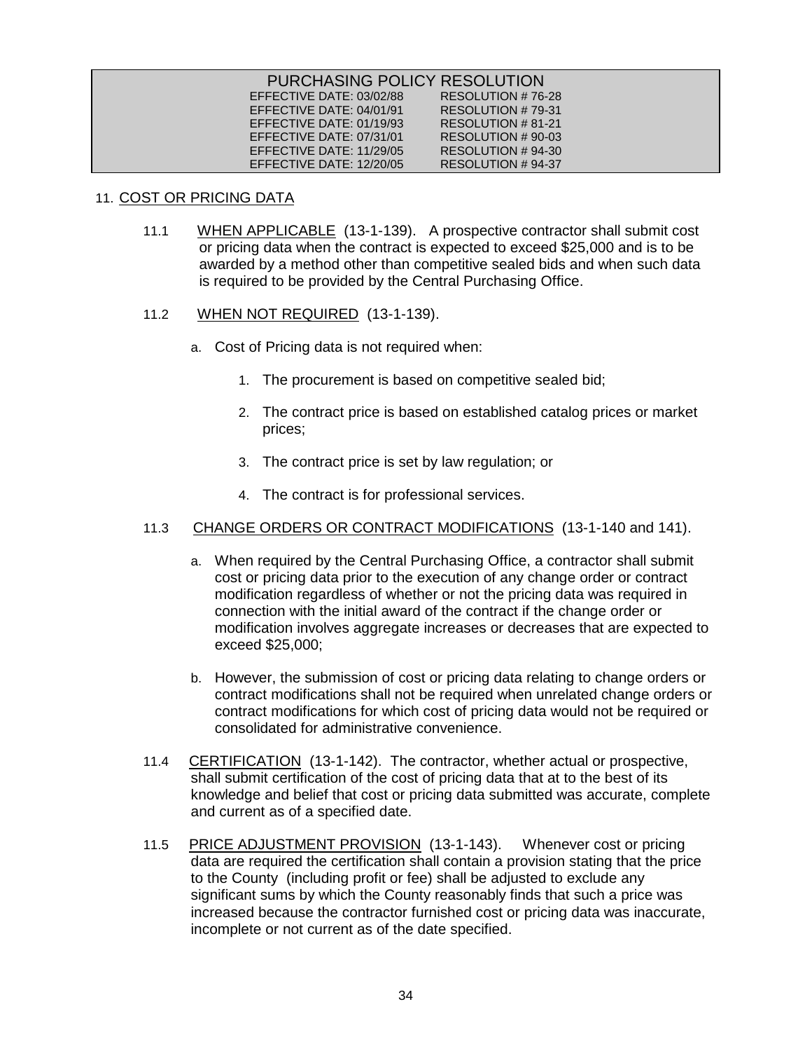| PURCHASING POLICY RESOLUTION | |
|---|---|
| EFFECTIVE DATE: 03/02/88 | RESOLUTION # 76-28 |
| EFFECTIVE DATE: 04/01/91 | RESOLUTION # 79-31 |
| EFFECTIVE DATE: 01/19/93 | RESOLUTION # 81-21 |
| EFFECTIVE DATE: 07/31/01 | RESOLUTION # 90-03 |
| EFFECTIVE DATE: 11/29/05 | RESOLUTION # 94-30 |
| EFFECTIVE DATE: 12/20/05 | RESOLUTION # 94-37 |

## 11. COST OR PRICING DATA

11.1 WHEN APPLICABLE (13-1-139). A prospective contractor shall submit cost or pricing data when the contract is expected to exceed $25,000 and is to be awarded by a method other than competitive sealed bids and when such data is required to be provided by the Central Purchasing Office.

11.2 WHEN NOT REQUIRED (13-1-139).

a. Cost of Pricing data is not required when:

1. The procurement is based on competitive sealed bid;
2. The contract price is based on established catalog prices or market prices;
3. The contract price is set by law regulation; or
4. The contract is for professional services.

11.3 CHANGE ORDERS OR CONTRACT MODIFICATIONS (13-1-140 and 141).

a. When required by the Central Purchasing Office, a contractor shall submit cost or pricing data prior to the execution of any change order or contract modification regardless of whether or not the pricing data was required in connection with the initial award of the contract if the change order or modification involves aggregate increases or decreases that are expected to exceed $25,000;

b. However, the submission of cost or pricing data relating to change orders or contract modifications shall not be required when unrelated change orders or contract modifications for which cost of pricing data would not be required or consolidated for administrative convenience.

11.4 CERTIFICATION (13-1-142). The contractor, whether actual or prospective, shall submit certification of the cost of pricing data that at to the best of its knowledge and belief that cost or pricing data submitted was accurate, complete and current as of a specified date.

11.5 PRICE ADJUSTMENT PROVISION (13-1-143). Whenever cost or pricing data are required the certification shall contain a provision stating that the price to the County (including profit or fee) shall be adjusted to exclude any significant sums by which the County reasonably finds that such a price was increased because the contractor furnished cost or pricing data was inaccurate, incomplete or not current as of the date specified.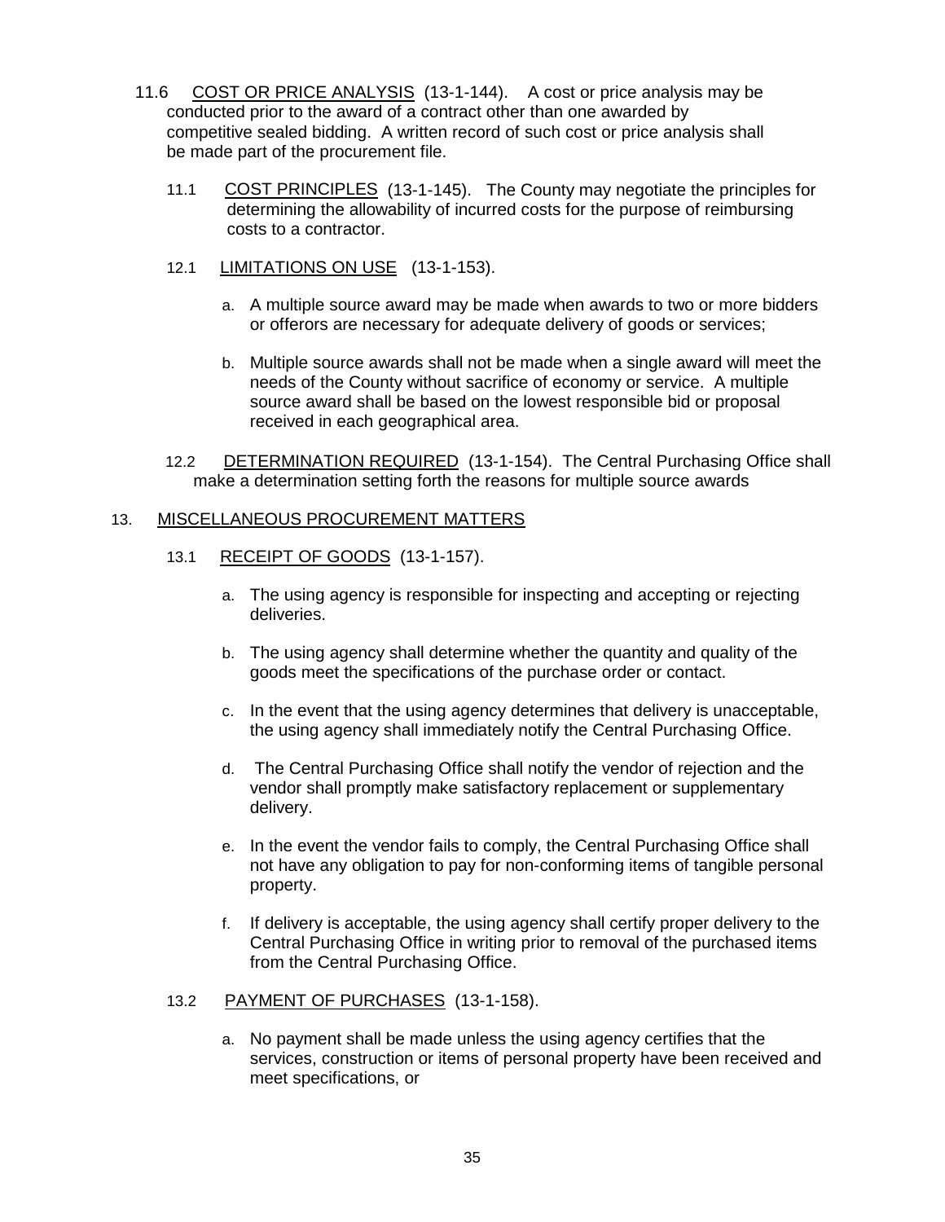11.6 COST OR PRICE ANALYSIS (13-1-144). A cost or price analysis may be conducted prior to the award of a contract other than one awarded by competitive sealed bidding. A written record of such cost or price analysis shall be made part of the procurement file.

11.1 COST PRINCIPLES (13-1-145). The County may negotiate the principles for determining the allowability of incurred costs for the purpose of reimbursing costs to a contractor.

12.1 LIMITATIONS ON USE (13-1-153).

a. A multiple source award may be made when awards to two or more bidders or offerors are necessary for adequate delivery of goods or services;

b. Multiple source awards shall not be made when a single award will meet the needs of the County without sacrifice of economy or service. A multiple source award shall be based on the lowest responsible bid or proposal received in each geographical area.

12.2 DETERMINATION REQUIRED (13-1-154). The Central Purchasing Office shall make a determination setting forth the reasons for multiple source awards

## 13. MISCELLANEOUS PROCUREMENT MATTERS

13.1 RECEIPT OF GOODS (13-1-157).

a. The using agency is responsible for inspecting and accepting or rejecting deliveries.

b. The using agency shall determine whether the quantity and quality of the goods meet the specifications of the purchase order or contact.

c. In the event that the using agency determines that delivery is unacceptable, the using agency shall immediately notify the Central Purchasing Office.

d. The Central Purchasing Office shall notify the vendor of rejection and the vendor shall promptly make satisfactory replacement or supplementary delivery.

e. In the event the vendor fails to comply, the Central Purchasing Office shall not have any obligation to pay for non-conforming items of tangible personal property.

f. If delivery is acceptable, the using agency shall certify proper delivery to the Central Purchasing Office in writing prior to removal of the purchased items from the Central Purchasing Office.

13.2 PAYMENT OF PURCHASES (13-1-158).

a. No payment shall be made unless the using agency certifies that the services, construction or items of personal property have been received and meet specifications, or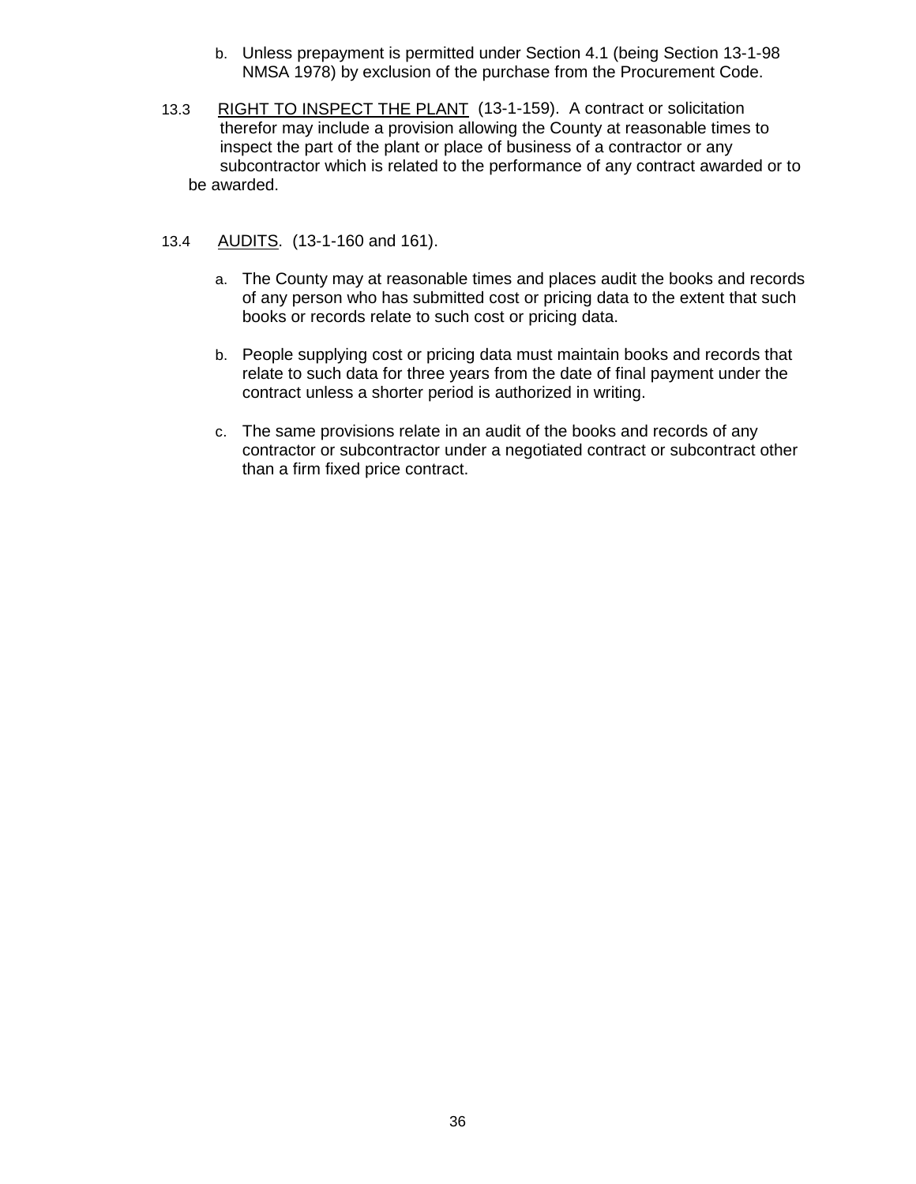b. Unless prepayment is permitted under Section 4.1 (being Section 13-1-98 NMSA 1978) by exclusion of the purchase from the Procurement Code.

13.3 RIGHT TO INSPECT THE PLANT (13-1-159). A contract or solicitation therefor may include a provision allowing the County at reasonable times to inspect the part of the plant or place of business of a contractor or any subcontractor which is related to the performance of any contract awarded or to be awarded.

13.4 AUDITS. (13-1-160 and 161).

a. The County may at reasonable times and places audit the books and records of any person who has submitted cost or pricing data to the extent that such books or records relate to such cost or pricing data.

b. People supplying cost or pricing data must maintain books and records that relate to such data for three years from the date of final payment under the contract unless a shorter period is authorized in writing.

c. The same provisions relate in an audit of the books and records of any contractor or subcontractor under a negotiated contract or subcontract other than a firm fixed price contract.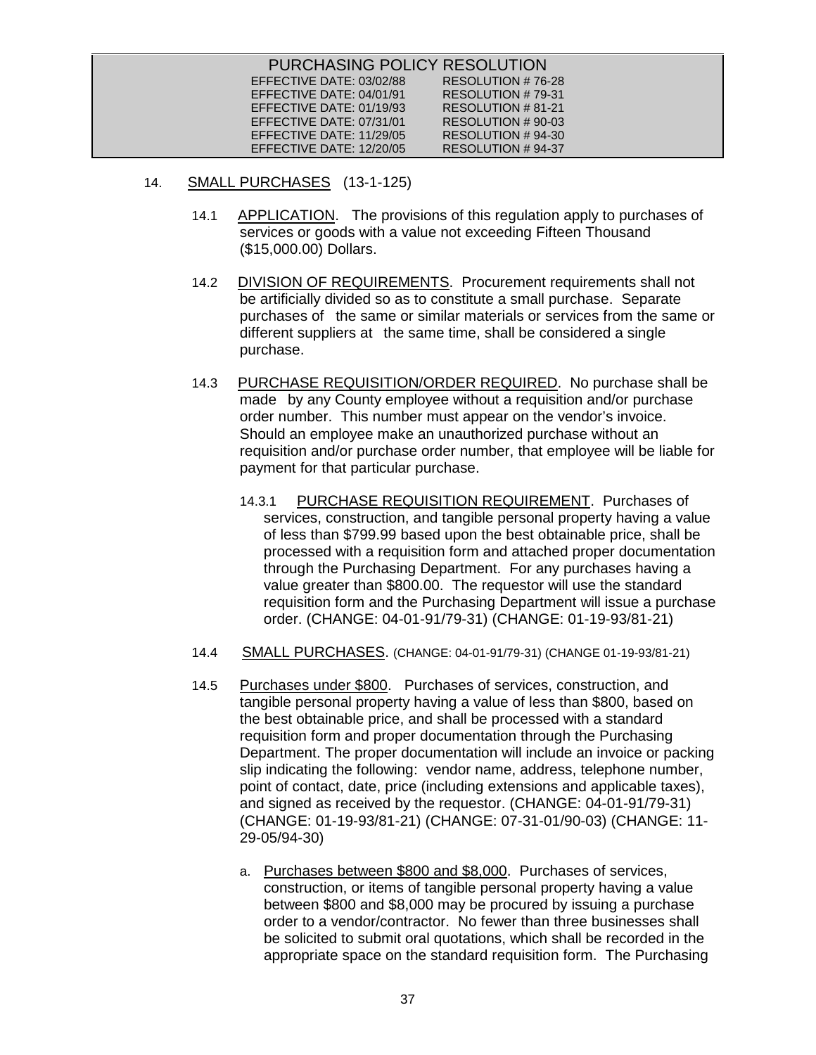| PURCHASING POLICY RESOLUTION | |
|---|---|
| EFFECTIVE DATE: 03/02/88 | RESOLUTION # 76-28 |
| EFFECTIVE DATE: 04/01/91 | RESOLUTION # 79-31 |
| EFFECTIVE DATE: 01/19/93 | RESOLUTION # 81-21 |
| EFFECTIVE DATE: 07/31/01 | RESOLUTION # 90-03 |
| EFFECTIVE DATE: 11/29/05 | RESOLUTION # 94-30 |
| EFFECTIVE DATE: 12/20/05 | RESOLUTION # 94-37 |

## 14. SMALL PURCHASES (13-1-125)

14.1 APPLICATION. The provisions of this regulation apply to purchases of services or goods with a value not exceeding Fifteen Thousand ($15,000.00) Dollars.

14.2 DIVISION OF REQUIREMENTS. Procurement requirements shall not be artificially divided so as to constitute a small purchase. Separate purchases of the same or similar materials or services from the same or different suppliers at the same time, shall be considered a single purchase.

14.3 PURCHASE REQUISITION/ORDER REQUIRED. No purchase shall be made by any County employee without a requisition and/or purchase order number. This number must appear on the vendor's invoice. Should an employee make an unauthorized purchase without an requisition and/or purchase order number, that employee will be liable for payment for that particular purchase.

14.3.1 PURCHASE REQUISITION REQUIREMENT. Purchases of services, construction, and tangible personal property having a value of less than $799.99 based upon the best obtainable price, shall be processed with a requisition form and attached proper documentation through the Purchasing Department. For any purchases having a value greater than $800.00. The requestor will use the standard requisition form and the Purchasing Department will issue a purchase order. (CHANGE: 04-01-91/79-31) (CHANGE: 01-19-93/81-21)

14.4 SMALL PURCHASES. (CHANGE: 04-01-91/79-31) (CHANGE 01-19-93/81-21)

14.5 Purchases under $800. Purchases of services, construction, and tangible personal property having a value of less than $800, based on the best obtainable price, and shall be processed with a standard requisition form and proper documentation through the Purchasing Department. The proper documentation will include an invoice or packing slip indicating the following: vendor name, address, telephone number, point of contact, date, price (including extensions and applicable taxes), and signed as received by the requestor. (CHANGE: 04-01-91/79-31) (CHANGE: 01-19-93/81-21) (CHANGE: 07-31-01/90-03) (CHANGE: 11-29-05/94-30)

a. Purchases between $800 and $8,000. Purchases of services, construction, or items of tangible personal property having a value between $800 and $8,000 may be procured by issuing a purchase order to a vendor/contractor. No fewer than three businesses shall be solicited to submit oral quotations, which shall be recorded in the appropriate space on the standard requisition form. The Purchasing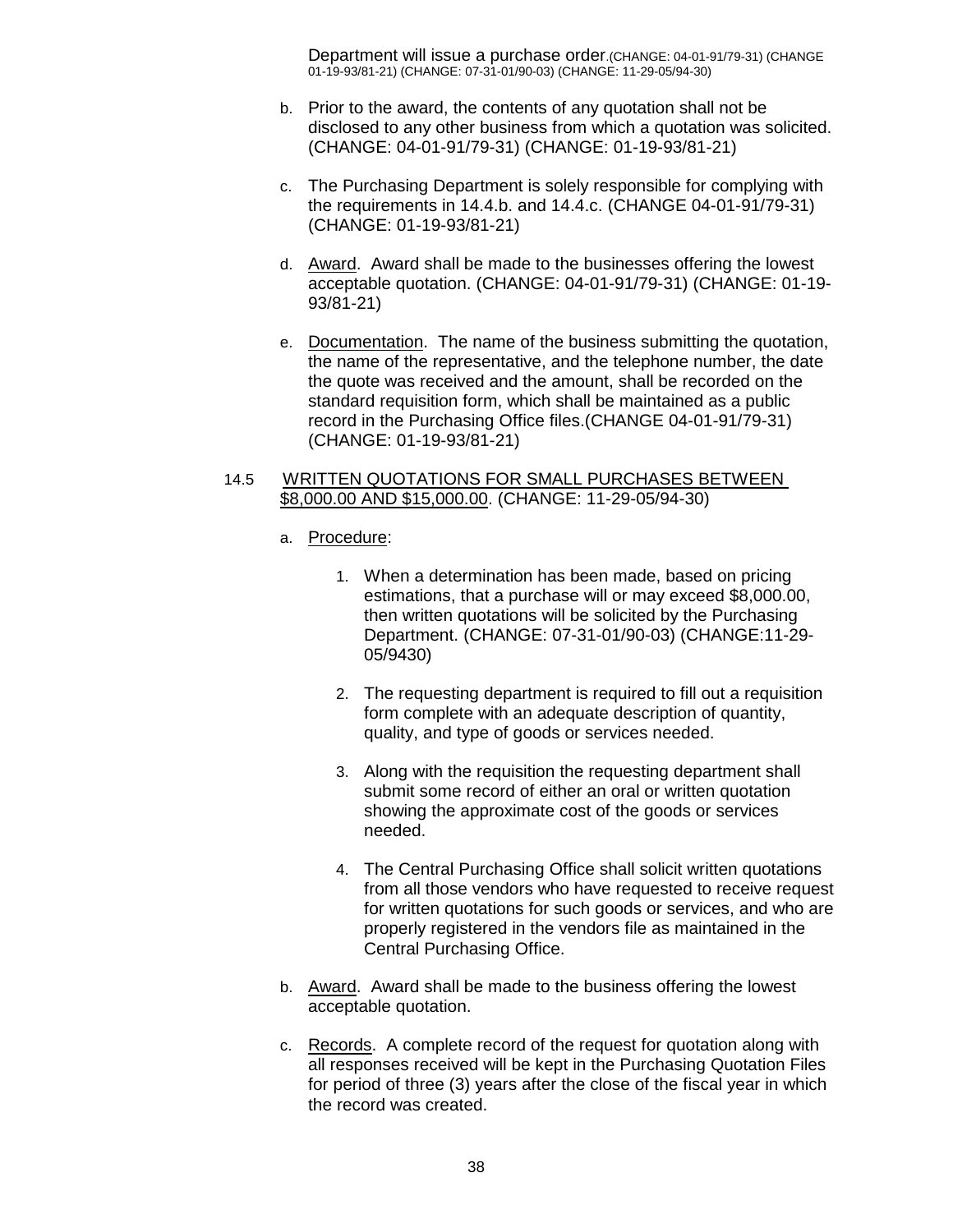Department will issue a purchase order.(CHANGE: 04-01-91/79-31) (CHANGE 01-19-93/81-21) (CHANGE: 07-31-01/90-03) (CHANGE: 11-29-05/94-30)

b. Prior to the award, the contents of any quotation shall not be disclosed to any other business from which a quotation was solicited. (CHANGE: 04-01-91/79-31) (CHANGE: 01-19-93/81-21)

c. The Purchasing Department is solely responsible for complying with the requirements in 14.4.b. and 14.4.c. (CHANGE 04-01-91/79-31) (CHANGE: 01-19-93/81-21)

d. Award. Award shall be made to the businesses offering the lowest acceptable quotation. (CHANGE: 04-01-91/79-31) (CHANGE: 01-19-93/81-21)

e. Documentation. The name of the business submitting the quotation, the name of the representative, and the telephone number, the date the quote was received and the amount, shall be recorded on the standard requisition form, which shall be maintained as a public record in the Purchasing Office files.(CHANGE 04-01-91/79-31) (CHANGE: 01-19-93/81-21)

14.5 WRITTEN QUOTATIONS FOR SMALL PURCHASES BETWEEN $8,000.00 AND $15,000.00. (CHANGE: 11-29-05/94-30)

a. Procedure:

1. When a determination has been made, based on pricing estimations, that a purchase will or may exceed $8,000.00, then written quotations will be solicited by the Purchasing Department. (CHANGE: 07-31-01/90-03) (CHANGE:11-29-05/9430)

2. The requesting department is required to fill out a requisition form complete with an adequate description of quantity, quality, and type of goods or services needed.

3. Along with the requisition the requesting department shall submit some record of either an oral or written quotation showing the approximate cost of the goods or services needed.

4. The Central Purchasing Office shall solicit written quotations from all those vendors who have requested to receive request for written quotations for such goods or services, and who are properly registered in the vendors file as maintained in the Central Purchasing Office.

b. Award. Award shall be made to the business offering the lowest acceptable quotation.

c. Records. A complete record of the request for quotation along with all responses received will be kept in the Purchasing Quotation Files for period of three (3) years after the close of the fiscal year in which the record was created.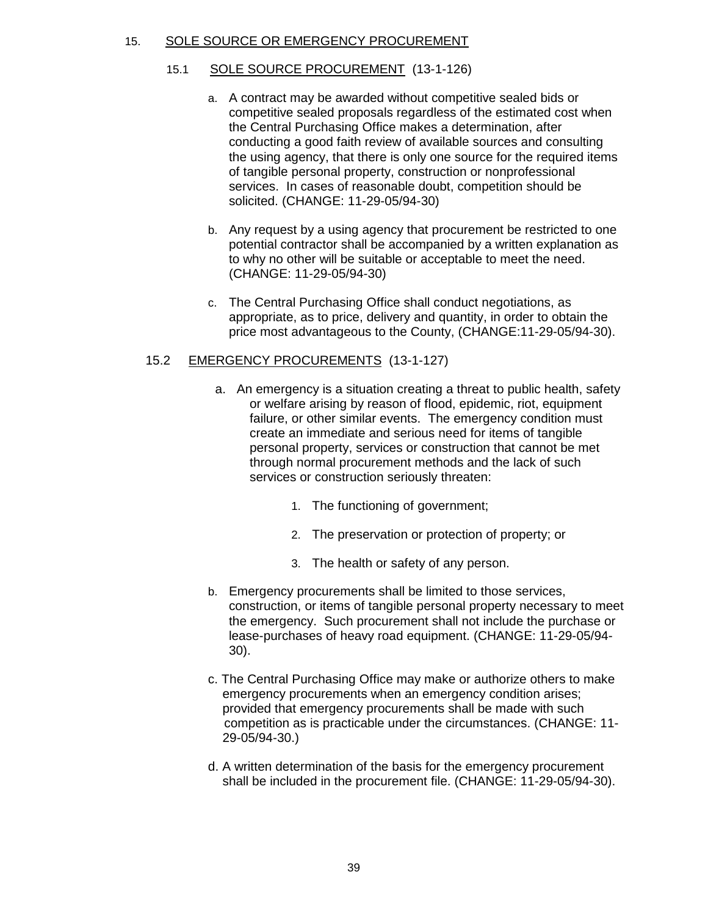## 15. SOLE SOURCE OR EMERGENCY PROCUREMENT

### 15.1 SOLE SOURCE PROCUREMENT (13-1-126)

a. A contract may be awarded without competitive sealed bids or competitive sealed proposals regardless of the estimated cost when the Central Purchasing Office makes a determination, after conducting a good faith review of available sources and consulting the using agency, that there is only one source for the required items of tangible personal property, construction or nonprofessional services. In cases of reasonable doubt, competition should be solicited. (CHANGE: 11-29-05/94-30)

b. Any request by a using agency that procurement be restricted to one potential contractor shall be accompanied by a written explanation as to why no other will be suitable or acceptable to meet the need. (CHANGE: 11-29-05/94-30)

c. The Central Purchasing Office shall conduct negotiations, as appropriate, as to price, delivery and quantity, in order to obtain the price most advantageous to the County, (CHANGE:11-29-05/94-30).

### 15.2 EMERGENCY PROCUREMENTS (13-1-127)

a. An emergency is a situation creating a threat to public health, safety or welfare arising by reason of flood, epidemic, riot, equipment failure, or other similar events. The emergency condition must create an immediate and serious need for items of tangible personal property, services or construction that cannot be met through normal procurement methods and the lack of such services or construction seriously threaten:

1. The functioning of government;
2. The preservation or protection of property; or
3. The health or safety of any person.

b. Emergency procurements shall be limited to those services, construction, or items of tangible personal property necessary to meet the emergency. Such procurement shall not include the purchase or lease-purchases of heavy road equipment. (CHANGE: 11-29-05/94-30).

c. The Central Purchasing Office may make or authorize others to make emergency procurements when an emergency condition arises; provided that emergency procurements shall be made with such competition as is practicable under the circumstances. (CHANGE: 11-29-05/94-30.)

d. A written determination of the basis for the emergency procurement shall be included in the procurement file. (CHANGE: 11-29-05/94-30).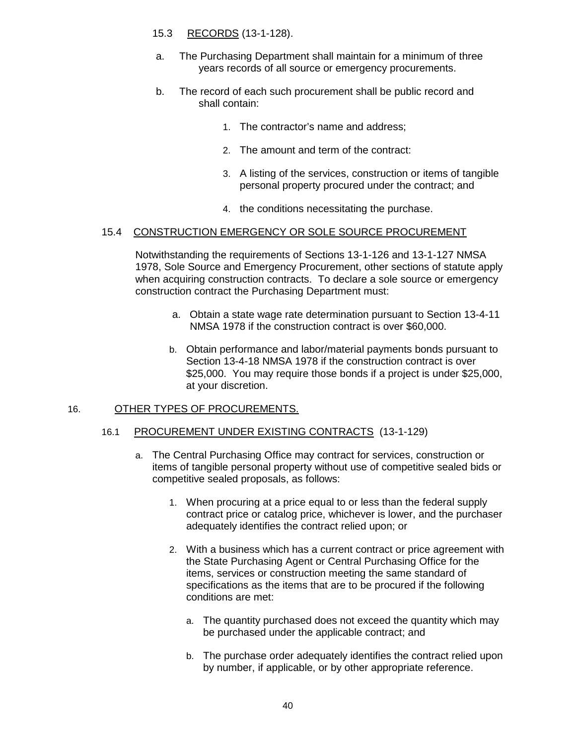### 15.3 RECORDS (13-1-128).

a. The Purchasing Department shall maintain for a minimum of three years records of all source or emergency procurements.

b. The record of each such procurement shall be public record and shall contain:

   1. The contractor's name and address;

   2. The amount and term of the contract:

   3. A listing of the services, construction or items of tangible personal property procured under the contract; and

   4. the conditions necessitating the purchase.

### 15.4 CONSTRUCTION EMERGENCY OR SOLE SOURCE PROCUREMENT

Notwithstanding the requirements of Sections 13-1-126 and 13-1-127 NMSA 1978, Sole Source and Emergency Procurement, other sections of statute apply when acquiring construction contracts. To declare a sole source or emergency construction contract the Purchasing Department must:

a. Obtain a state wage rate determination pursuant to Section 13-4-11 NMSA 1978 if the construction contract is over $60,000.

b. Obtain performance and labor/material payments bonds pursuant to Section 13-4-18 NMSA 1978 if the construction contract is over $25,000. You may require those bonds if a project is under $25,000, at your discretion.

## 16. OTHER TYPES OF PROCUREMENTS.

### 16.1 PROCUREMENT UNDER EXISTING CONTRACTS (13-1-129)

a. The Central Purchasing Office may contract for services, construction or items of tangible personal property without use of competitive sealed bids or competitive sealed proposals, as follows:

   1. When procuring at a price equal to or less than the federal supply contract price or catalog price, whichever is lower, and the purchaser adequately identifies the contract relied upon; or

   2. With a business which has a current contract or price agreement with the State Purchasing Agent or Central Purchasing Office for the items, services or construction meeting the same standard of specifications as the items that are to be procured if the following conditions are met:

      a. The quantity purchased does not exceed the quantity which may be purchased under the applicable contract; and

      b. The purchase order adequately identifies the contract relied upon by number, if applicable, or by other appropriate reference.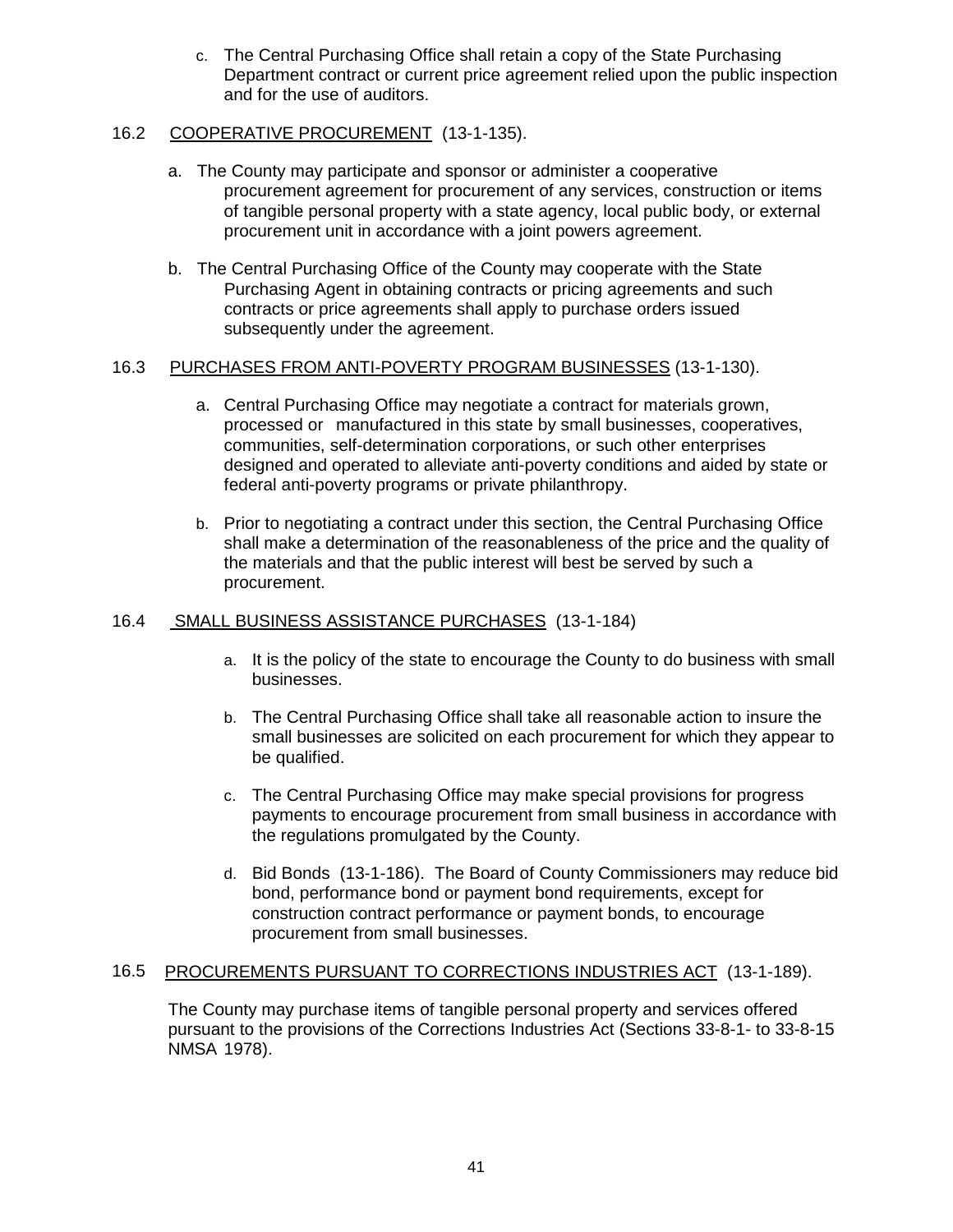c. The Central Purchasing Office shall retain a copy of the State Purchasing Department contract or current price agreement relied upon the public inspection and for the use of auditors.

16.2 COOPERATIVE PROCUREMENT (13-1-135).

a. The County may participate and sponsor or administer a cooperative procurement agreement for procurement of any services, construction or items of tangible personal property with a state agency, local public body, or external procurement unit in accordance with a joint powers agreement.

b. The Central Purchasing Office of the County may cooperate with the State Purchasing Agent in obtaining contracts or pricing agreements and such contracts or price agreements shall apply to purchase orders issued subsequently under the agreement.

16.3 PURCHASES FROM ANTI-POVERTY PROGRAM BUSINESSES (13-1-130).

a. Central Purchasing Office may negotiate a contract for materials grown, processed or manufactured in this state by small businesses, cooperatives, communities, self-determination corporations, or such other enterprises designed and operated to alleviate anti-poverty conditions and aided by state or federal anti-poverty programs or private philanthropy.

b. Prior to negotiating a contract under this section, the Central Purchasing Office shall make a determination of the reasonableness of the price and the quality of the materials and that the public interest will best be served by such a procurement.

16.4 SMALL BUSINESS ASSISTANCE PURCHASES (13-1-184)

a. It is the policy of the state to encourage the County to do business with small businesses.

b. The Central Purchasing Office shall take all reasonable action to insure the small businesses are solicited on each procurement for which they appear to be qualified.

c. The Central Purchasing Office may make special provisions for progress payments to encourage procurement from small business in accordance with the regulations promulgated by the County.

d. Bid Bonds (13-1-186). The Board of County Commissioners may reduce bid bond, performance bond or payment bond requirements, except for construction contract performance or payment bonds, to encourage procurement from small businesses.

16.5 PROCUREMENTS PURSUANT TO CORRECTIONS INDUSTRIES ACT (13-1-189).

The County may purchase items of tangible personal property and services offered pursuant to the provisions of the Corrections Industries Act (Sections 33-8-1- to 33-8-15 NMSA 1978).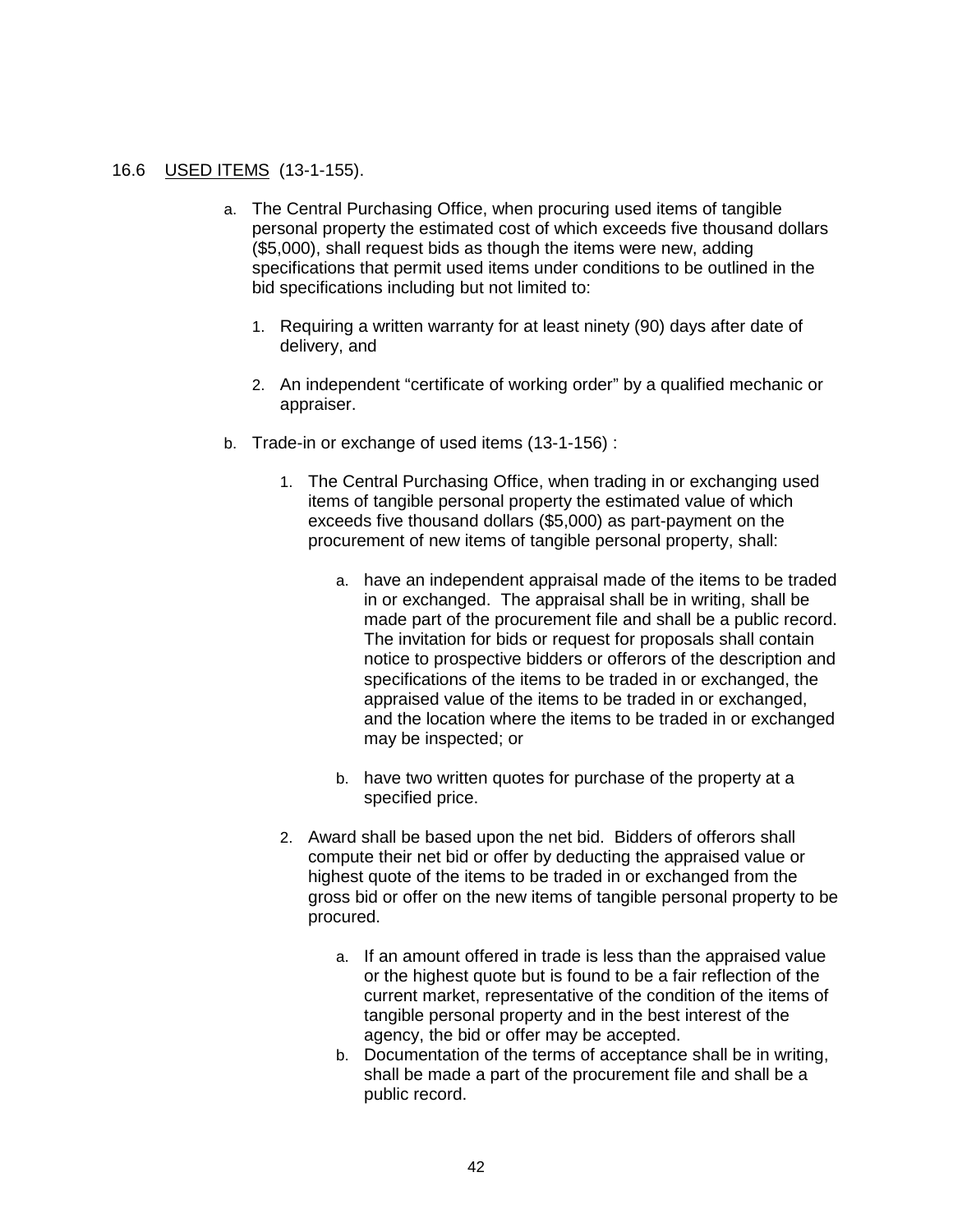## 16.6 USED ITEMS (13-1-155).

a. The Central Purchasing Office, when procuring used items of tangible personal property the estimated cost of which exceeds five thousand dollars ($5,000), shall request bids as though the items were new, adding specifications that permit used items under conditions to be outlined in the bid specifications including but not limited to:

   1. Requiring a written warranty for at least ninety (90) days after date of delivery, and

   2. An independent "certificate of working order" by a qualified mechanic or appraiser.

b. Trade-in or exchange of used items (13-1-156) :

   1. The Central Purchasing Office, when trading in or exchanging used items of tangible personal property the estimated value of which exceeds five thousand dollars ($5,000) as part-payment on the procurement of new items of tangible personal property, shall:

      a. have an independent appraisal made of the items to be traded in or exchanged. The appraisal shall be in writing, shall be made part of the procurement file and shall be a public record. The invitation for bids or request for proposals shall contain notice to prospective bidders or offerors of the description and specifications of the items to be traded in or exchanged, the appraised value of the items to be traded in or exchanged, and the location where the items to be traded in or exchanged may be inspected; or

      b. have two written quotes for purchase of the property at a specified price.

   2. Award shall be based upon the net bid. Bidders of offerors shall compute their net bid or offer by deducting the appraised value or highest quote of the items to be traded in or exchanged from the gross bid or offer on the new items of tangible personal property to be procured.

      a. If an amount offered in trade is less than the appraised value or the highest quote but is found to be a fair reflection of the current market, representative of the condition of the items of tangible personal property and in the best interest of the agency, the bid or offer may be accepted.
      b. Documentation of the terms of acceptance shall be in writing, shall be made a part of the procurement file and shall be a public record.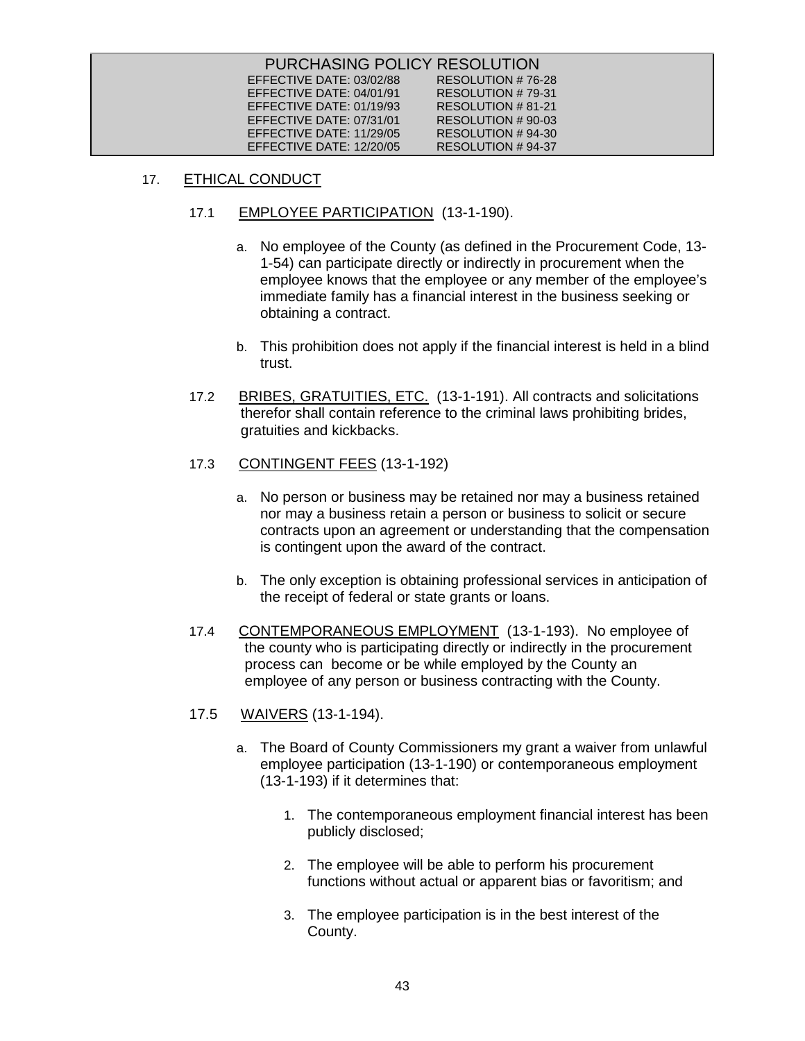| PURCHASING POLICY RESOLUTION | |
|---|---|
| EFFECTIVE DATE: 03/02/88 | RESOLUTION # 76-28 |
| EFFECTIVE DATE: 04/01/91 | RESOLUTION # 79-31 |
| EFFECTIVE DATE: 01/19/93 | RESOLUTION # 81-21 |
| EFFECTIVE DATE: 07/31/01 | RESOLUTION # 90-03 |
| EFFECTIVE DATE: 11/29/05 | RESOLUTION # 94-30 |
| EFFECTIVE DATE: 12/20/05 | RESOLUTION # 94-37 |

## 17. ETHICAL CONDUCT

### 17.1 EMPLOYEE PARTICIPATION (13-1-190).

a. No employee of the County (as defined in the Procurement Code, 13-1-54) can participate directly or indirectly in procurement when the employee knows that the employee or any member of the employee's immediate family has a financial interest in the business seeking or obtaining a contract.

b. This prohibition does not apply if the financial interest is held in a blind trust.

### 17.2 BRIBES, GRATUITIES, ETC. (13-1-191).

All contracts and solicitations therefor shall contain reference to the criminal laws prohibiting brides, gratuities and kickbacks.

### 17.3 CONTINGENT FEES (13-1-192)

a. No person or business may be retained nor may a business retained nor may a business retain a person or business to solicit or secure contracts upon an agreement or understanding that the compensation is contingent upon the award of the contract.

b. The only exception is obtaining professional services in anticipation of the receipt of federal or state grants or loans.

### 17.4 CONTEMPORANEOUS EMPLOYMENT (13-1-193).

No employee of the county who is participating directly or indirectly in the procurement process can become or be while employed by the County an employee of any person or business contracting with the County.

### 17.5 WAIVERS (13-1-194).

a. The Board of County Commissioners my grant a waiver from unlawful employee participation (13-1-190) or contemporaneous employment (13-1-193) if it determines that:

1. The contemporaneous employment financial interest has been publicly disclosed;

2. The employee will be able to perform his procurement functions without actual or apparent bias or favoritism; and

3. The employee participation is in the best interest of the County.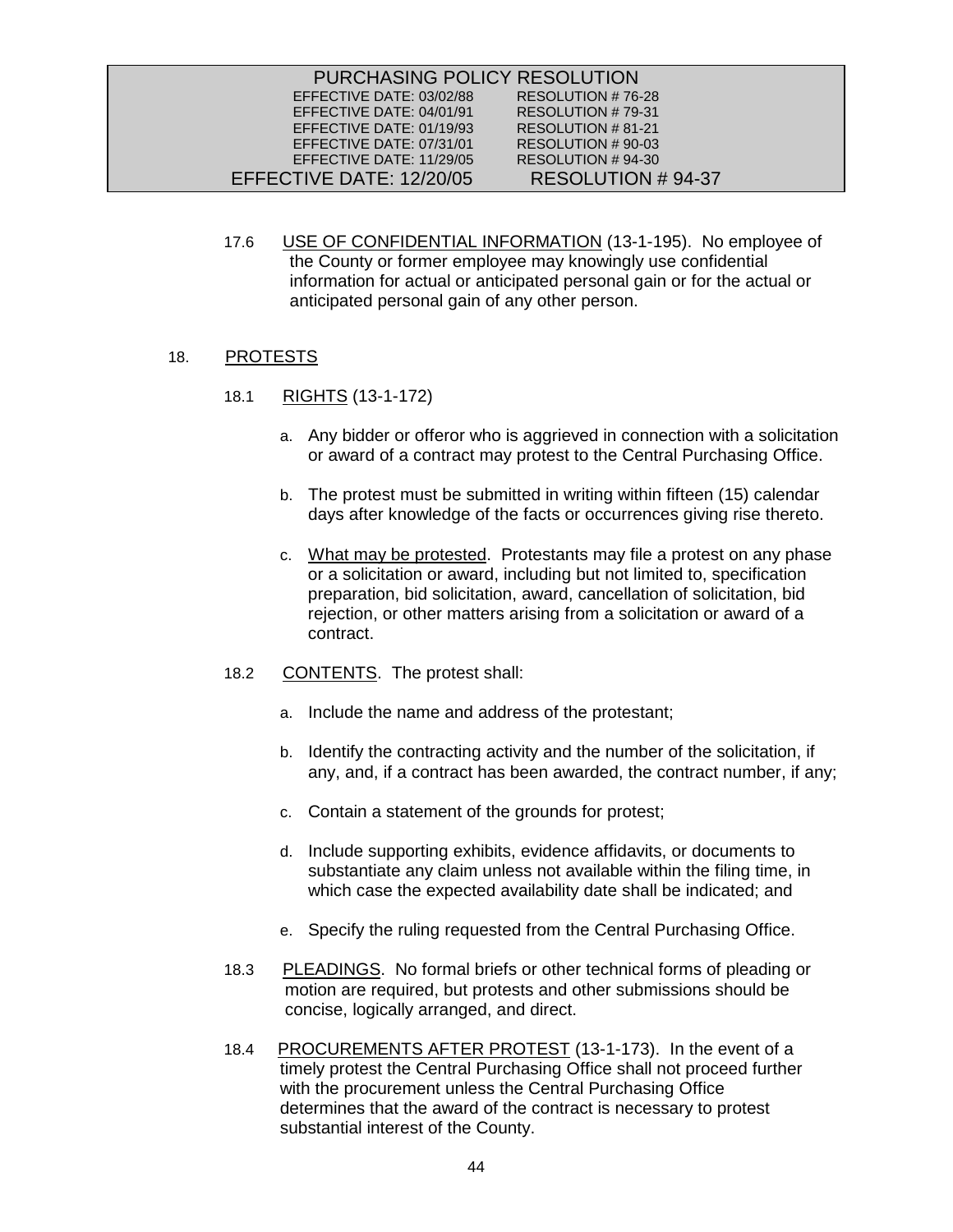17.6 USE OF CONFIDENTIAL INFORMATION (13-1-195). No employee of the County or former employee may knowingly use confidential information for actual or anticipated personal gain or for the actual or anticipated personal gain of any other person.

## 18. PROTESTS

18.1 RIGHTS (13-1-172)

a. Any bidder or offeror who is aggrieved in connection with a solicitation or award of a contract may protest to the Central Purchasing Office.

b. The protest must be submitted in writing within fifteen (15) calendar days after knowledge of the facts or occurrences giving rise thereto.

c. What may be protested. Protestants may file a protest on any phase or a solicitation or award, including but not limited to, specification preparation, bid solicitation, award, cancellation of solicitation, bid rejection, or other matters arising from a solicitation or award of a contract.

18.2 CONTENTS. The protest shall:

a. Include the name and address of the protestant;

b. Identify the contracting activity and the number of the solicitation, if any, and, if a contract has been awarded, the contract number, if any;

c. Contain a statement of the grounds for protest;

d. Include supporting exhibits, evidence affidavits, or documents to substantiate any claim unless not available within the filing time, in which case the expected availability date shall be indicated; and

e. Specify the ruling requested from the Central Purchasing Office.

18.3 PLEADINGS. No formal briefs or other technical forms of pleading or motion are required, but protests and other submissions should be concise, logically arranged, and direct.

18.4 PROCUREMENTS AFTER PROTEST (13-1-173). In the event of a timely protest the Central Purchasing Office shall not proceed further with the procurement unless the Central Purchasing Office determines that the award of the contract is necessary to protest substantial interest of the County.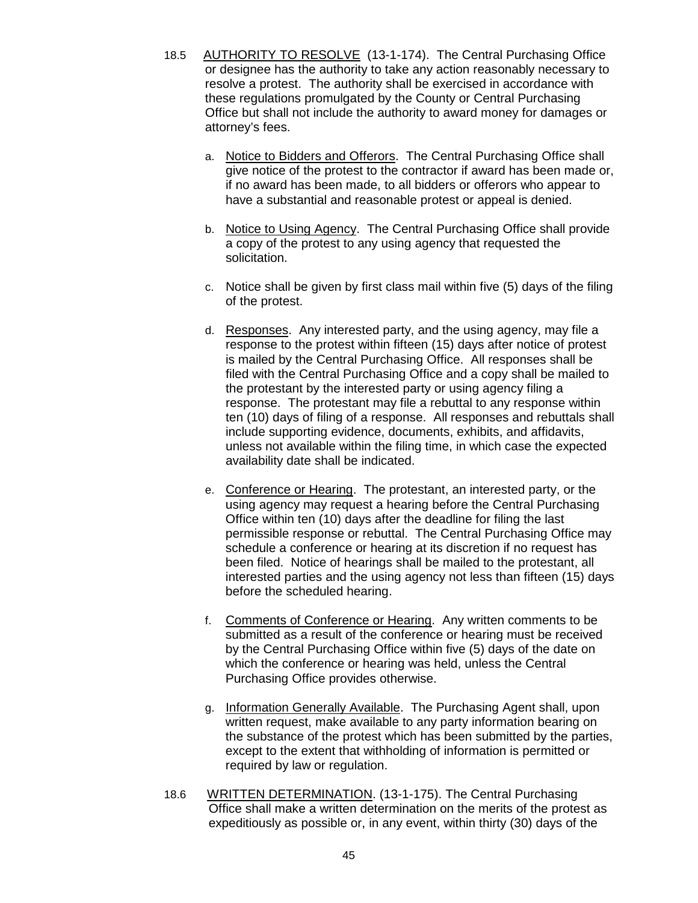18.5 <u>AUTHORITY TO RESOLVE</u> (13-1-174). The Central Purchasing Office or designee has the authority to take any action reasonably necessary to resolve a protest. The authority shall be exercised in accordance with these regulations promulgated by the County or Central Purchasing Office but shall not include the authority to award money for damages or attorney's fees.

a. <u>Notice to Bidders and Offerors</u>. The Central Purchasing Office shall give notice of the protest to the contractor if award has been made or, if no award has been made, to all bidders or offerors who appear to have a substantial and reasonable protest or appeal is denied.

b. <u>Notice to Using Agency</u>. The Central Purchasing Office shall provide a copy of the protest to any using agency that requested the solicitation.

c. Notice shall be given by first class mail within five (5) days of the filing of the protest.

d. <u>Responses</u>. Any interested party, and the using agency, may file a response to the protest within fifteen (15) days after notice of protest is mailed by the Central Purchasing Office. All responses shall be filed with the Central Purchasing Office and a copy shall be mailed to the protestant by the interested party or using agency filing a response. The protestant may file a rebuttal to any response within ten (10) days of filing of a response. All responses and rebuttals shall include supporting evidence, documents, exhibits, and affidavits, unless not available within the filing time, in which case the expected availability date shall be indicated.

e. <u>Conference or Hearing</u>. The protestant, an interested party, or the using agency may request a hearing before the Central Purchasing Office within ten (10) days after the deadline for filing the last permissible response or rebuttal. The Central Purchasing Office may schedule a conference or hearing at its discretion if no request has been filed. Notice of hearings shall be mailed to the protestant, all interested parties and the using agency not less than fifteen (15) days before the scheduled hearing.

f. <u>Comments of Conference or Hearing</u>. Any written comments to be submitted as a result of the conference or hearing must be received by the Central Purchasing Office within five (5) days of the date on which the conference or hearing was held, unless the Central Purchasing Office provides otherwise.

g. <u>Information Generally Available</u>. The Purchasing Agent shall, upon written request, make available to any party information bearing on the substance of the protest which has been submitted by the parties, except to the extent that withholding of information is permitted or required by law or regulation.

18.6 <u>WRITTEN DETERMINATION</u>. (13-1-175). The Central Purchasing Office shall make a written determination on the merits of the protest as expeditiously as possible or, in any event, within thirty (30) days of the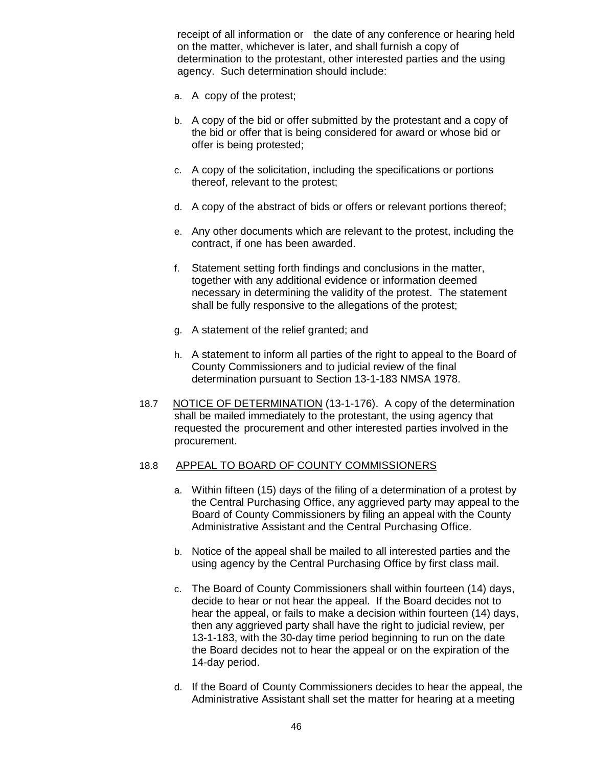receipt of all information or the date of any conference or hearing held on the matter, whichever is later, and shall furnish a copy of determination to the protestant, other interested parties and the using agency. Such determination should include:

a. A copy of the protest;

b. A copy of the bid or offer submitted by the protestant and a copy of the bid or offer that is being considered for award or whose bid or offer is being protested;

c. A copy of the solicitation, including the specifications or portions thereof, relevant to the protest;

d. A copy of the abstract of bids or offers or relevant portions thereof;

e. Any other documents which are relevant to the protest, including the contract, if one has been awarded.

f. Statement setting forth findings and conclusions in the matter, together with any additional evidence or information deemed necessary in determining the validity of the protest. The statement shall be fully responsive to the allegations of the protest;

g. A statement of the relief granted; and

h. A statement to inform all parties of the right to appeal to the Board of County Commissioners and to judicial review of the final determination pursuant to Section 13-1-183 NMSA 1978.

18.7 NOTICE OF DETERMINATION (13-1-176). A copy of the determination shall be mailed immediately to the protestant, the using agency that requested the procurement and other interested parties involved in the procurement.

18.8 APPEAL TO BOARD OF COUNTY COMMISSIONERS

a. Within fifteen (15) days of the filing of a determination of a protest by the Central Purchasing Office, any aggrieved party may appeal to the Board of County Commissioners by filing an appeal with the County Administrative Assistant and the Central Purchasing Office.

b. Notice of the appeal shall be mailed to all interested parties and the using agency by the Central Purchasing Office by first class mail.

c. The Board of County Commissioners shall within fourteen (14) days, decide to hear or not hear the appeal. If the Board decides not to hear the appeal, or fails to make a decision within fourteen (14) days, then any aggrieved party shall have the right to judicial review, per 13-1-183, with the 30-day time period beginning to run on the date the Board decides not to hear the appeal or on the expiration of the 14-day period.

d. If the Board of County Commissioners decides to hear the appeal, the Administrative Assistant shall set the matter for hearing at a meeting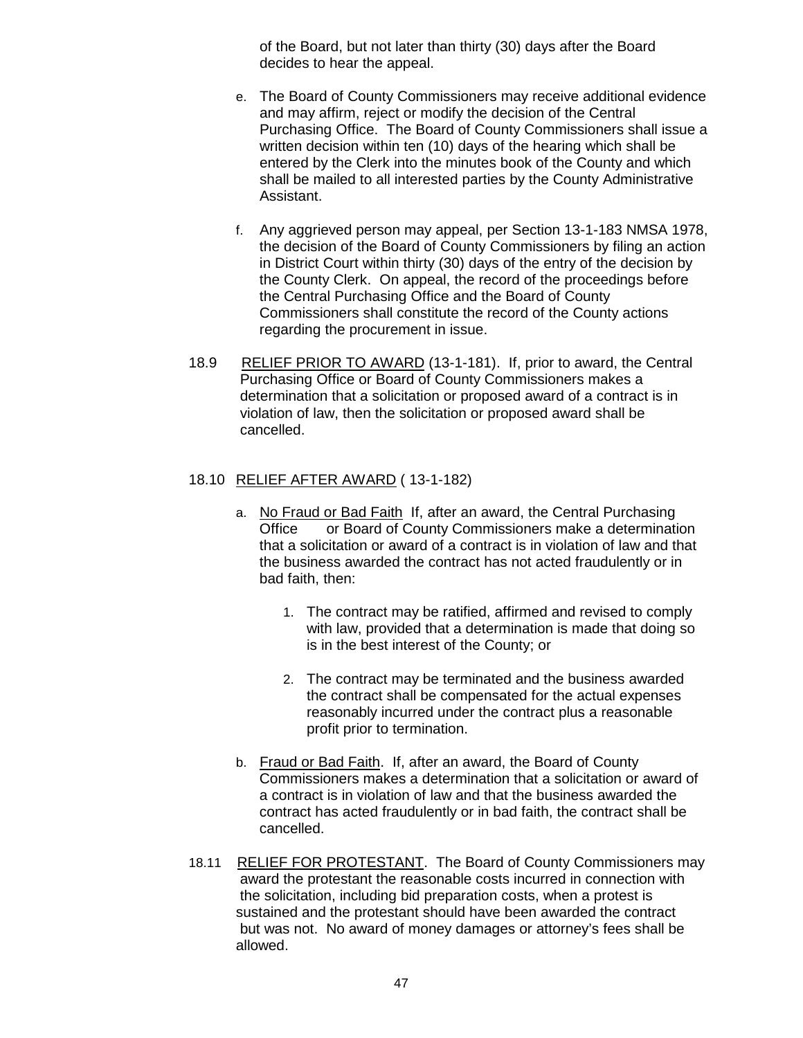of the Board, but not later than thirty (30) days after the Board decides to hear the appeal.

e. The Board of County Commissioners may receive additional evidence and may affirm, reject or modify the decision of the Central Purchasing Office. The Board of County Commissioners shall issue a written decision within ten (10) days of the hearing which shall be entered by the Clerk into the minutes book of the County and which shall be mailed to all interested parties by the County Administrative Assistant.

f. Any aggrieved person may appeal, per Section 13-1-183 NMSA 1978, the decision of the Board of County Commissioners by filing an action in District Court within thirty (30) days of the entry of the decision by the County Clerk. On appeal, the record of the proceedings before the Central Purchasing Office and the Board of County Commissioners shall constitute the record of the County actions regarding the procurement in issue.

18.9 <u>RELIEF PRIOR TO AWARD</u> (13-1-181). If, prior to award, the Central Purchasing Office or Board of County Commissioners makes a determination that a solicitation or proposed award of a contract is in violation of law, then the solicitation or proposed award shall be cancelled.

18.10 <u>RELIEF AFTER AWARD</u> ( 13-1-182)

a. <u>No Fraud or Bad Faith</u> If, after an award, the Central Purchasing Office or Board of County Commissioners make a determination that a solicitation or award of a contract is in violation of law and that the business awarded the contract has not acted fraudulently or in bad faith, then:

   1. The contract may be ratified, affirmed and revised to comply with law, provided that a determination is made that doing so is in the best interest of the County; or

   2. The contract may be terminated and the business awarded the contract shall be compensated for the actual expenses reasonably incurred under the contract plus a reasonable profit prior to termination.

b. <u>Fraud or Bad Faith</u>. If, after an award, the Board of County Commissioners makes a determination that a solicitation or award of a contract is in violation of law and that the business awarded the contract has acted fraudulently or in bad faith, the contract shall be cancelled.

18.11 <u>RELIEF FOR PROTESTANT</u>. The Board of County Commissioners may award the protestant the reasonable costs incurred in connection with the solicitation, including bid preparation costs, when a protest is sustained and the protestant should have been awarded the contract but was not. No award of money damages or attorney's fees shall be allowed.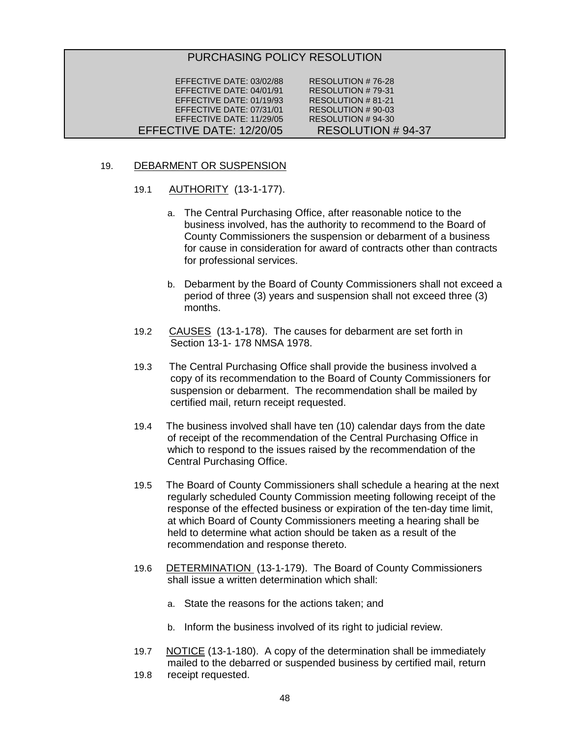| PURCHASING POLICY RESOLUTION | |
|---|---|
| EFFECTIVE DATE: 03/02/88 | RESOLUTION # 76-28 |
| EFFECTIVE DATE: 04/01/91 | RESOLUTION # 79-31 |
| EFFECTIVE DATE: 01/19/93 | RESOLUTION # 81-21 |
| EFFECTIVE DATE: 07/31/01 | RESOLUTION # 90-03 |
| EFFECTIVE DATE: 11/29/05 | RESOLUTION # 94-30 |
| EFFECTIVE DATE: 12/20/05 | RESOLUTION # 94-37 |

19. DEBARMENT OR SUSPENSION

19.1 AUTHORITY (13-1-177).

a. The Central Purchasing Office, after reasonable notice to the business involved, has the authority to recommend to the Board of County Commissioners the suspension or debarment of a business for cause in consideration for award of contracts other than contracts for professional services.

b. Debarment by the Board of County Commissioners shall not exceed a period of three (3) years and suspension shall not exceed three (3) months.

19.2 CAUSES (13-1-178). The causes for debarment are set forth in Section 13-1- 178 NMSA 1978.

19.3 The Central Purchasing Office shall provide the business involved a copy of its recommendation to the Board of County Commissioners for suspension or debarment. The recommendation shall be mailed by certified mail, return receipt requested.

19.4 The business involved shall have ten (10) calendar days from the date of receipt of the recommendation of the Central Purchasing Office in which to respond to the issues raised by the recommendation of the Central Purchasing Office.

19.5 The Board of County Commissioners shall schedule a hearing at the next regularly scheduled County Commission meeting following receipt of the response of the effected business or expiration of the ten-day time limit, at which Board of County Commissioners meeting a hearing shall be held to determine what action should be taken as a result of the recommendation and response thereto.

19.6 DETERMINATION (13-1-179). The Board of County Commissioners shall issue a written determination which shall:

a. State the reasons for the actions taken; and

b. Inform the business involved of its right to judicial review.

19.7 NOTICE (13-1-180). A copy of the determination shall be immediately mailed to the debarred or suspended business by certified mail, return

19.8 receipt requested.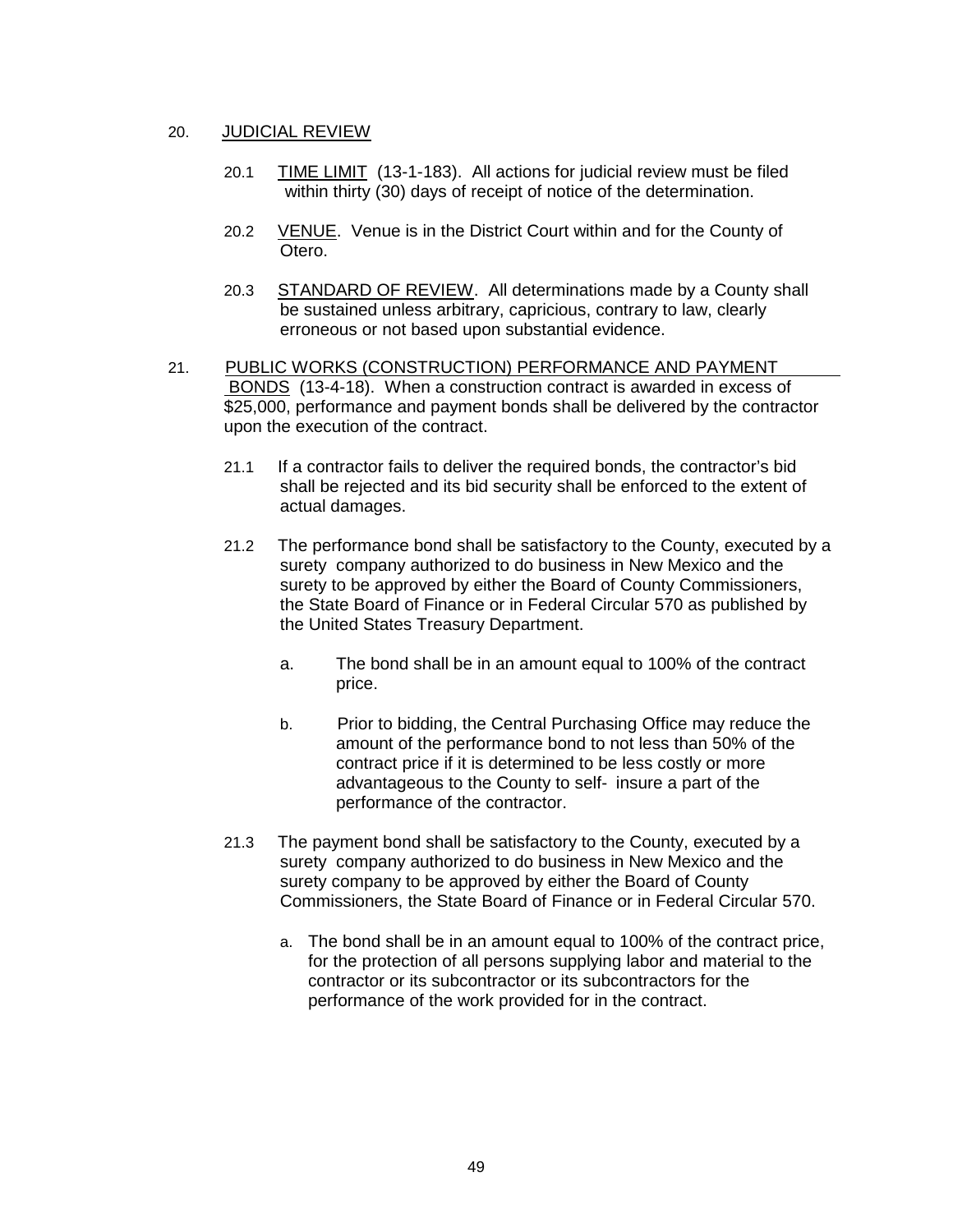20. JUDICIAL REVIEW

20.1 TIME LIMIT (13-1-183). All actions for judicial review must be filed within thirty (30) days of receipt of notice of the determination.

20.2 VENUE. Venue is in the District Court within and for the County of Otero.

20.3 STANDARD OF REVIEW. All determinations made by a County shall be sustained unless arbitrary, capricious, contrary to law, clearly erroneous or not based upon substantial evidence.

21. PUBLIC WORKS (CONSTRUCTION) PERFORMANCE AND PAYMENT BONDS (13-4-18). When a construction contract is awarded in excess of $25,000, performance and payment bonds shall be delivered by the contractor upon the execution of the contract.

21.1 If a contractor fails to deliver the required bonds, the contractor's bid shall be rejected and its bid security shall be enforced to the extent of actual damages.

21.2 The performance bond shall be satisfactory to the County, executed by a surety company authorized to do business in New Mexico and the surety to be approved by either the Board of County Commissioners, the State Board of Finance or in Federal Circular 570 as published by the United States Treasury Department.

a. The bond shall be in an amount equal to 100% of the contract price.

b. Prior to bidding, the Central Purchasing Office may reduce the amount of the performance bond to not less than 50% of the contract price if it is determined to be less costly or more advantageous to the County to self- insure a part of the performance of the contractor.

21.3 The payment bond shall be satisfactory to the County, executed by a surety company authorized to do business in New Mexico and the surety company to be approved by either the Board of County Commissioners, the State Board of Finance or in Federal Circular 570.

a. The bond shall be in an amount equal to 100% of the contract price, for the protection of all persons supplying labor and material to the contractor or its subcontractor or its subcontractors for the performance of the work provided for in the contract.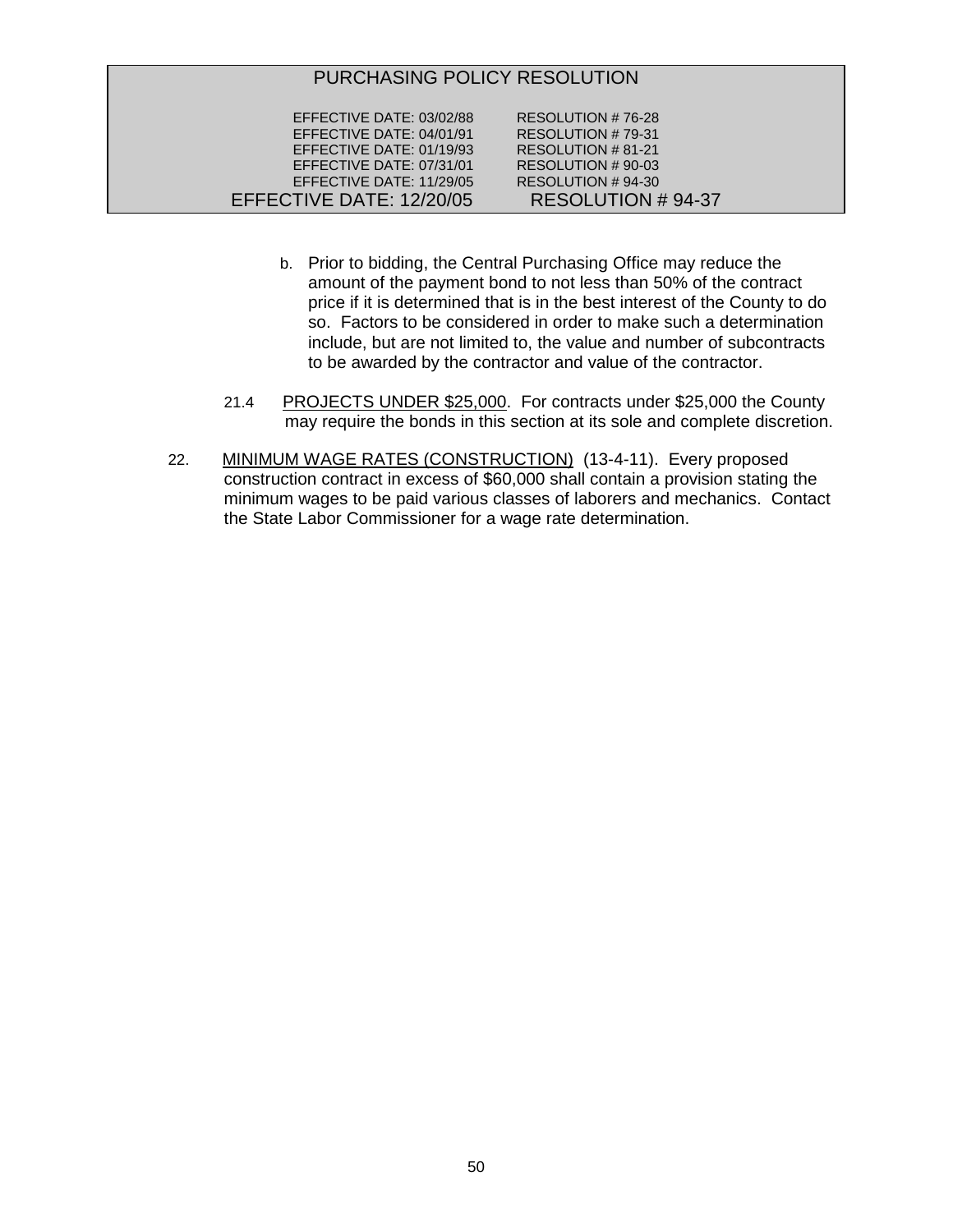b. Prior to bidding, the Central Purchasing Office may reduce the amount of the payment bond to not less than 50% of the contract price if it is determined that is in the best interest of the County to do so. Factors to be considered in order to make such a determination include, but are not limited to, the value and number of subcontracts to be awarded by the contractor and value of the contractor.

21.4 <u>PROJECTS UNDER $25,000</u>. For contracts under $25,000 the County may require the bonds in this section at its sole and complete discretion.

22. <u>MINIMUM WAGE RATES (CONSTRUCTION)</u> (13-4-11). Every proposed construction contract in excess of $60,000 shall contain a provision stating the minimum wages to be paid various classes of laborers and mechanics. Contact the State Labor Commissioner for a wage rate determination.